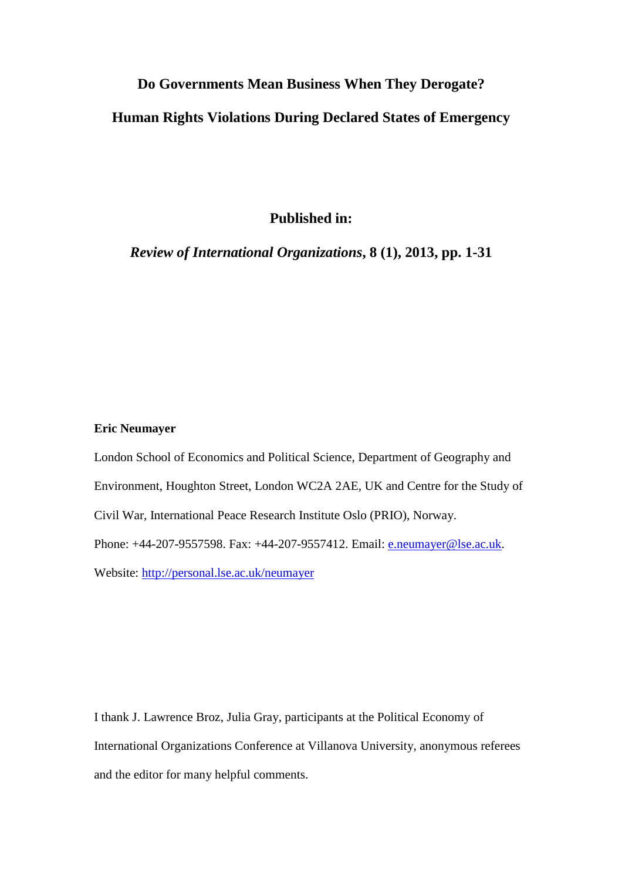# Do Governments Mean Business When They Derogate?

# Human Rights Violations During Declared States of Emergency

**Published in:**

***Review of International Organizations*, 8 (1), 2013, pp. 1-31**

**Eric Neumayer**

London School of Economics and Political Science, Department of Geography and Environment, Houghton Street, London WC2A 2AE, UK and Centre for the Study of Civil War, International Peace Research Institute Oslo (PRIO), Norway.

Phone: +44-207-9557598. Fax: +44-207-9557412. Email: e.neumayer@lse.ac.uk.

Website: http://personal.lse.ac.uk/neumayer

I thank J. Lawrence Broz, Julia Gray, participants at the Political Economy of International Organizations Conference at Villanova University, anonymous referees and the editor for many helpful comments.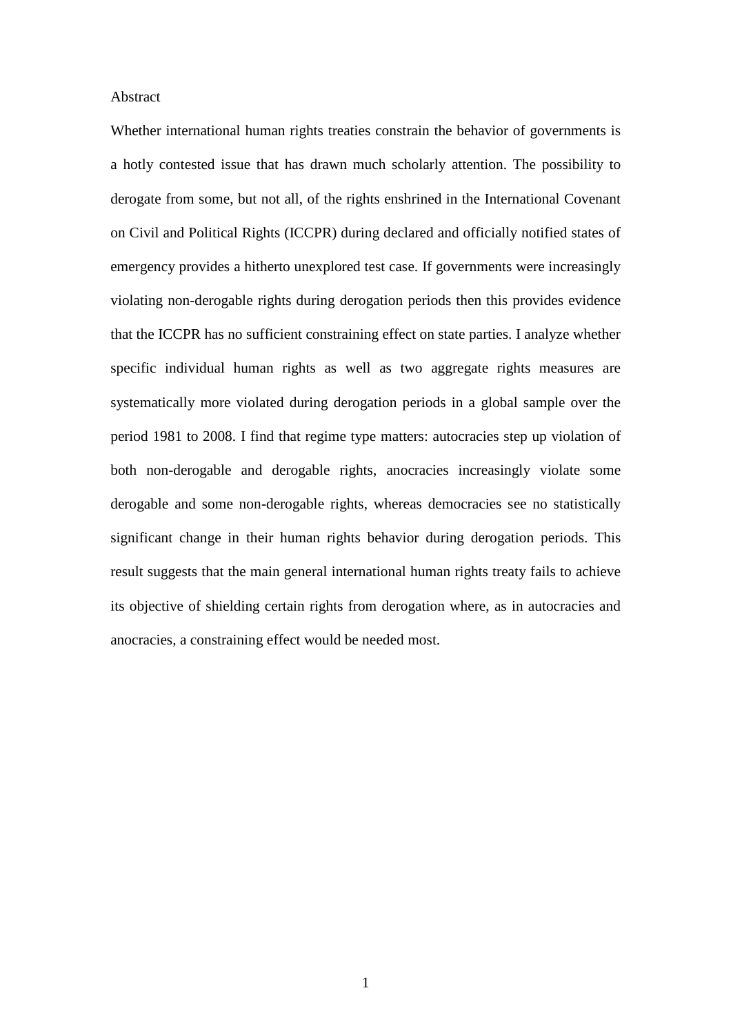Abstract

Whether international human rights treaties constrain the behavior of governments is a hotly contested issue that has drawn much scholarly attention. The possibility to derogate from some, but not all, of the rights enshrined in the International Covenant on Civil and Political Rights (ICCPR) during declared and officially notified states of emergency provides a hitherto unexplored test case. If governments were increasingly violating non-derogable rights during derogation periods then this provides evidence that the ICCPR has no sufficient constraining effect on state parties. I analyze whether specific individual human rights as well as two aggregate rights measures are systematically more violated during derogation periods in a global sample over the period 1981 to 2008. I find that regime type matters: autocracies step up violation of both non-derogable and derogable rights, anocracies increasingly violate some derogable and some non-derogable rights, whereas democracies see no statistically significant change in their human rights behavior during derogation periods. This result suggests that the main general international human rights treaty fails to achieve its objective of shielding certain rights from derogation where, as in autocracies and anocracies, a constraining effect would be needed most.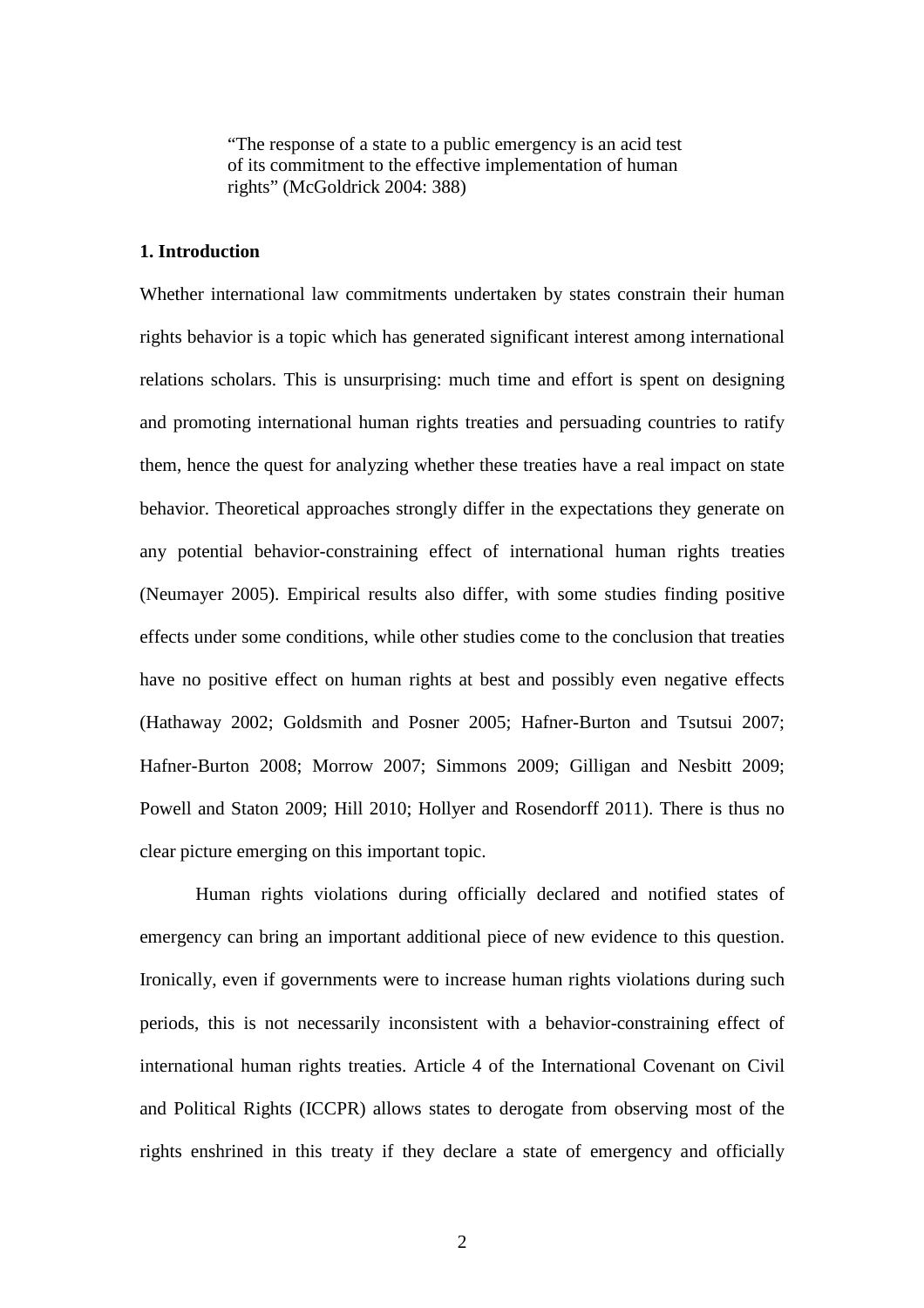> "The response of a state to a public emergency is an acid test of its commitment to the effective implementation of human rights" (McGoldrick 2004: 388)

**1. Introduction**

Whether international law commitments undertaken by states constrain their human rights behavior is a topic which has generated significant interest among international relations scholars. This is unsurprising: much time and effort is spent on designing and promoting international human rights treaties and persuading countries to ratify them, hence the quest for analyzing whether these treaties have a real impact on state behavior. Theoretical approaches strongly differ in the expectations they generate on any potential behavior-constraining effect of international human rights treaties (Neumayer 2005). Empirical results also differ, with some studies finding positive effects under some conditions, while other studies come to the conclusion that treaties have no positive effect on human rights at best and possibly even negative effects (Hathaway 2002; Goldsmith and Posner 2005; Hafner-Burton and Tsutsui 2007; Hafner-Burton 2008; Morrow 2007; Simmons 2009; Gilligan and Nesbitt 2009; Powell and Staton 2009; Hill 2010; Hollyer and Rosendorff 2011). There is thus no clear picture emerging on this important topic.

Human rights violations during officially declared and notified states of emergency can bring an important additional piece of new evidence to this question. Ironically, even if governments were to increase human rights violations during such periods, this is not necessarily inconsistent with a behavior-constraining effect of international human rights treaties. Article 4 of the International Covenant on Civil and Political Rights (ICCPR) allows states to derogate from observing most of the rights enshrined in this treaty if they declare a state of emergency and officially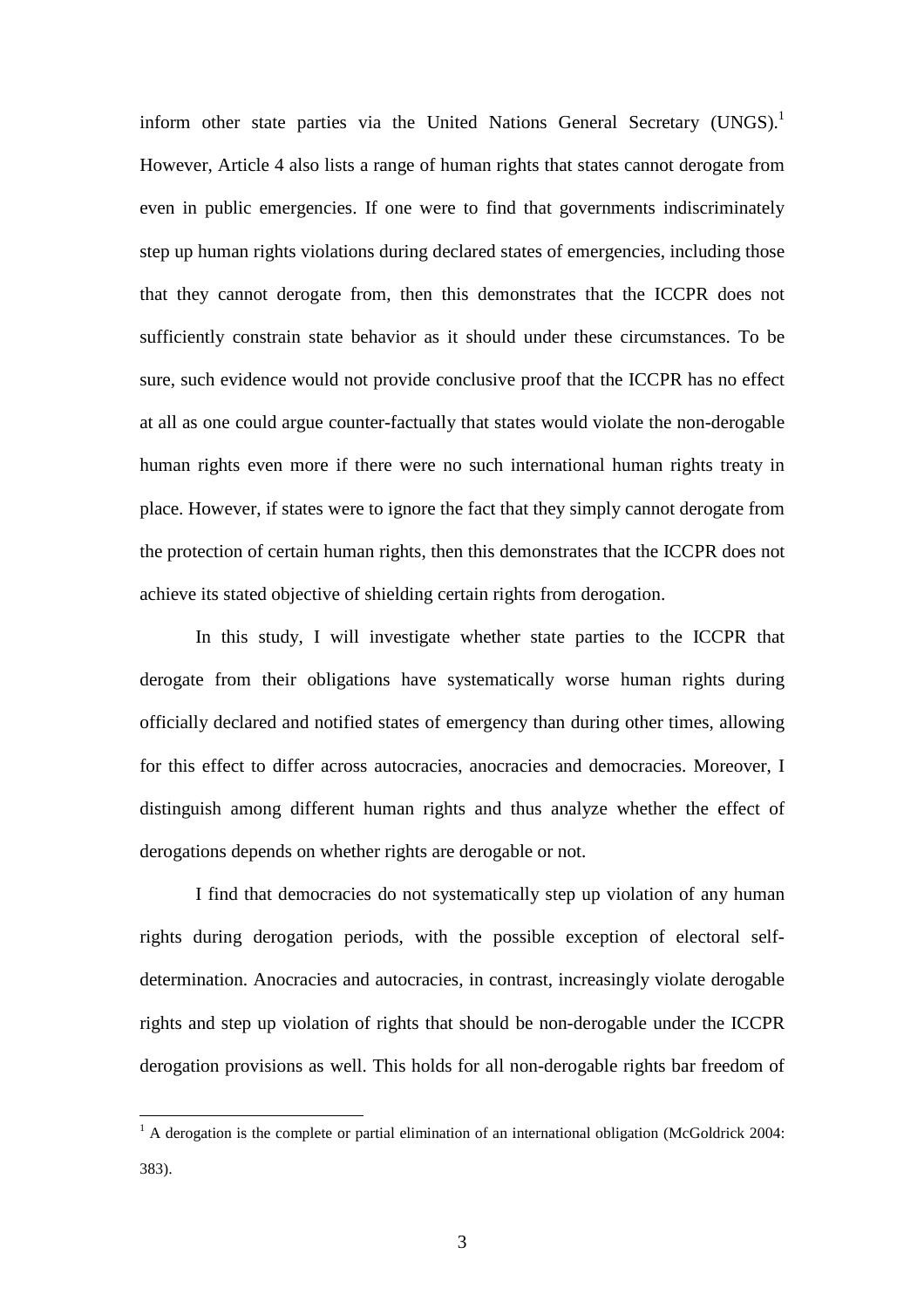inform other state parties via the United Nations General Secretary (UNGS).[1] However, Article 4 also lists a range of human rights that states cannot derogate from even in public emergencies. If one were to find that governments indiscriminately step up human rights violations during declared states of emergencies, including those that they cannot derogate from, then this demonstrates that the ICCPR does not sufficiently constrain state behavior as it should under these circumstances. To be sure, such evidence would not provide conclusive proof that the ICCPR has no effect at all as one could argue counter-factually that states would violate the non-derogable human rights even more if there were no such international human rights treaty in place. However, if states were to ignore the fact that they simply cannot derogate from the protection of certain human rights, then this demonstrates that the ICCPR does not achieve its stated objective of shielding certain rights from derogation.

In this study, I will investigate whether state parties to the ICCPR that derogate from their obligations have systematically worse human rights during officially declared and notified states of emergency than during other times, allowing for this effect to differ across autocracies, anocracies and democracies. Moreover, I distinguish among different human rights and thus analyze whether the effect of derogations depends on whether rights are derogable or not.

I find that democracies do not systematically step up violation of any human rights during derogation periods, with the possible exception of electoral self-determination. Anocracies and autocracies, in contrast, increasingly violate derogable rights and step up violation of rights that should be non-derogable under the ICCPR derogation provisions as well. This holds for all non-derogable rights bar freedom of

[1] A derogation is the complete or partial elimination of an international obligation (McGoldrick 2004: 383).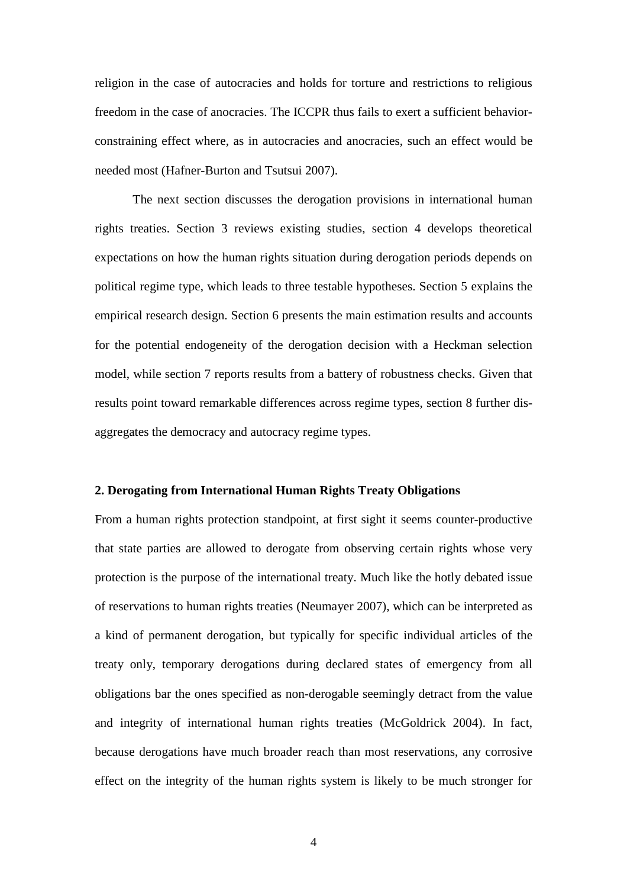religion in the case of autocracies and holds for torture and restrictions to religious freedom in the case of anocracies. The ICCPR thus fails to exert a sufficient behavior-constraining effect where, as in autocracies and anocracies, such an effect would be needed most (Hafner-Burton and Tsutsui 2007).

The next section discusses the derogation provisions in international human rights treaties. Section 3 reviews existing studies, section 4 develops theoretical expectations on how the human rights situation during derogation periods depends on political regime type, which leads to three testable hypotheses. Section 5 explains the empirical research design. Section 6 presents the main estimation results and accounts for the potential endogeneity of the derogation decision with a Heckman selection model, while section 7 reports results from a battery of robustness checks. Given that results point toward remarkable differences across regime types, section 8 further dis-aggregates the democracy and autocracy regime types.

## 2. Derogating from International Human Rights Treaty Obligations

From a human rights protection standpoint, at first sight it seems counter-productive that state parties are allowed to derogate from observing certain rights whose very protection is the purpose of the international treaty. Much like the hotly debated issue of reservations to human rights treaties (Neumayer 2007), which can be interpreted as a kind of permanent derogation, but typically for specific individual articles of the treaty only, temporary derogations during declared states of emergency from all obligations bar the ones specified as non-derogable seemingly detract from the value and integrity of international human rights treaties (McGoldrick 2004). In fact, because derogations have much broader reach than most reservations, any corrosive effect on the integrity of the human rights system is likely to be much stronger for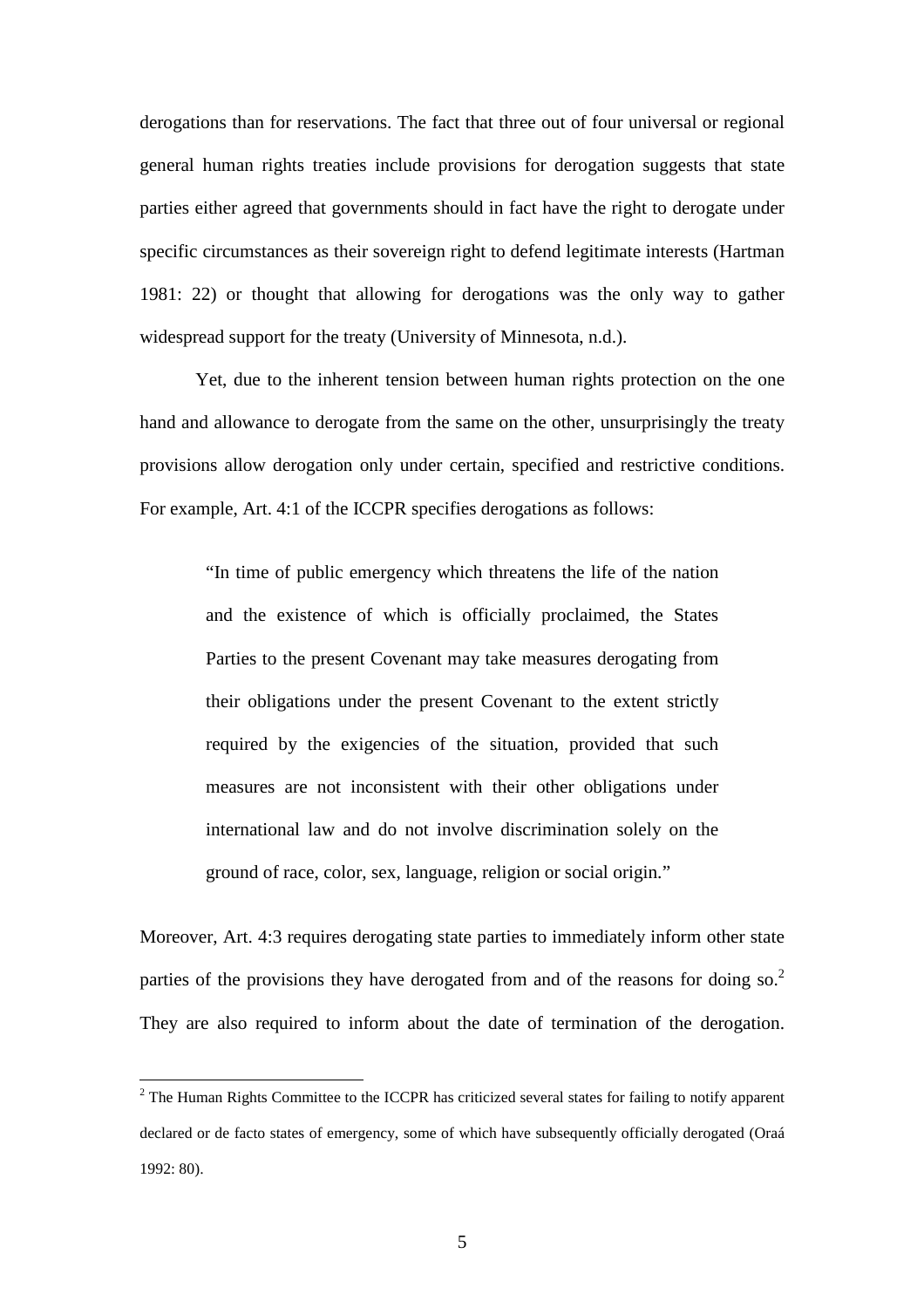derogations than for reservations. The fact that three out of four universal or regional general human rights treaties include provisions for derogation suggests that state parties either agreed that governments should in fact have the right to derogate under specific circumstances as their sovereign right to defend legitimate interests (Hartman 1981: 22) or thought that allowing for derogations was the only way to gather widespread support for the treaty (University of Minnesota, n.d.).

Yet, due to the inherent tension between human rights protection on the one hand and allowance to derogate from the same on the other, unsurprisingly the treaty provisions allow derogation only under certain, specified and restrictive conditions. For example, Art. 4:1 of the ICCPR specifies derogations as follows:

> "In time of public emergency which threatens the life of the nation and the existence of which is officially proclaimed, the States Parties to the present Covenant may take measures derogating from their obligations under the present Covenant to the extent strictly required by the exigencies of the situation, provided that such measures are not inconsistent with their other obligations under international law and do not involve discrimination solely on the ground of race, color, sex, language, religion or social origin."

Moreover, Art. 4:3 requires derogating state parties to immediately inform other state parties of the provisions they have derogated from and of the reasons for doing so.[2] They are also required to inform about the date of termination of the derogation.

[2] The Human Rights Committee to the ICCPR has criticized several states for failing to notify apparent declared or de facto states of emergency, some of which have subsequently officially derogated (Oraá 1992: 80).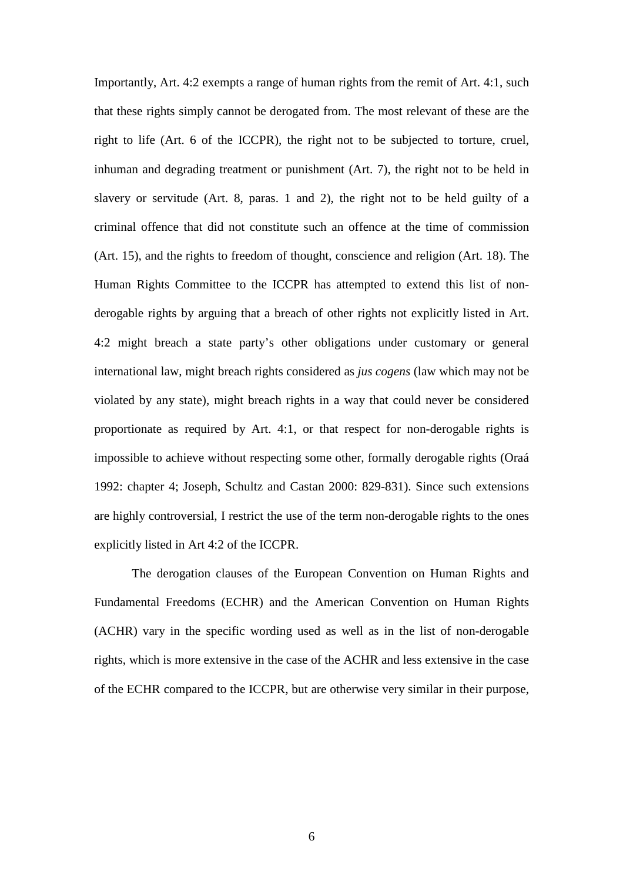Importantly, Art. 4:2 exempts a range of human rights from the remit of Art. 4:1, such that these rights simply cannot be derogated from. The most relevant of these are the right to life (Art. 6 of the ICCPR), the right not to be subjected to torture, cruel, inhuman and degrading treatment or punishment (Art. 7), the right not to be held in slavery or servitude (Art. 8, paras. 1 and 2), the right not to be held guilty of a criminal offence that did not constitute such an offence at the time of commission (Art. 15), and the rights to freedom of thought, conscience and religion (Art. 18). The Human Rights Committee to the ICCPR has attempted to extend this list of non-derogable rights by arguing that a breach of other rights not explicitly listed in Art. 4:2 might breach a state party's other obligations under customary or general international law, might breach rights considered as *jus cogens* (law which may not be violated by any state), might breach rights in a way that could never be considered proportionate as required by Art. 4:1, or that respect for non-derogable rights is impossible to achieve without respecting some other, formally derogable rights (Oraá 1992: chapter 4; Joseph, Schultz and Castan 2000: 829-831). Since such extensions are highly controversial, I restrict the use of the term non-derogable rights to the ones explicitly listed in Art 4:2 of the ICCPR.

The derogation clauses of the European Convention on Human Rights and Fundamental Freedoms (ECHR) and the American Convention on Human Rights (ACHR) vary in the specific wording used as well as in the list of non-derogable rights, which is more extensive in the case of the ACHR and less extensive in the case of the ECHR compared to the ICCPR, but are otherwise very similar in their purpose,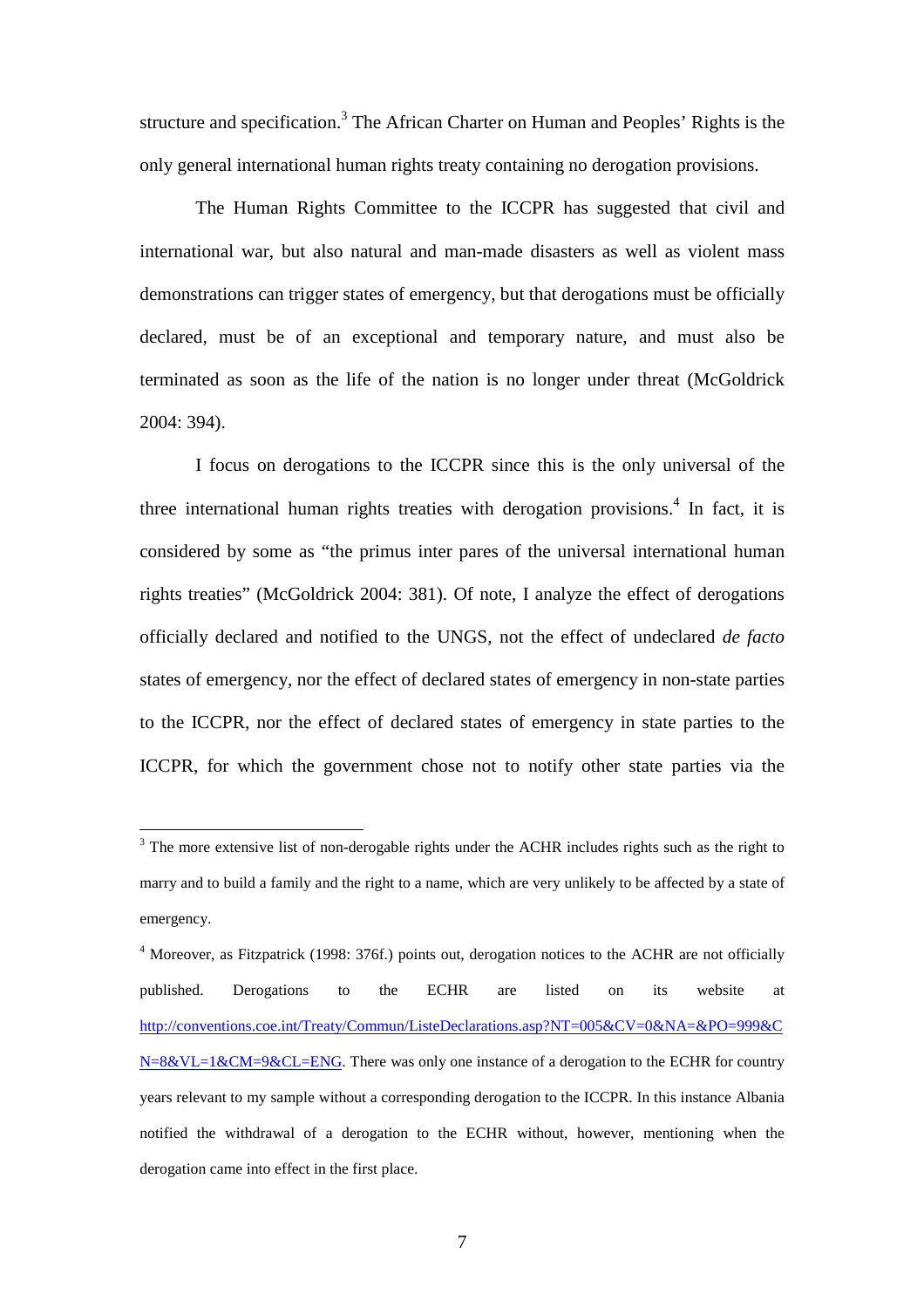structure and specification.[3] The African Charter on Human and Peoples' Rights is the only general international human rights treaty containing no derogation provisions.

The Human Rights Committee to the ICCPR has suggested that civil and international war, but also natural and man-made disasters as well as violent mass demonstrations can trigger states of emergency, but that derogations must be officially declared, must be of an exceptional and temporary nature, and must also be terminated as soon as the life of the nation is no longer under threat (McGoldrick 2004: 394).

I focus on derogations to the ICCPR since this is the only universal of the three international human rights treaties with derogation provisions.[4] In fact, it is considered by some as "the primus inter pares of the universal international human rights treaties" (McGoldrick 2004: 381). Of note, I analyze the effect of derogations officially declared and notified to the UNGS, not the effect of undeclared *de facto* states of emergency, nor the effect of declared states of emergency in non-state parties to the ICCPR, nor the effect of declared states of emergency in state parties to the ICCPR, for which the government chose not to notify other state parties via the

---

[3] The more extensive list of non-derogable rights under the ACHR includes rights such as the right to marry and to build a family and the right to a name, which are very unlikely to be affected by a state of emergency.

[4] Moreover, as Fitzpatrick (1998: 376f.) points out, derogation notices to the ACHR are not officially published. Derogations to the ECHR are listed on its website at http://conventions.coe.int/Treaty/Commun/ListeDeclarations.asp?NT=005&CV=0&NA=&PO=999&CN=8&VL=1&CM=9&CL=ENG. There was only one instance of a derogation to the ECHR for country years relevant to my sample without a corresponding derogation to the ICCPR. In this instance Albania notified the withdrawal of a derogation to the ECHR without, however, mentioning when the derogation came into effect in the first place.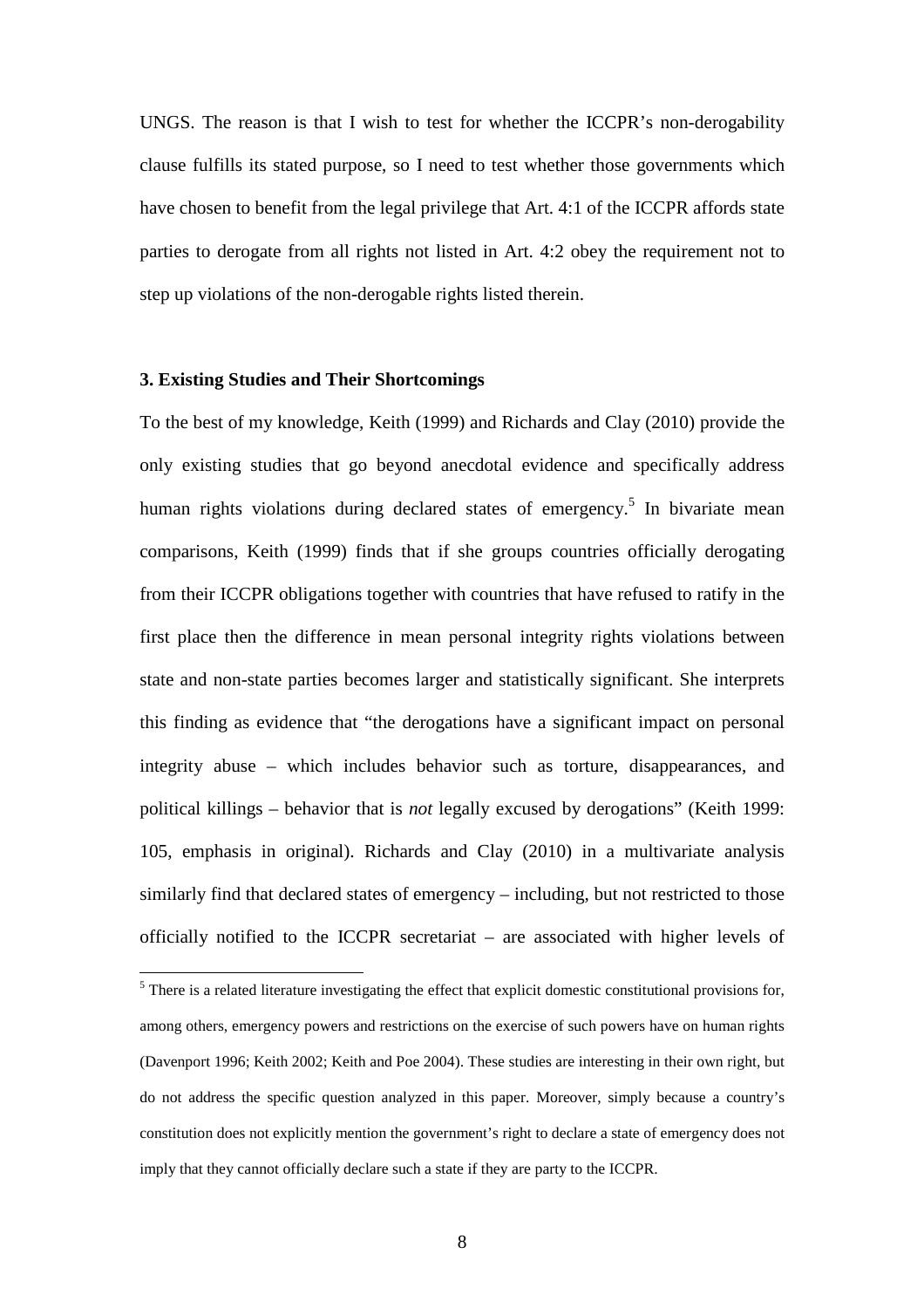UNGS. The reason is that I wish to test for whether the ICCPR's non-derogability clause fulfills its stated purpose, so I need to test whether those governments which have chosen to benefit from the legal privilege that Art. 4:1 of the ICCPR affords state parties to derogate from all rights not listed in Art. 4:2 obey the requirement not to step up violations of the non-derogable rights listed therein.

### 3. Existing Studies and Their Shortcomings

To the best of my knowledge, Keith (1999) and Richards and Clay (2010) provide the only existing studies that go beyond anecdotal evidence and specifically address human rights violations during declared states of emergency.[5] In bivariate mean comparisons, Keith (1999) finds that if she groups countries officially derogating from their ICCPR obligations together with countries that have refused to ratify in the first place then the difference in mean personal integrity rights violations between state and non-state parties becomes larger and statistically significant. She interprets this finding as evidence that "the derogations have a significant impact on personal integrity abuse – which includes behavior such as torture, disappearances, and political killings – behavior that is *not* legally excused by derogations" (Keith 1999: 105, emphasis in original). Richards and Clay (2010) in a multivariate analysis similarly find that declared states of emergency – including, but not restricted to those officially notified to the ICCPR secretariat – are associated with higher levels of

[5] There is a related literature investigating the effect that explicit domestic constitutional provisions for, among others, emergency powers and restrictions on the exercise of such powers have on human rights (Davenport 1996; Keith 2002; Keith and Poe 2004). These studies are interesting in their own right, but do not address the specific question analyzed in this paper. Moreover, simply because a country's constitution does not explicitly mention the government's right to declare a state of emergency does not imply that they cannot officially declare such a state if they are party to the ICCPR.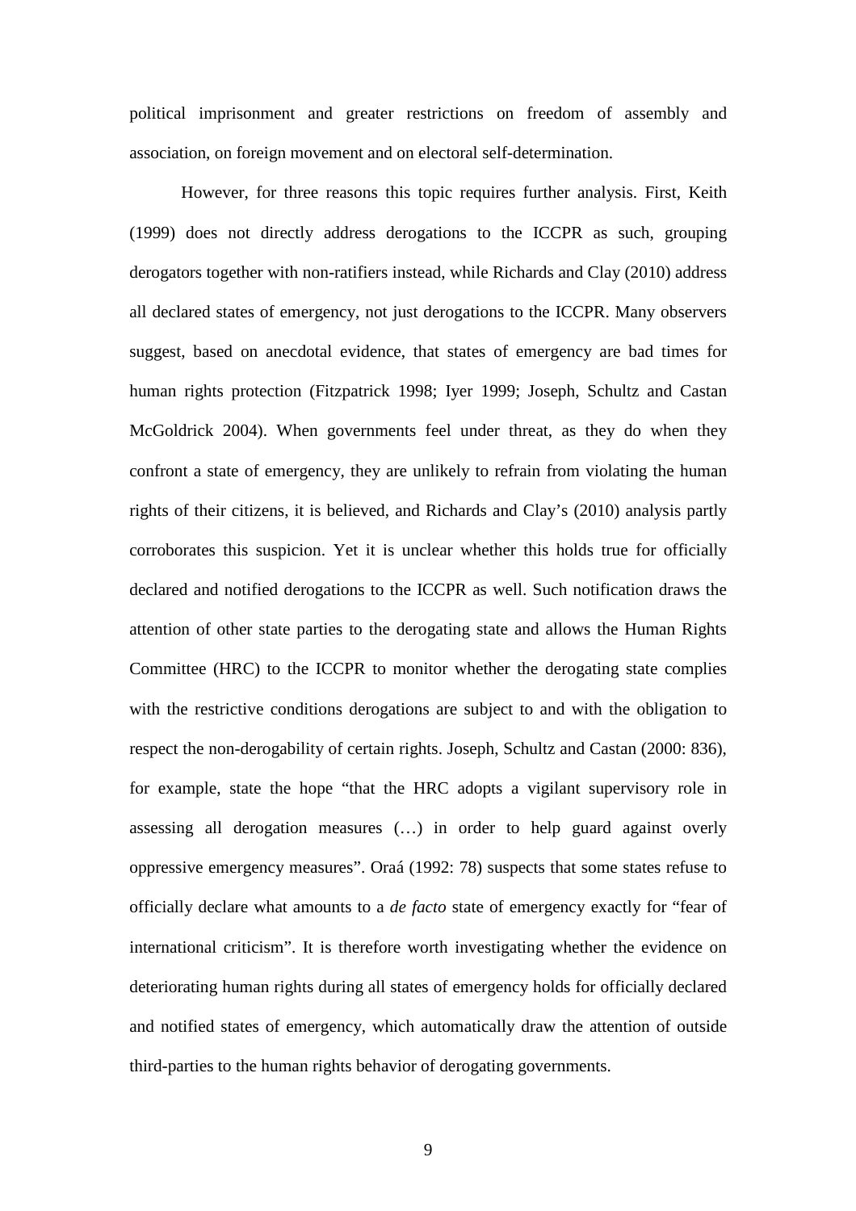political imprisonment and greater restrictions on freedom of assembly and association, on foreign movement and on electoral self-determination.

However, for three reasons this topic requires further analysis. First, Keith (1999) does not directly address derogations to the ICCPR as such, grouping derogators together with non-ratifiers instead, while Richards and Clay (2010) address all declared states of emergency, not just derogations to the ICCPR. Many observers suggest, based on anecdotal evidence, that states of emergency are bad times for human rights protection (Fitzpatrick 1998; Iyer 1999; Joseph, Schultz and Castan McGoldrick 2004). When governments feel under threat, as they do when they confront a state of emergency, they are unlikely to refrain from violating the human rights of their citizens, it is believed, and Richards and Clay's (2010) analysis partly corroborates this suspicion. Yet it is unclear whether this holds true for officially declared and notified derogations to the ICCPR as well. Such notification draws the attention of other state parties to the derogating state and allows the Human Rights Committee (HRC) to the ICCPR to monitor whether the derogating state complies with the restrictive conditions derogations are subject to and with the obligation to respect the non-derogability of certain rights. Joseph, Schultz and Castan (2000: 836), for example, state the hope "that the HRC adopts a vigilant supervisory role in assessing all derogation measures (…) in order to help guard against overly oppressive emergency measures". Oraá (1992: 78) suspects that some states refuse to officially declare what amounts to a *de facto* state of emergency exactly for "fear of international criticism". It is therefore worth investigating whether the evidence on deteriorating human rights during all states of emergency holds for officially declared and notified states of emergency, which automatically draw the attention of outside third-parties to the human rights behavior of derogating governments.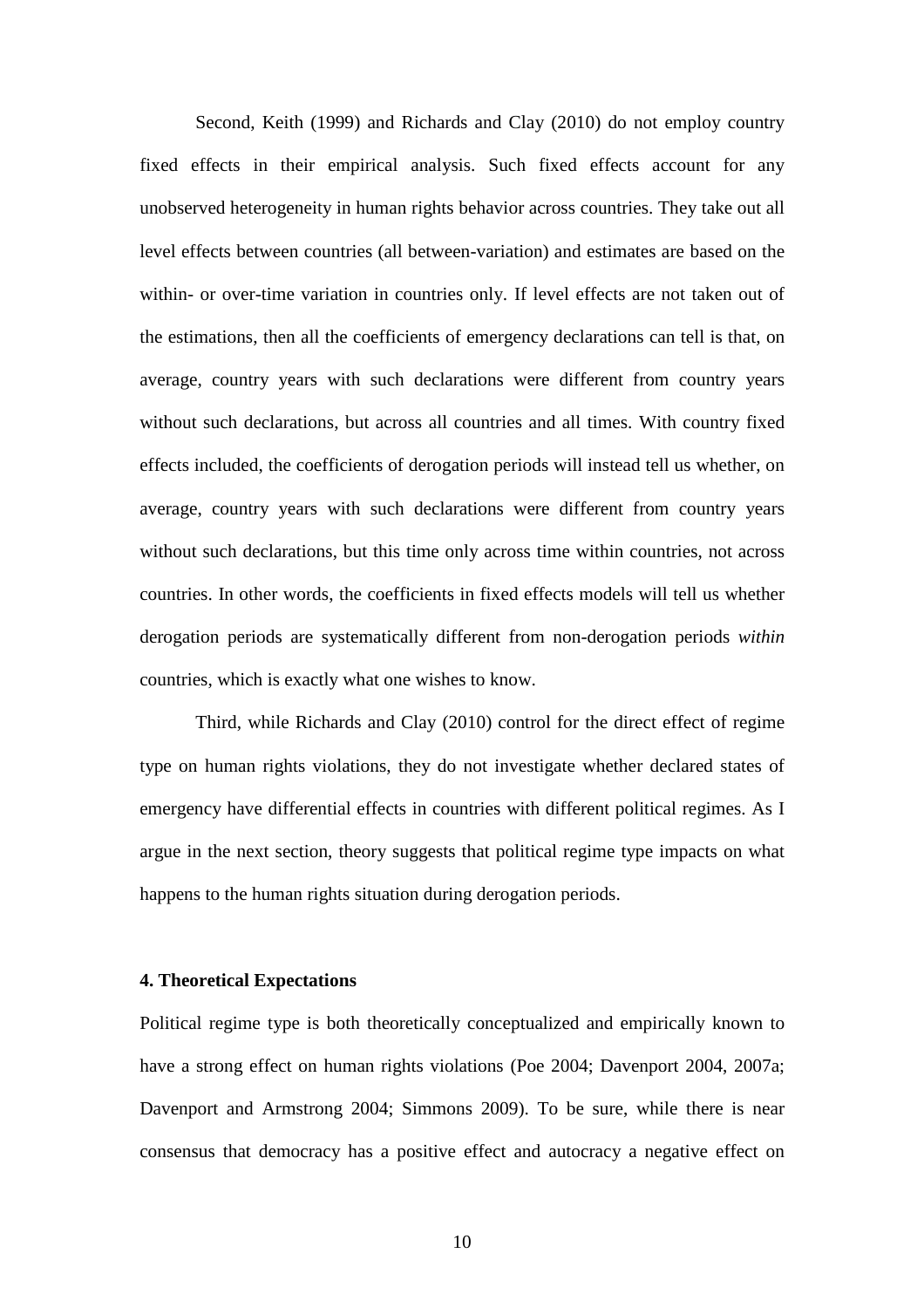Second, Keith (1999) and Richards and Clay (2010) do not employ country fixed effects in their empirical analysis. Such fixed effects account for any unobserved heterogeneity in human rights behavior across countries. They take out all level effects between countries (all between-variation) and estimates are based on the within- or over-time variation in countries only. If level effects are not taken out of the estimations, then all the coefficients of emergency declarations can tell is that, on average, country years with such declarations were different from country years without such declarations, but across all countries and all times. With country fixed effects included, the coefficients of derogation periods will instead tell us whether, on average, country years with such declarations were different from country years without such declarations, but this time only across time within countries, not across countries. In other words, the coefficients in fixed effects models will tell us whether derogation periods are systematically different from non-derogation periods *within* countries, which is exactly what one wishes to know.

Third, while Richards and Clay (2010) control for the direct effect of regime type on human rights violations, they do not investigate whether declared states of emergency have differential effects in countries with different political regimes. As I argue in the next section, theory suggests that political regime type impacts on what happens to the human rights situation during derogation periods.

## 4. Theoretical Expectations

Political regime type is both theoretically conceptualized and empirically known to have a strong effect on human rights violations (Poe 2004; Davenport 2004, 2007a; Davenport and Armstrong 2004; Simmons 2009). To be sure, while there is near consensus that democracy has a positive effect and autocracy a negative effect on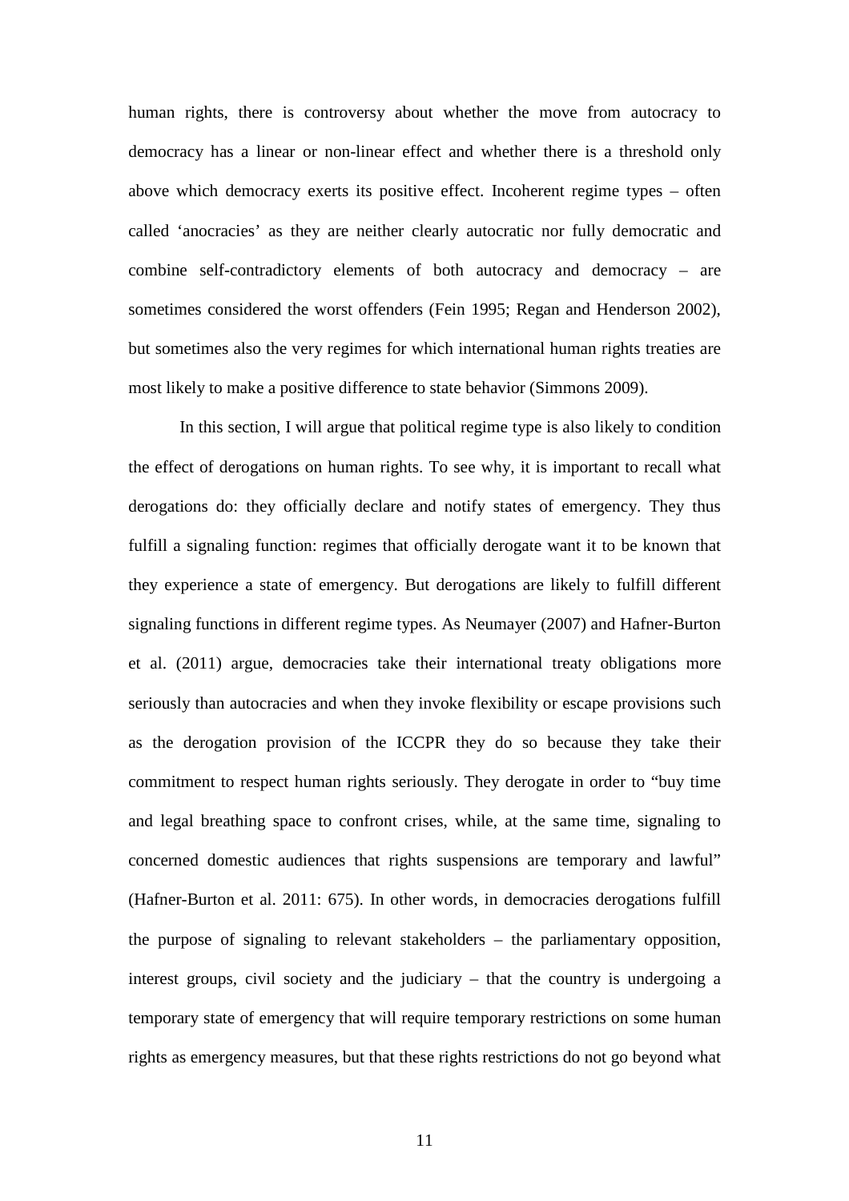human rights, there is controversy about whether the move from autocracy to democracy has a linear or non-linear effect and whether there is a threshold only above which democracy exerts its positive effect. Incoherent regime types – often called 'anocracies' as they are neither clearly autocratic nor fully democratic and combine self-contradictory elements of both autocracy and democracy – are sometimes considered the worst offenders (Fein 1995; Regan and Henderson 2002), but sometimes also the very regimes for which international human rights treaties are most likely to make a positive difference to state behavior (Simmons 2009).

In this section, I will argue that political regime type is also likely to condition the effect of derogations on human rights. To see why, it is important to recall what derogations do: they officially declare and notify states of emergency. They thus fulfill a signaling function: regimes that officially derogate want it to be known that they experience a state of emergency. But derogations are likely to fulfill different signaling functions in different regime types. As Neumayer (2007) and Hafner-Burton et al. (2011) argue, democracies take their international treaty obligations more seriously than autocracies and when they invoke flexibility or escape provisions such as the derogation provision of the ICCPR they do so because they take their commitment to respect human rights seriously. They derogate in order to "buy time and legal breathing space to confront crises, while, at the same time, signaling to concerned domestic audiences that rights suspensions are temporary and lawful" (Hafner-Burton et al. 2011: 675). In other words, in democracies derogations fulfill the purpose of signaling to relevant stakeholders – the parliamentary opposition, interest groups, civil society and the judiciary – that the country is undergoing a temporary state of emergency that will require temporary restrictions on some human rights as emergency measures, but that these rights restrictions do not go beyond what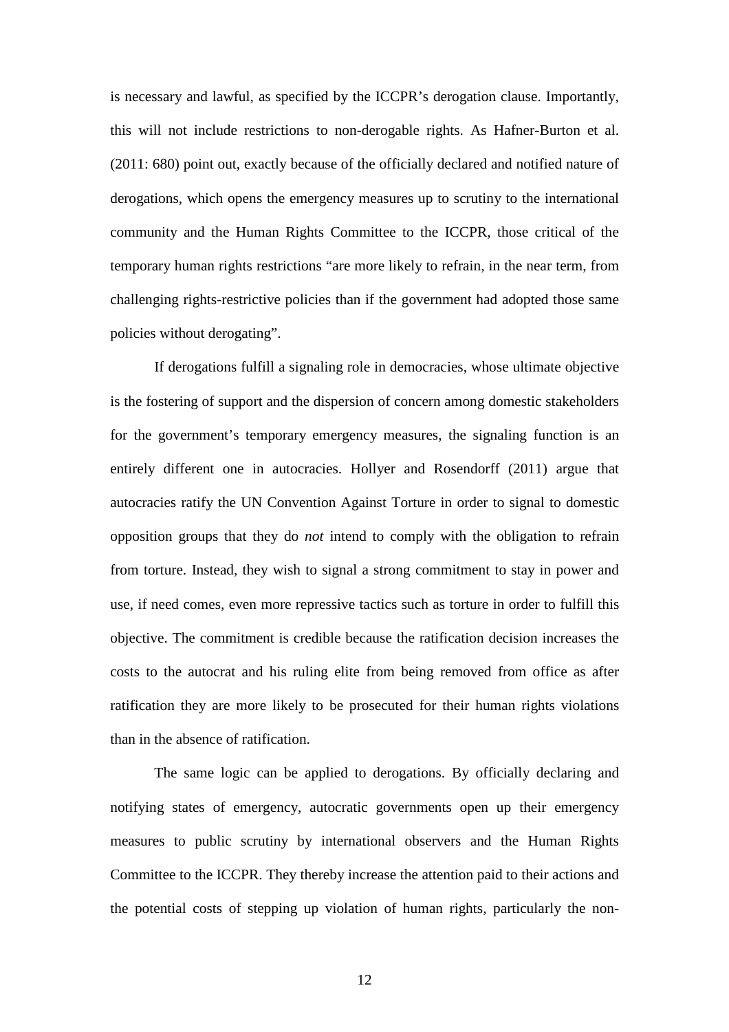is necessary and lawful, as specified by the ICCPR's derogation clause. Importantly, this will not include restrictions to non-derogable rights. As Hafner-Burton et al. (2011: 680) point out, exactly because of the officially declared and notified nature of derogations, which opens the emergency measures up to scrutiny to the international community and the Human Rights Committee to the ICCPR, those critical of the temporary human rights restrictions "are more likely to refrain, in the near term, from challenging rights-restrictive policies than if the government had adopted those same policies without derogating".

If derogations fulfill a signaling role in democracies, whose ultimate objective is the fostering of support and the dispersion of concern among domestic stakeholders for the government's temporary emergency measures, the signaling function is an entirely different one in autocracies. Hollyer and Rosendorff (2011) argue that autocracies ratify the UN Convention Against Torture in order to signal to domestic opposition groups that they do *not* intend to comply with the obligation to refrain from torture. Instead, they wish to signal a strong commitment to stay in power and use, if need comes, even more repressive tactics such as torture in order to fulfill this objective. The commitment is credible because the ratification decision increases the costs to the autocrat and his ruling elite from being removed from office as after ratification they are more likely to be prosecuted for their human rights violations than in the absence of ratification.

The same logic can be applied to derogations. By officially declaring and notifying states of emergency, autocratic governments open up their emergency measures to public scrutiny by international observers and the Human Rights Committee to the ICCPR. They thereby increase the attention paid to their actions and the potential costs of stepping up violation of human rights, particularly the non-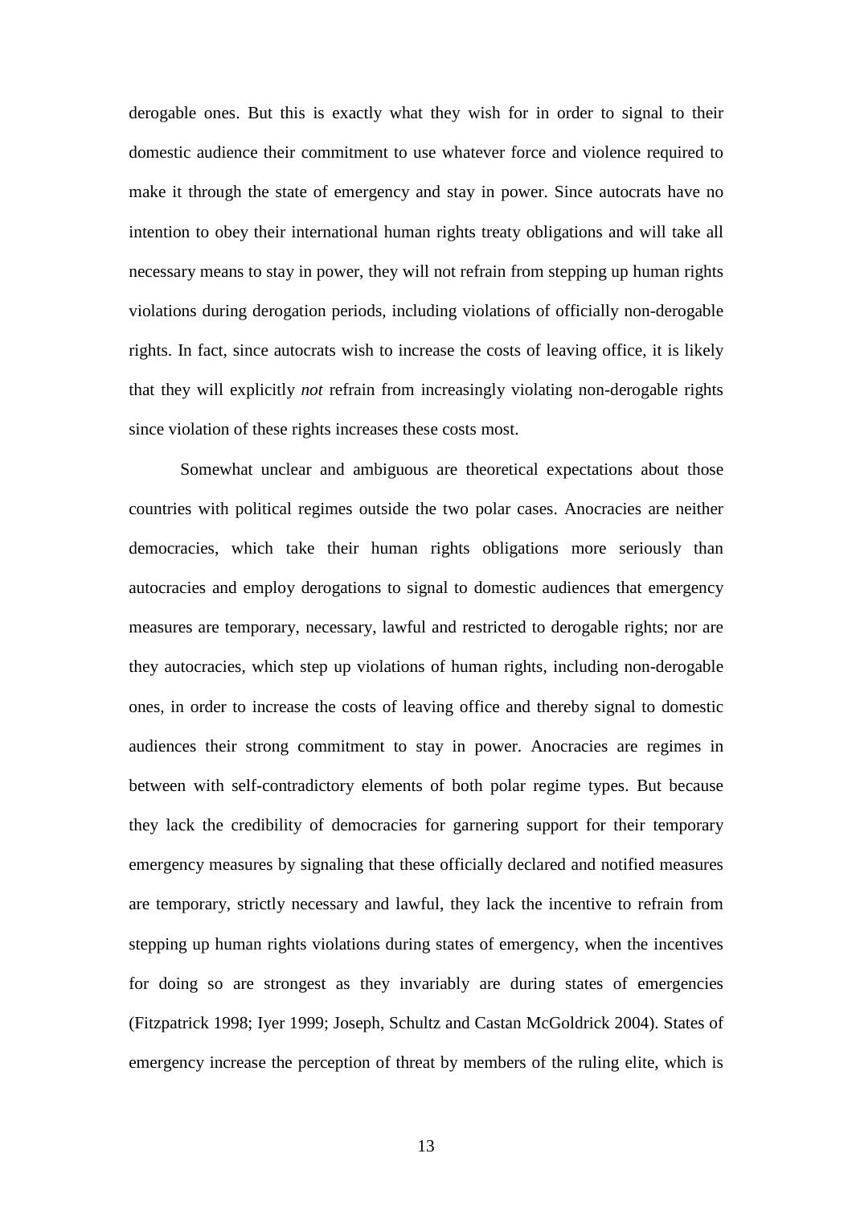derogable ones. But this is exactly what they wish for in order to signal to their domestic audience their commitment to use whatever force and violence required to make it through the state of emergency and stay in power. Since autocrats have no intention to obey their international human rights treaty obligations and will take all necessary means to stay in power, they will not refrain from stepping up human rights violations during derogation periods, including violations of officially non-derogable rights. In fact, since autocrats wish to increase the costs of leaving office, it is likely that they will explicitly *not* refrain from increasingly violating non-derogable rights since violation of these rights increases these costs most.

Somewhat unclear and ambiguous are theoretical expectations about those countries with political regimes outside the two polar cases. Anocracies are neither democracies, which take their human rights obligations more seriously than autocracies and employ derogations to signal to domestic audiences that emergency measures are temporary, necessary, lawful and restricted to derogable rights; nor are they autocracies, which step up violations of human rights, including non-derogable ones, in order to increase the costs of leaving office and thereby signal to domestic audiences their strong commitment to stay in power. Anocracies are regimes in between with self-contradictory elements of both polar regime types. But because they lack the credibility of democracies for garnering support for their temporary emergency measures by signaling that these officially declared and notified measures are temporary, strictly necessary and lawful, they lack the incentive to refrain from stepping up human rights violations during states of emergency, when the incentives for doing so are strongest as they invariably are during states of emergencies (Fitzpatrick 1998; Iyer 1999; Joseph, Schultz and Castan McGoldrick 2004). States of emergency increase the perception of threat by members of the ruling elite, which is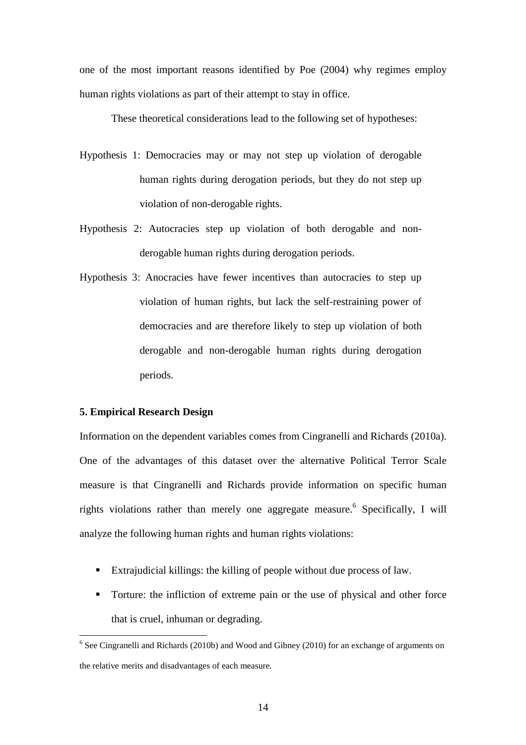one of the most important reasons identified by Poe (2004) why regimes employ human rights violations as part of their attempt to stay in office.

These theoretical considerations lead to the following set of hypotheses:

Hypothesis 1: Democracies may or may not step up violation of derogable human rights during derogation periods, but they do not step up violation of non-derogable rights.

Hypothesis 2: Autocracies step up violation of both derogable and non-derogable human rights during derogation periods.

Hypothesis 3: Anocracies have fewer incentives than autocracies to step up violation of human rights, but lack the self-restraining power of democracies and are therefore likely to step up violation of both derogable and non-derogable human rights during derogation periods.

### 5. Empirical Research Design

Information on the dependent variables comes from Cingranelli and Richards (2010a). One of the advantages of this dataset over the alternative Political Terror Scale measure is that Cingranelli and Richards provide information on specific human rights violations rather than merely one aggregate measure.[6] Specifically, I will analyze the following human rights and human rights violations:

- Extrajudicial killings: the killing of people without due process of law.
- Torture: the infliction of extreme pain or the use of physical and other force that is cruel, inhuman or degrading.

[6] See Cingranelli and Richards (2010b) and Wood and Gibney (2010) for an exchange of arguments on the relative merits and disadvantages of each measure.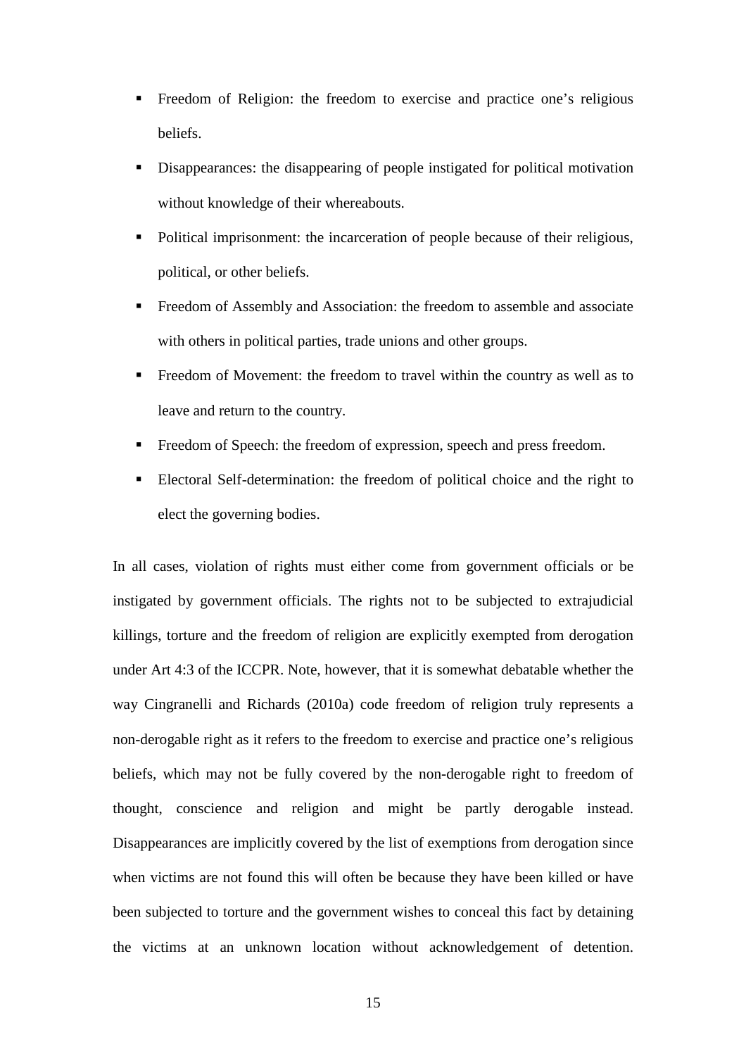- Freedom of Religion: the freedom to exercise and practice one's religious beliefs.
- Disappearances: the disappearing of people instigated for political motivation without knowledge of their whereabouts.
- Political imprisonment: the incarceration of people because of their religious, political, or other beliefs.
- Freedom of Assembly and Association: the freedom to assemble and associate with others in political parties, trade unions and other groups.
- Freedom of Movement: the freedom to travel within the country as well as to leave and return to the country.
- Freedom of Speech: the freedom of expression, speech and press freedom.
- Electoral Self-determination: the freedom of political choice and the right to elect the governing bodies.

In all cases, violation of rights must either come from government officials or be instigated by government officials. The rights not to be subjected to extrajudicial killings, torture and the freedom of religion are explicitly exempted from derogation under Art 4:3 of the ICCPR. Note, however, that it is somewhat debatable whether the way Cingranelli and Richards (2010a) code freedom of religion truly represents a non-derogable right as it refers to the freedom to exercise and practice one's religious beliefs, which may not be fully covered by the non-derogable right to freedom of thought, conscience and religion and might be partly derogable instead. Disappearances are implicitly covered by the list of exemptions from derogation since when victims are not found this will often be because they have been killed or have been subjected to torture and the government wishes to conceal this fact by detaining the victims at an unknown location without acknowledgement of detention.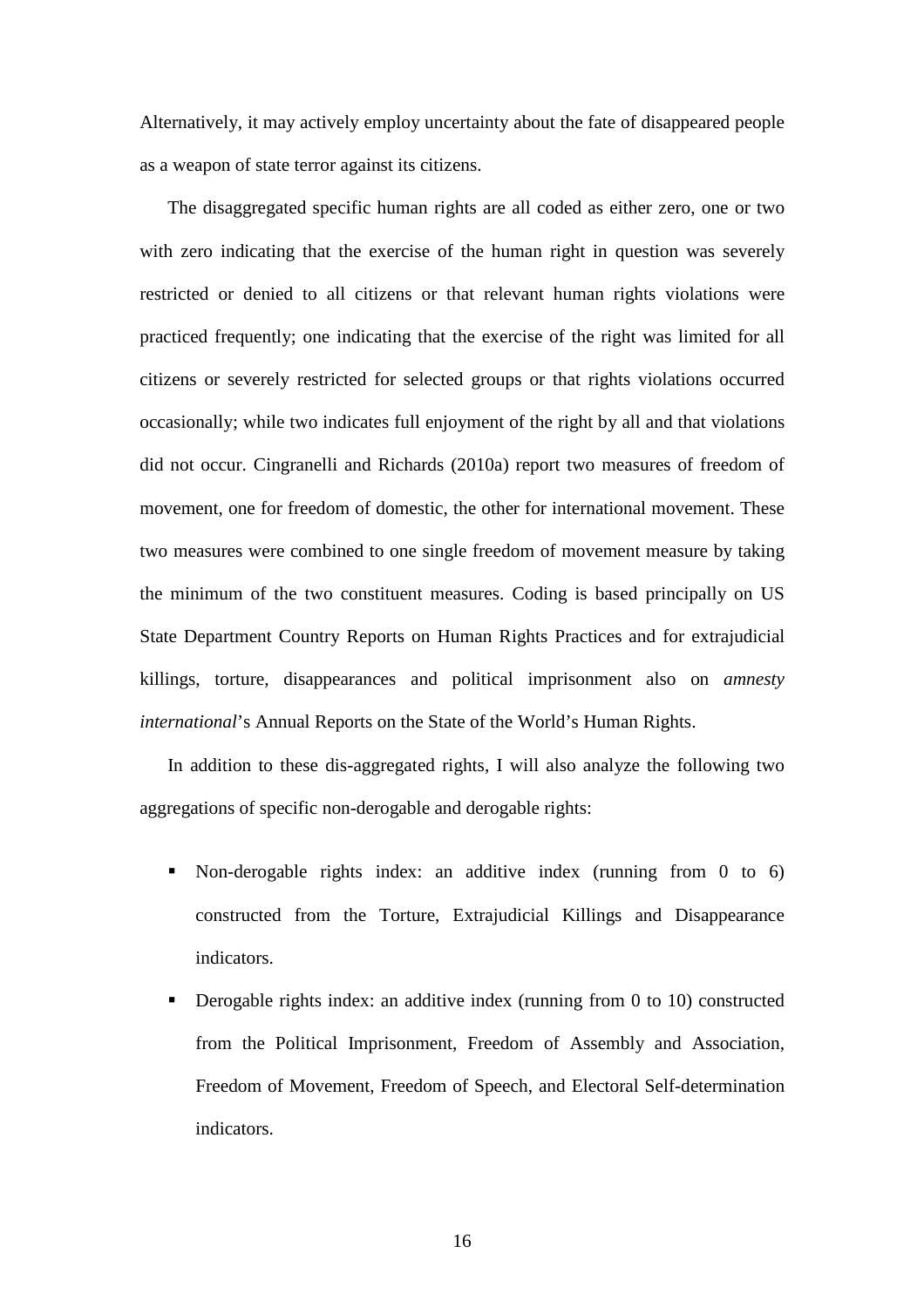Alternatively, it may actively employ uncertainty about the fate of disappeared people as a weapon of state terror against its citizens.

The disaggregated specific human rights are all coded as either zero, one or two with zero indicating that the exercise of the human right in question was severely restricted or denied to all citizens or that relevant human rights violations were practiced frequently; one indicating that the exercise of the right was limited for all citizens or severely restricted for selected groups or that rights violations occurred occasionally; while two indicates full enjoyment of the right by all and that violations did not occur. Cingranelli and Richards (2010a) report two measures of freedom of movement, one for freedom of domestic, the other for international movement. These two measures were combined to one single freedom of movement measure by taking the minimum of the two constituent measures. Coding is based principally on US State Department Country Reports on Human Rights Practices and for extrajudicial killings, torture, disappearances and political imprisonment also on *amnesty international*'s Annual Reports on the State of the World's Human Rights.

In addition to these dis-aggregated rights, I will also analyze the following two aggregations of specific non-derogable and derogable rights:

- Non-derogable rights index: an additive index (running from 0 to 6) constructed from the Torture, Extrajudicial Killings and Disappearance indicators.
- Derogable rights index: an additive index (running from 0 to 10) constructed from the Political Imprisonment, Freedom of Assembly and Association, Freedom of Movement, Freedom of Speech, and Electoral Self-determination indicators.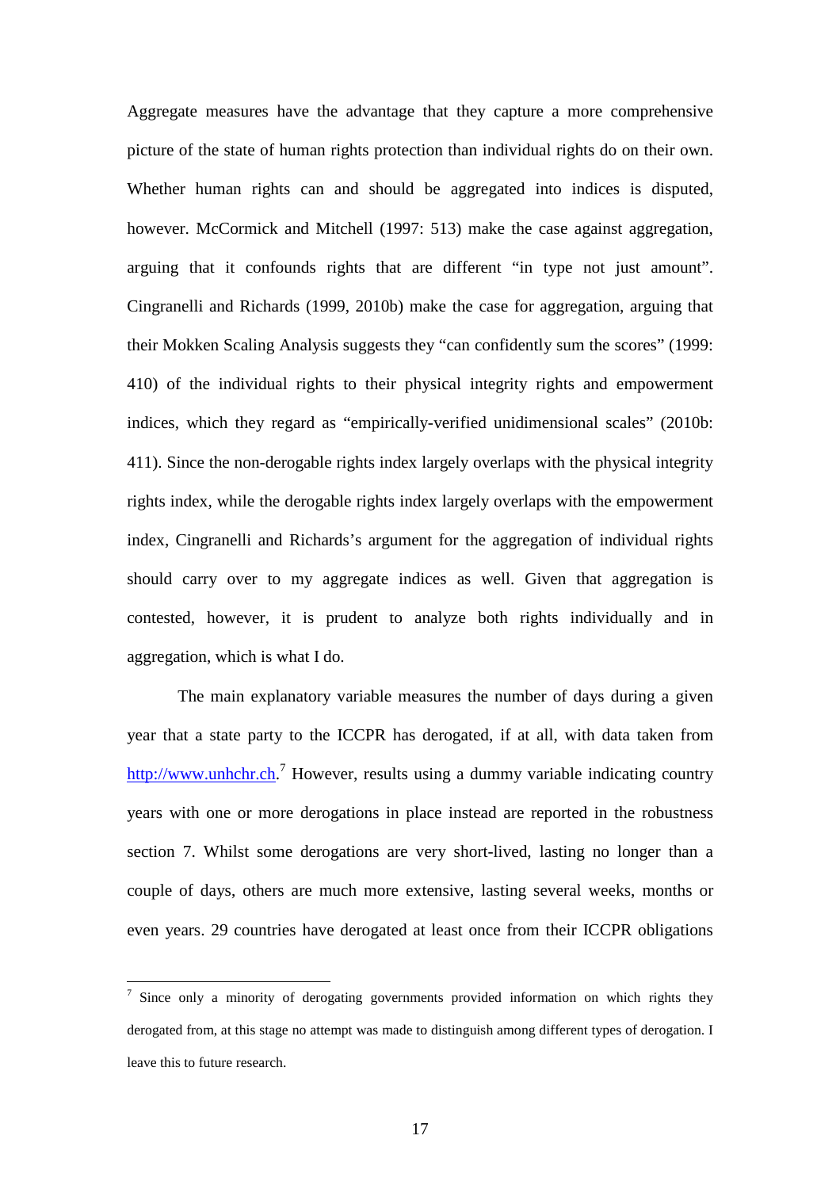Aggregate measures have the advantage that they capture a more comprehensive picture of the state of human rights protection than individual rights do on their own. Whether human rights can and should be aggregated into indices is disputed, however. McCormick and Mitchell (1997: 513) make the case against aggregation, arguing that it confounds rights that are different "in type not just amount". Cingranelli and Richards (1999, 2010b) make the case for aggregation, arguing that their Mokken Scaling Analysis suggests they "can confidently sum the scores" (1999: 410) of the individual rights to their physical integrity rights and empowerment indices, which they regard as "empirically-verified unidimensional scales" (2010b: 411). Since the non-derogable rights index largely overlaps with the physical integrity rights index, while the derogable rights index largely overlaps with the empowerment index, Cingranelli and Richards's argument for the aggregation of individual rights should carry over to my aggregate indices as well. Given that aggregation is contested, however, it is prudent to analyze both rights individually and in aggregation, which is what I do.

The main explanatory variable measures the number of days during a given year that a state party to the ICCPR has derogated, if at all, with data taken from http://www.unhchr.ch.[7] However, results using a dummy variable indicating country years with one or more derogations in place instead are reported in the robustness section 7. Whilst some derogations are very short-lived, lasting no longer than a couple of days, others are much more extensive, lasting several weeks, months or even years. 29 countries have derogated at least once from their ICCPR obligations

[7] Since only a minority of derogating governments provided information on which rights they derogated from, at this stage no attempt was made to distinguish among different types of derogation. I leave this to future research.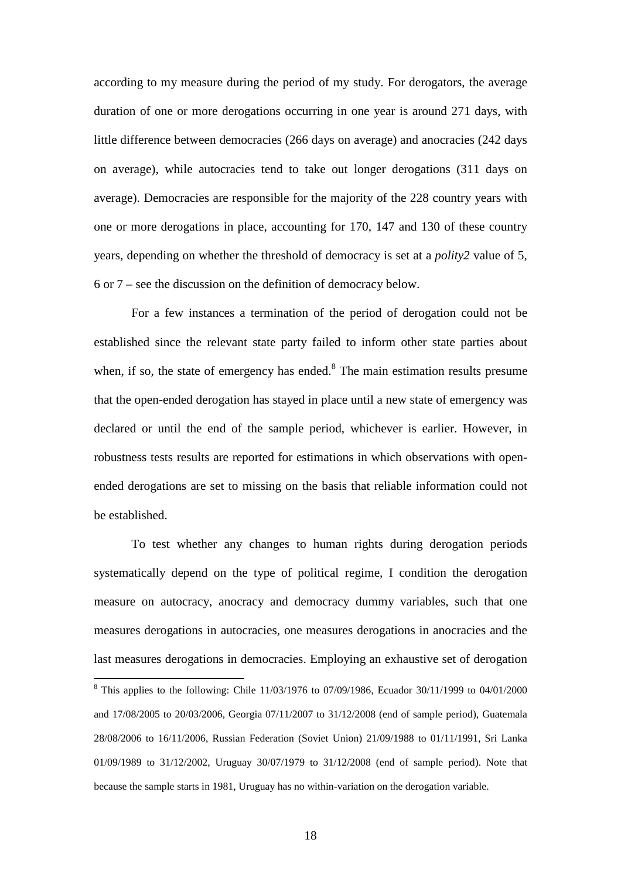according to my measure during the period of my study. For derogators, the average duration of one or more derogations occurring in one year is around 271 days, with little difference between democracies (266 days on average) and anocracies (242 days on average), while autocracies tend to take out longer derogations (311 days on average). Democracies are responsible for the majority of the 228 country years with one or more derogations in place, accounting for 170, 147 and 130 of these country years, depending on whether the threshold of democracy is set at a *polity2* value of 5, 6 or 7 – see the discussion on the definition of democracy below.

For a few instances a termination of the period of derogation could not be established since the relevant state party failed to inform other state parties about when, if so, the state of emergency has ended.[8] The main estimation results presume that the open-ended derogation has stayed in place until a new state of emergency was declared or until the end of the sample period, whichever is earlier. However, in robustness tests results are reported for estimations in which observations with open-ended derogations are set to missing on the basis that reliable information could not be established.

To test whether any changes to human rights during derogation periods systematically depend on the type of political regime, I condition the derogation measure on autocracy, anocracy and democracy dummy variables, such that one measures derogations in autocracies, one measures derogations in anocracies and the last measures derogations in democracies. Employing an exhaustive set of derogation

[8] This applies to the following: Chile 11/03/1976 to 07/09/1986, Ecuador 30/11/1999 to 04/01/2000 and 17/08/2005 to 20/03/2006, Georgia 07/11/2007 to 31/12/2008 (end of sample period), Guatemala 28/08/2006 to 16/11/2006, Russian Federation (Soviet Union) 21/09/1988 to 01/11/1991, Sri Lanka 01/09/1989 to 31/12/2002, Uruguay 30/07/1979 to 31/12/2008 (end of sample period). Note that because the sample starts in 1981, Uruguay has no within-variation on the derogation variable.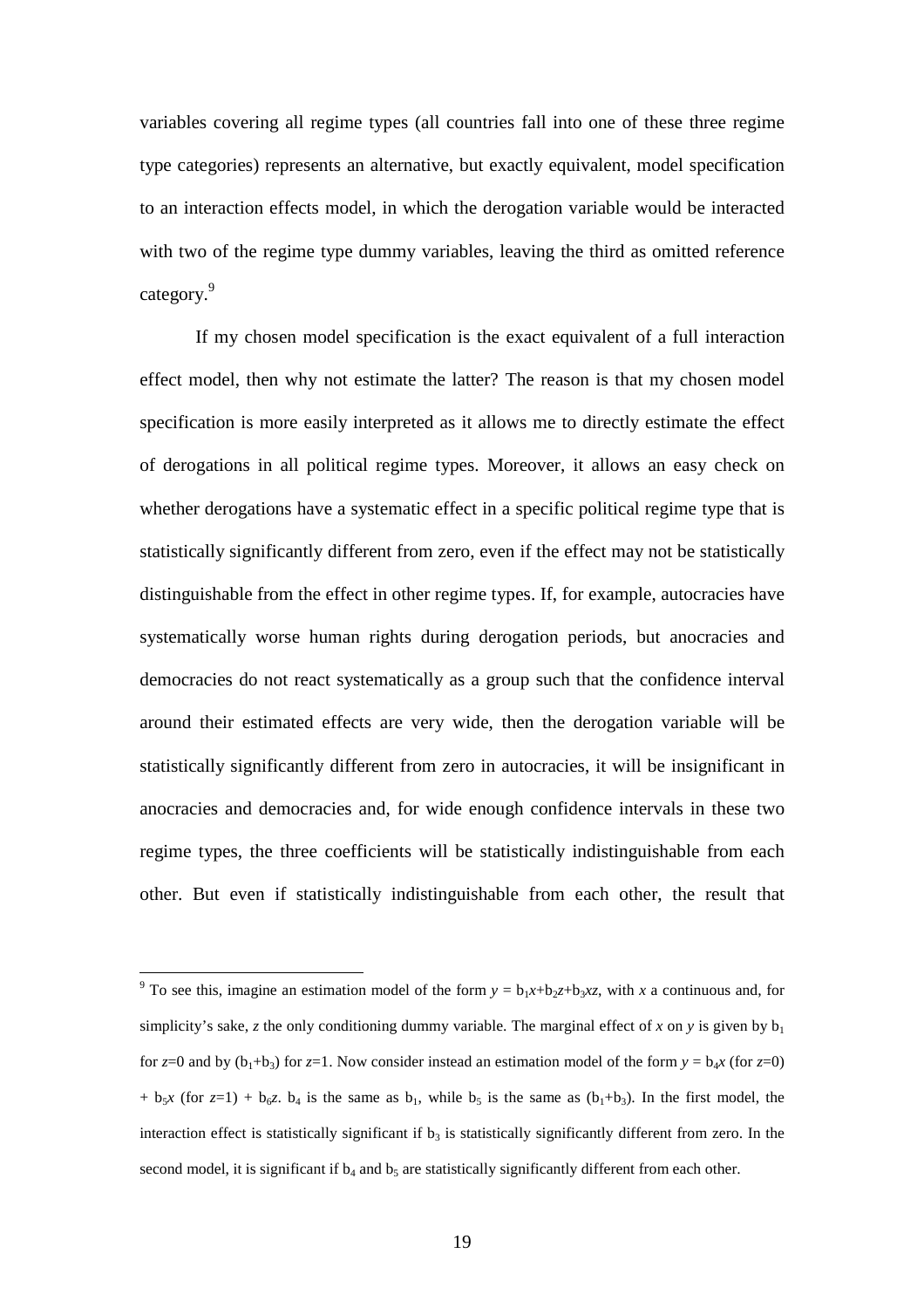variables covering all regime types (all countries fall into one of these three regime type categories) represents an alternative, but exactly equivalent, model specification to an interaction effects model, in which the derogation variable would be interacted with two of the regime type dummy variables, leaving the third as omitted reference category.[9]

If my chosen model specification is the exact equivalent of a full interaction effect model, then why not estimate the latter? The reason is that my chosen model specification is more easily interpreted as it allows me to directly estimate the effect of derogations in all political regime types. Moreover, it allows an easy check on whether derogations have a systematic effect in a specific political regime type that is statistically significantly different from zero, even if the effect may not be statistically distinguishable from the effect in other regime types. If, for example, autocracies have systematically worse human rights during derogation periods, but anocracies and democracies do not react systematically as a group such that the confidence interval around their estimated effects are very wide, then the derogation variable will be statistically significantly different from zero in autocracies, it will be insignificant in anocracies and democracies and, for wide enough confidence intervals in these two regime types, the three coefficients will be statistically indistinguishable from each other. But even if statistically indistinguishable from each other, the result that

---

[9] To see this, imagine an estimation model of the form $y = b_1x+b_2z+b_3xz$, with $x$ a continuous and, for simplicity's sake, $z$ the only conditioning dummy variable. The marginal effect of $x$ on $y$ is given by $b_1$ for $z$=0 and by $(b_1+b_3)$ for $z$=1. Now consider instead an estimation model of the form $y = b_4x$ (for $z$=0) + $b_5x$ (for $z$=1) + $b_6z$. $b_4$ is the same as $b_1$, while $b_5$ is the same as $(b_1+b_3)$. In the first model, the interaction effect is statistically significant if $b_3$ is statistically significantly different from zero. In the second model, it is significant if $b_4$ and $b_5$ are statistically significantly different from each other.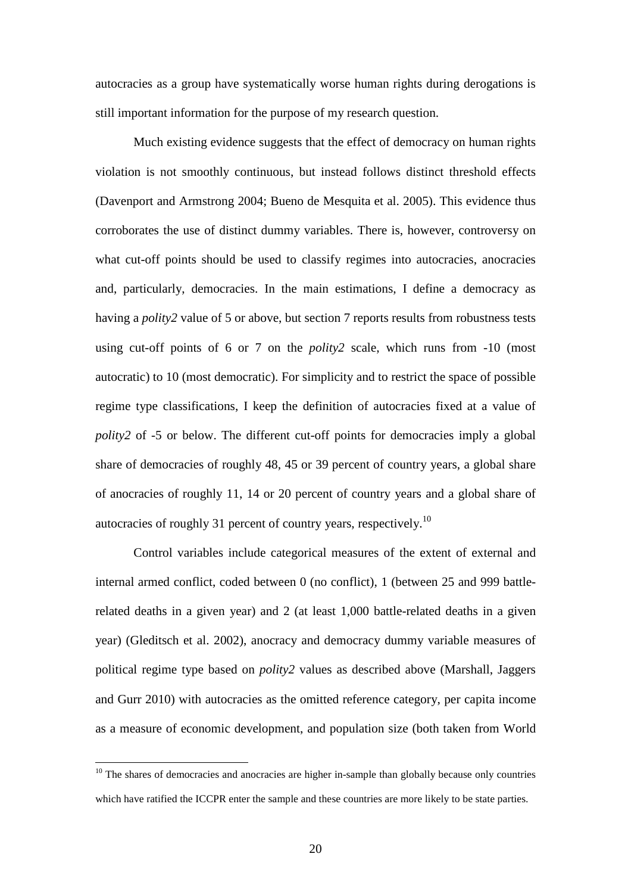autocracies as a group have systematically worse human rights during derogations is still important information for the purpose of my research question.

Much existing evidence suggests that the effect of democracy on human rights violation is not smoothly continuous, but instead follows distinct threshold effects (Davenport and Armstrong 2004; Bueno de Mesquita et al. 2005). This evidence thus corroborates the use of distinct dummy variables. There is, however, controversy on what cut-off points should be used to classify regimes into autocracies, anocracies and, particularly, democracies. In the main estimations, I define a democracy as having a *polity2* value of 5 or above, but section 7 reports results from robustness tests using cut-off points of 6 or 7 on the *polity2* scale, which runs from -10 (most autocratic) to 10 (most democratic). For simplicity and to restrict the space of possible regime type classifications, I keep the definition of autocracies fixed at a value of *polity2* of -5 or below. The different cut-off points for democracies imply a global share of democracies of roughly 48, 45 or 39 percent of country years, a global share of anocracies of roughly 11, 14 or 20 percent of country years and a global share of autocracies of roughly 31 percent of country years, respectively.[10]

Control variables include categorical measures of the extent of external and internal armed conflict, coded between 0 (no conflict), 1 (between 25 and 999 battle-related deaths in a given year) and 2 (at least 1,000 battle-related deaths in a given year) (Gleditsch et al. 2002), anocracy and democracy dummy variable measures of political regime type based on *polity2* values as described above (Marshall, Jaggers and Gurr 2010) with autocracies as the omitted reference category, per capita income as a measure of economic development, and population size (both taken from World

[10] The shares of democracies and anocracies are higher in-sample than globally because only countries which have ratified the ICCPR enter the sample and these countries are more likely to be state parties.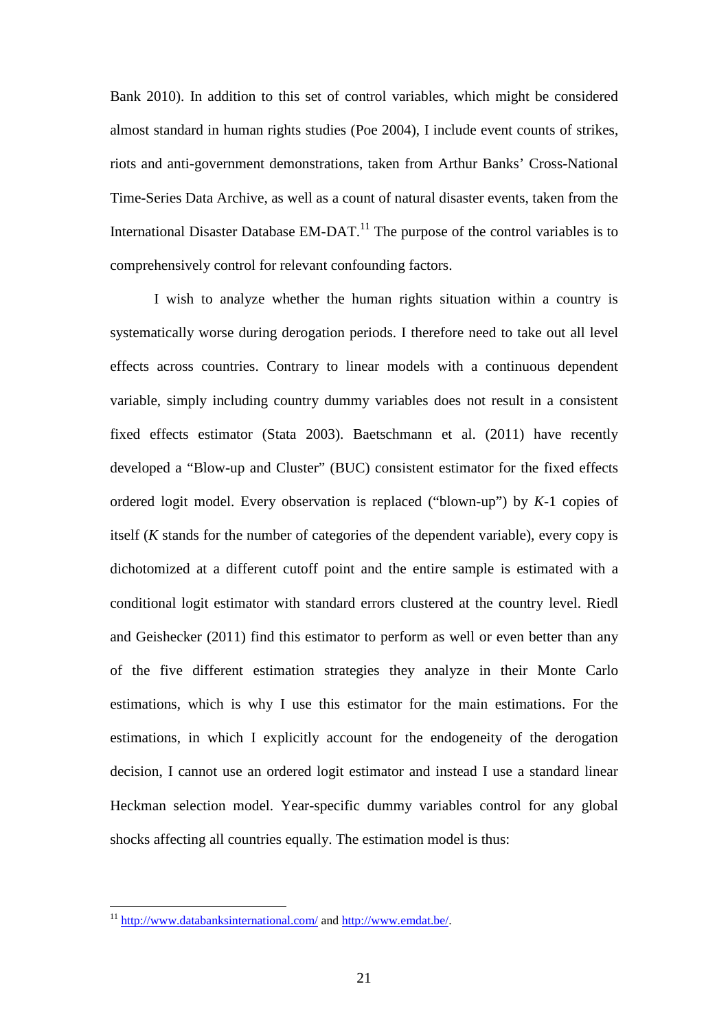Bank 2010). In addition to this set of control variables, which might be considered almost standard in human rights studies (Poe 2004), I include event counts of strikes, riots and anti-government demonstrations, taken from Arthur Banks' Cross-National Time-Series Data Archive, as well as a count of natural disaster events, taken from the International Disaster Database EM-DAT.[11] The purpose of the control variables is to comprehensively control for relevant confounding factors.

I wish to analyze whether the human rights situation within a country is systematically worse during derogation periods. I therefore need to take out all level effects across countries. Contrary to linear models with a continuous dependent variable, simply including country dummy variables does not result in a consistent fixed effects estimator (Stata 2003). Baetschmann et al. (2011) have recently developed a "Blow-up and Cluster" (BUC) consistent estimator for the fixed effects ordered logit model. Every observation is replaced ("blown-up") by $K$-1 copies of itself ($K$ stands for the number of categories of the dependent variable), every copy is dichotomized at a different cutoff point and the entire sample is estimated with a conditional logit estimator with standard errors clustered at the country level. Riedl and Geishecker (2011) find this estimator to perform as well or even better than any of the five different estimation strategies they analyze in their Monte Carlo estimations, which is why I use this estimator for the main estimations. For the estimations, in which I explicitly account for the endogeneity of the derogation decision, I cannot use an ordered logit estimator and instead I use a standard linear Heckman selection model. Year-specific dummy variables control for any global shocks affecting all countries equally. The estimation model is thus:

[11] http://www.databanksinternational.com/ and http://www.emdat.be/.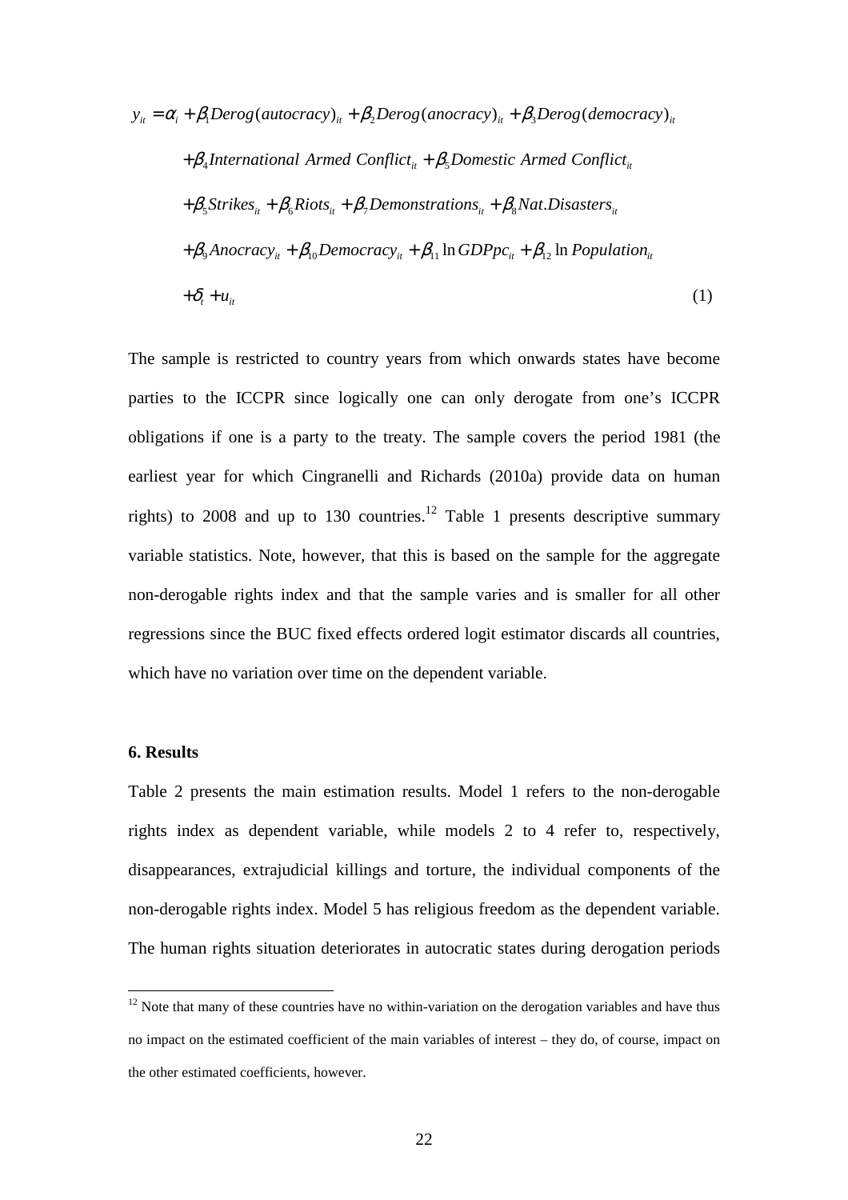$$
\begin{aligned}
y_{it} = \alpha_i &+ \beta_1 Derog(autocracy)_{it} + \beta_2 Derog(anocracy)_{it} + \beta_3 Derog(democracy)_{it} \\
&+ \beta_4 International\ Armed\ Conflict_{it} + \beta_5 Domestic\ Armed\ Conflict_{it} \\
&+ \beta_5 Strikes_{it} + \beta_6 Riots_{it} + \beta_7 Demonstrations_{it} + \beta_8 Nat.Disasters_{it} \\
&+ \beta_9 Anocracy_{it} + \beta_{10} Democracy_{it} + \beta_{11} \ln GDPpc_{it} + \beta_{12} \ln Population_{it} \\
&+ \delta_t + u_{it} \qquad (1)
\end{aligned}
$$

The sample is restricted to country years from which onwards states have become parties to the ICCPR since logically one can only derogate from one's ICCPR obligations if one is a party to the treaty. The sample covers the period 1981 (the earliest year for which Cingranelli and Richards (2010a) provide data on human rights) to 2008 and up to 130 countries.[12] Table 1 presents descriptive summary variable statistics. Note, however, that this is based on the sample for the aggregate non-derogable rights index and that the sample varies and is smaller for all other regressions since the BUC fixed effects ordered logit estimator discards all countries, which have no variation over time on the dependent variable.

### 6. Results

Table 2 presents the main estimation results. Model 1 refers to the non-derogable rights index as dependent variable, while models 2 to 4 refer to, respectively, disappearances, extrajudicial killings and torture, the individual components of the non-derogable rights index. Model 5 has religious freedom as the dependent variable. The human rights situation deteriorates in autocratic states during derogation periods

[12] Note that many of these countries have no within-variation on the derogation variables and have thus no impact on the estimated coefficient of the main variables of interest – they do, of course, impact on the other estimated coefficients, however.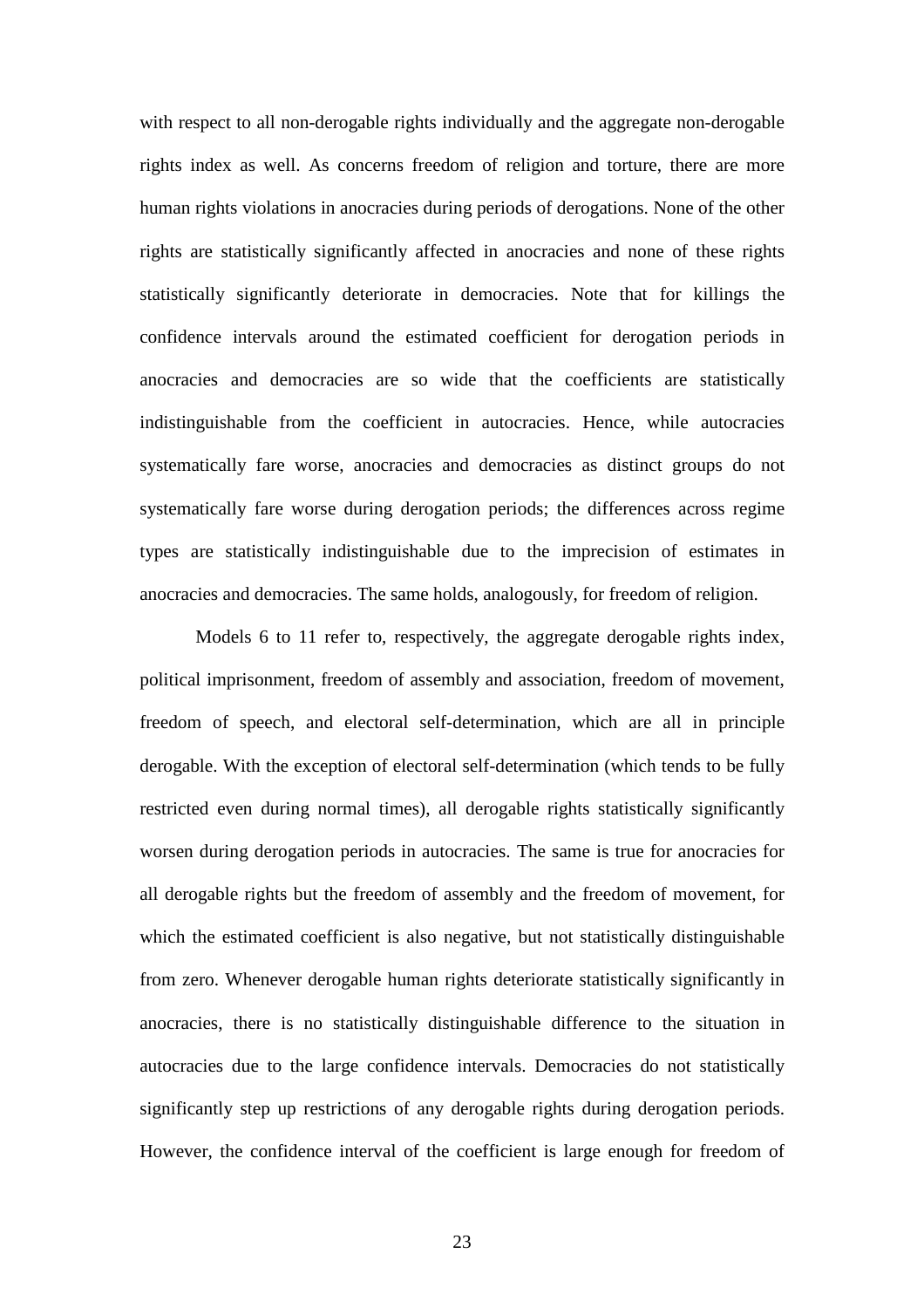with respect to all non-derogable rights individually and the aggregate non-derogable rights index as well. As concerns freedom of religion and torture, there are more human rights violations in anocracies during periods of derogations. None of the other rights are statistically significantly affected in anocracies and none of these rights statistically significantly deteriorate in democracies. Note that for killings the confidence intervals around the estimated coefficient for derogation periods in anocracies and democracies are so wide that the coefficients are statistically indistinguishable from the coefficient in autocracies. Hence, while autocracies systematically fare worse, anocracies and democracies as distinct groups do not systematically fare worse during derogation periods; the differences across regime types are statistically indistinguishable due to the imprecision of estimates in anocracies and democracies. The same holds, analogously, for freedom of religion.

Models 6 to 11 refer to, respectively, the aggregate derogable rights index, political imprisonment, freedom of assembly and association, freedom of movement, freedom of speech, and electoral self-determination, which are all in principle derogable. With the exception of electoral self-determination (which tends to be fully restricted even during normal times), all derogable rights statistically significantly worsen during derogation periods in autocracies. The same is true for anocracies for all derogable rights but the freedom of assembly and the freedom of movement, for which the estimated coefficient is also negative, but not statistically distinguishable from zero. Whenever derogable human rights deteriorate statistically significantly in anocracies, there is no statistically distinguishable difference to the situation in autocracies due to the large confidence intervals. Democracies do not statistically significantly step up restrictions of any derogable rights during derogation periods. However, the confidence interval of the coefficient is large enough for freedom of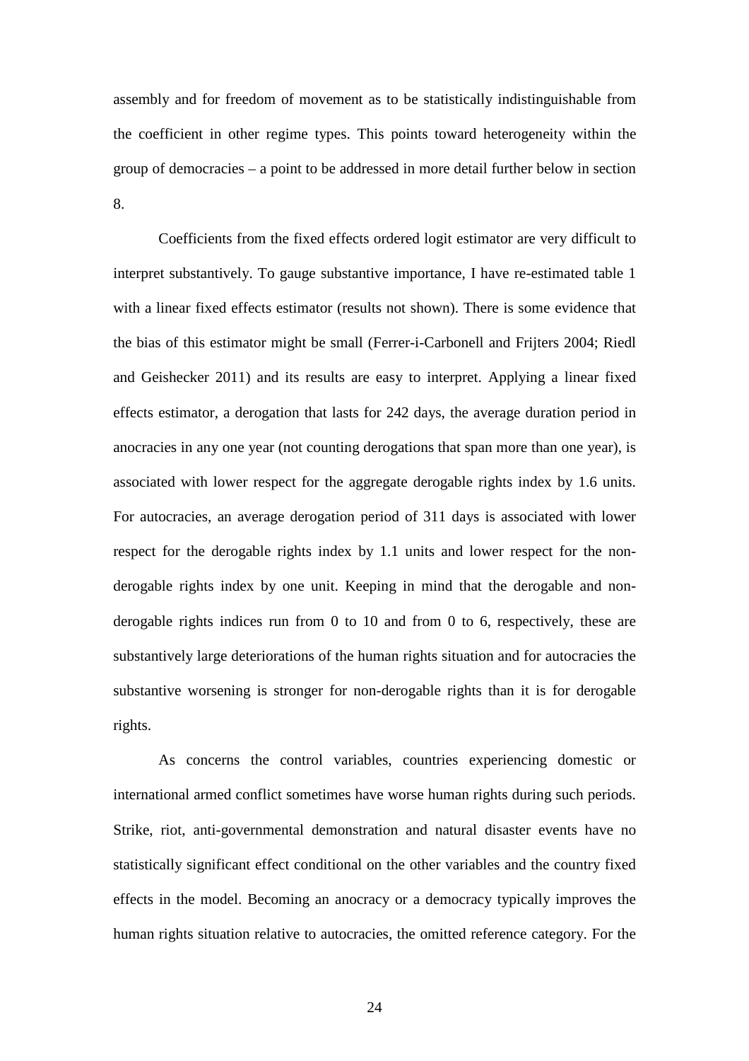assembly and for freedom of movement as to be statistically indistinguishable from the coefficient in other regime types. This points toward heterogeneity within the group of democracies – a point to be addressed in more detail further below in section 8.

Coefficients from the fixed effects ordered logit estimator are very difficult to interpret substantively. To gauge substantive importance, I have re-estimated table 1 with a linear fixed effects estimator (results not shown). There is some evidence that the bias of this estimator might be small (Ferrer-i-Carbonell and Frijters 2004; Riedl and Geishecker 2011) and its results are easy to interpret. Applying a linear fixed effects estimator, a derogation that lasts for 242 days, the average duration period in anocracies in any one year (not counting derogations that span more than one year), is associated with lower respect for the aggregate derogable rights index by 1.6 units. For autocracies, an average derogation period of 311 days is associated with lower respect for the derogable rights index by 1.1 units and lower respect for the non-derogable rights index by one unit. Keeping in mind that the derogable and non-derogable rights indices run from 0 to 10 and from 0 to 6, respectively, these are substantively large deteriorations of the human rights situation and for autocracies the substantive worsening is stronger for non-derogable rights than it is for derogable rights.

As concerns the control variables, countries experiencing domestic or international armed conflict sometimes have worse human rights during such periods. Strike, riot, anti-governmental demonstration and natural disaster events have no statistically significant effect conditional on the other variables and the country fixed effects in the model. Becoming an anocracy or a democracy typically improves the human rights situation relative to autocracies, the omitted reference category. For the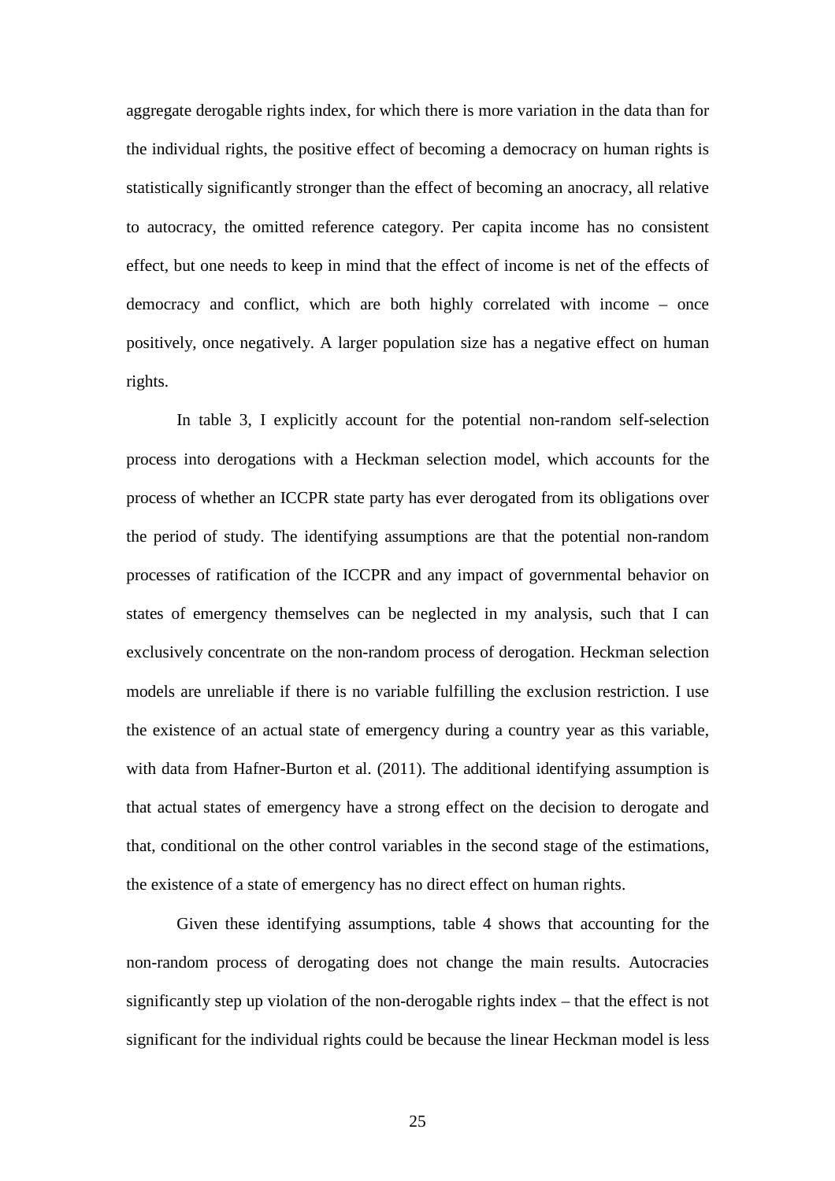aggregate derogable rights index, for which there is more variation in the data than for the individual rights, the positive effect of becoming a democracy on human rights is statistically significantly stronger than the effect of becoming an anocracy, all relative to autocracy, the omitted reference category. Per capita income has no consistent effect, but one needs to keep in mind that the effect of income is net of the effects of democracy and conflict, which are both highly correlated with income – once positively, once negatively. A larger population size has a negative effect on human rights.

In table 3, I explicitly account for the potential non-random self-selection process into derogations with a Heckman selection model, which accounts for the process of whether an ICCPR state party has ever derogated from its obligations over the period of study. The identifying assumptions are that the potential non-random processes of ratification of the ICCPR and any impact of governmental behavior on states of emergency themselves can be neglected in my analysis, such that I can exclusively concentrate on the non-random process of derogation. Heckman selection models are unreliable if there is no variable fulfilling the exclusion restriction. I use the existence of an actual state of emergency during a country year as this variable, with data from Hafner-Burton et al. (2011). The additional identifying assumption is that actual states of emergency have a strong effect on the decision to derogate and that, conditional on the other control variables in the second stage of the estimations, the existence of a state of emergency has no direct effect on human rights.

Given these identifying assumptions, table 4 shows that accounting for the non-random process of derogating does not change the main results. Autocracies significantly step up violation of the non-derogable rights index – that the effect is not significant for the individual rights could be because the linear Heckman model is less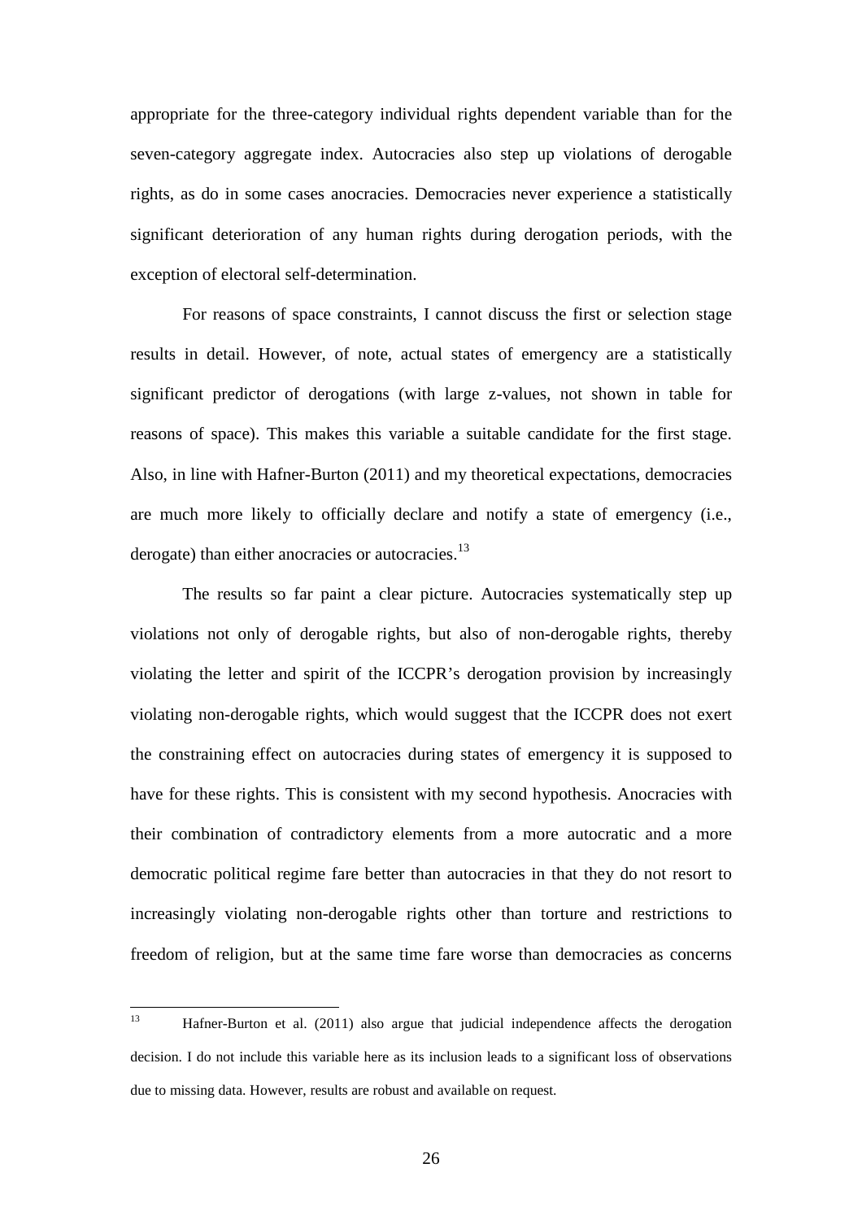appropriate for the three-category individual rights dependent variable than for the seven-category aggregate index. Autocracies also step up violations of derogable rights, as do in some cases anocracies. Democracies never experience a statistically significant deterioration of any human rights during derogation periods, with the exception of electoral self-determination.

For reasons of space constraints, I cannot discuss the first or selection stage results in detail. However, of note, actual states of emergency are a statistically significant predictor of derogations (with large z-values, not shown in table for reasons of space). This makes this variable a suitable candidate for the first stage. Also, in line with Hafner-Burton (2011) and my theoretical expectations, democracies are much more likely to officially declare and notify a state of emergency (i.e., derogate) than either anocracies or autocracies.[13]

The results so far paint a clear picture. Autocracies systematically step up violations not only of derogable rights, but also of non-derogable rights, thereby violating the letter and spirit of the ICCPR's derogation provision by increasingly violating non-derogable rights, which would suggest that the ICCPR does not exert the constraining effect on autocracies during states of emergency it is supposed to have for these rights. This is consistent with my second hypothesis. Anocracies with their combination of contradictory elements from a more autocratic and a more democratic political regime fare better than autocracies in that they do not resort to increasingly violating non-derogable rights other than torture and restrictions to freedom of religion, but at the same time fare worse than democracies as concerns

---

[13] Hafner-Burton et al. (2011) also argue that judicial independence affects the derogation decision. I do not include this variable here as its inclusion leads to a significant loss of observations due to missing data. However, results are robust and available on request.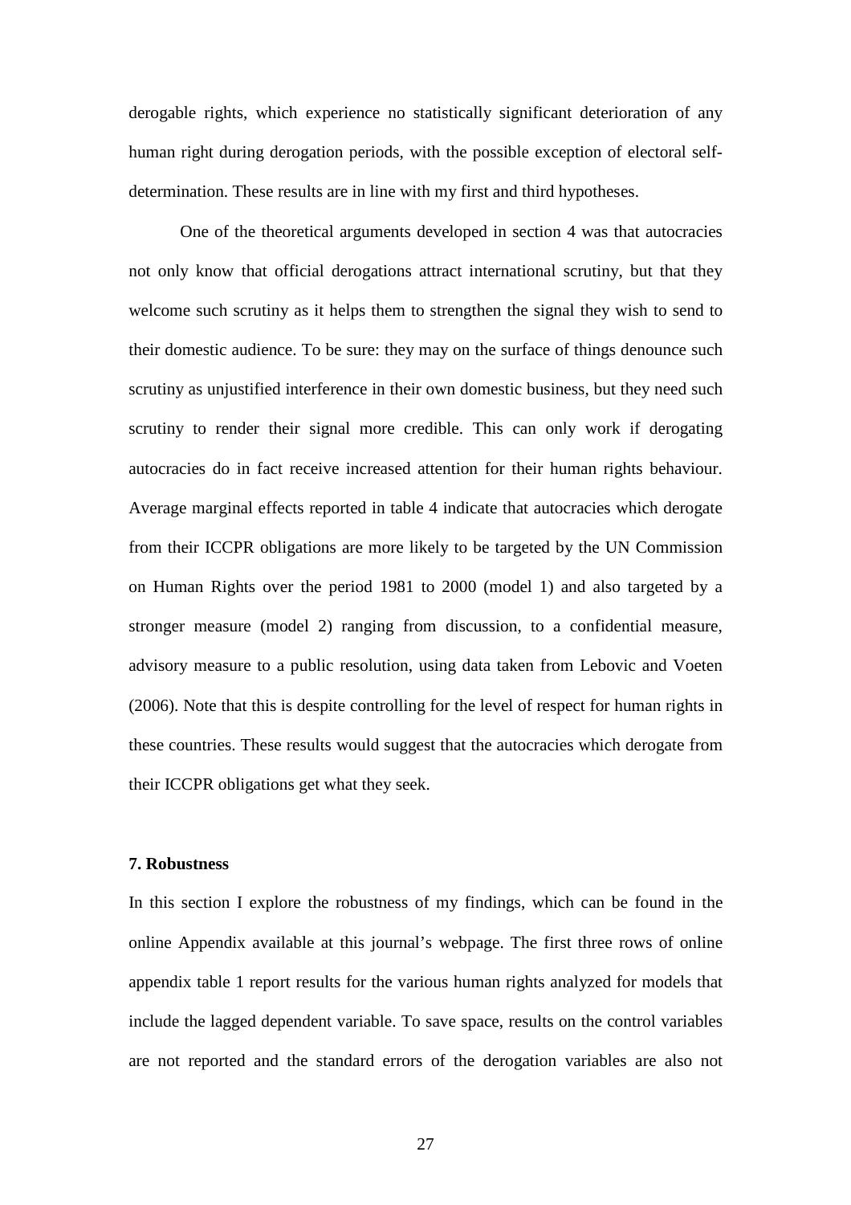derogable rights, which experience no statistically significant deterioration of any human right during derogation periods, with the possible exception of electoral self-determination. These results are in line with my first and third hypotheses.

One of the theoretical arguments developed in section 4 was that autocracies not only know that official derogations attract international scrutiny, but that they welcome such scrutiny as it helps them to strengthen the signal they wish to send to their domestic audience. To be sure: they may on the surface of things denounce such scrutiny as unjustified interference in their own domestic business, but they need such scrutiny to render their signal more credible. This can only work if derogating autocracies do in fact receive increased attention for their human rights behaviour. Average marginal effects reported in table 4 indicate that autocracies which derogate from their ICCPR obligations are more likely to be targeted by the UN Commission on Human Rights over the period 1981 to 2000 (model 1) and also targeted by a stronger measure (model 2) ranging from discussion, to a confidential measure, advisory measure to a public resolution, using data taken from Lebovic and Voeten (2006). Note that this is despite controlling for the level of respect for human rights in these countries. These results would suggest that the autocracies which derogate from their ICCPR obligations get what they seek.

### 7. Robustness

In this section I explore the robustness of my findings, which can be found in the online Appendix available at this journal's webpage. The first three rows of online appendix table 1 report results for the various human rights analyzed for models that include the lagged dependent variable. To save space, results on the control variables are not reported and the standard errors of the derogation variables are also not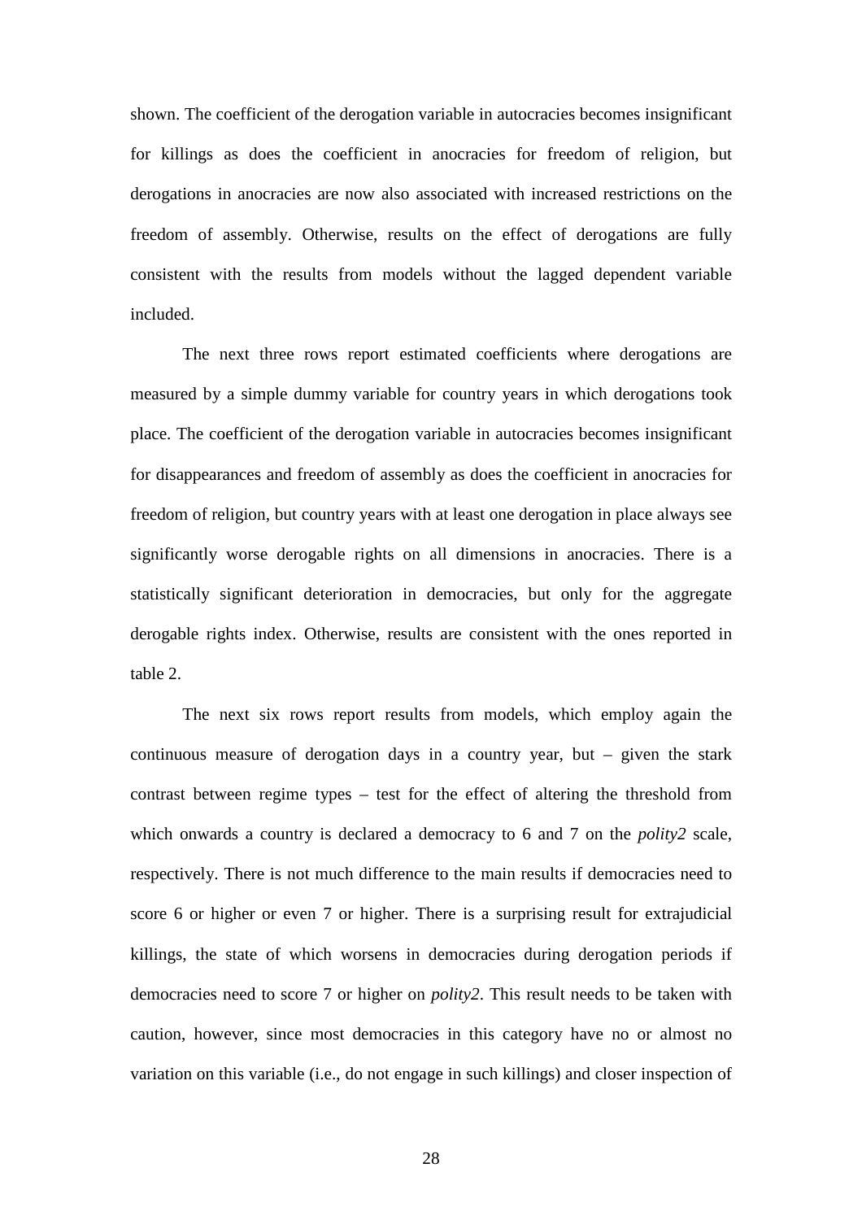shown. The coefficient of the derogation variable in autocracies becomes insignificant for killings as does the coefficient in anocracies for freedom of religion, but derogations in anocracies are now also associated with increased restrictions on the freedom of assembly. Otherwise, results on the effect of derogations are fully consistent with the results from models without the lagged dependent variable included.

The next three rows report estimated coefficients where derogations are measured by a simple dummy variable for country years in which derogations took place. The coefficient of the derogation variable in autocracies becomes insignificant for disappearances and freedom of assembly as does the coefficient in anocracies for freedom of religion, but country years with at least one derogation in place always see significantly worse derogable rights on all dimensions in anocracies. There is a statistically significant deterioration in democracies, but only for the aggregate derogable rights index. Otherwise, results are consistent with the ones reported in table 2.

The next six rows report results from models, which employ again the continuous measure of derogation days in a country year, but – given the stark contrast between regime types – test for the effect of altering the threshold from which onwards a country is declared a democracy to 6 and 7 on the *polity2* scale, respectively. There is not much difference to the main results if democracies need to score 6 or higher or even 7 or higher. There is a surprising result for extrajudicial killings, the state of which worsens in democracies during derogation periods if democracies need to score 7 or higher on *polity2*. This result needs to be taken with caution, however, since most democracies in this category have no or almost no variation on this variable (i.e., do not engage in such killings) and closer inspection of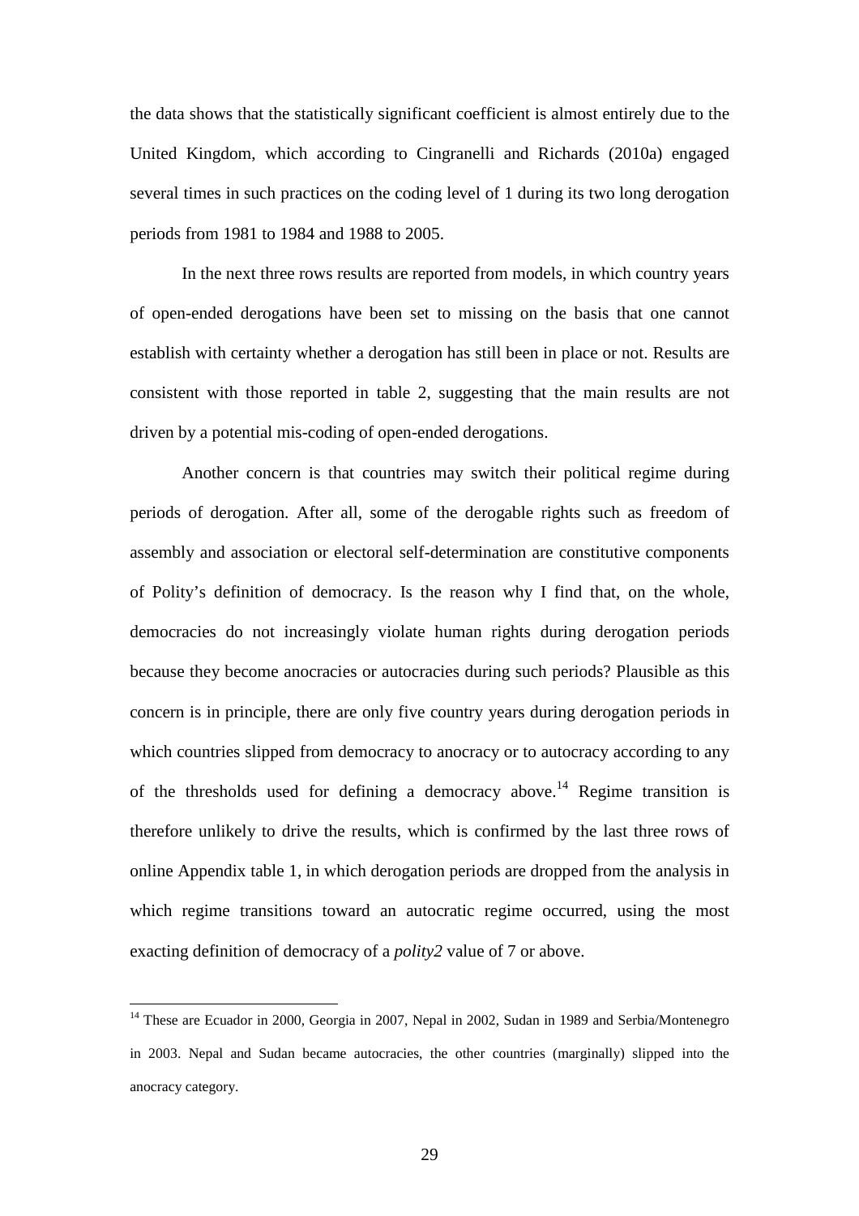the data shows that the statistically significant coefficient is almost entirely due to the United Kingdom, which according to Cingranelli and Richards (2010a) engaged several times in such practices on the coding level of 1 during its two long derogation periods from 1981 to 1984 and 1988 to 2005.

In the next three rows results are reported from models, in which country years of open-ended derogations have been set to missing on the basis that one cannot establish with certainty whether a derogation has still been in place or not. Results are consistent with those reported in table 2, suggesting that the main results are not driven by a potential mis-coding of open-ended derogations.

Another concern is that countries may switch their political regime during periods of derogation. After all, some of the derogable rights such as freedom of assembly and association or electoral self-determination are constitutive components of Polity's definition of democracy. Is the reason why I find that, on the whole, democracies do not increasingly violate human rights during derogation periods because they become anocracies or autocracies during such periods? Plausible as this concern is in principle, there are only five country years during derogation periods in which countries slipped from democracy to anocracy or to autocracy according to any of the thresholds used for defining a democracy above.[14] Regime transition is therefore unlikely to drive the results, which is confirmed by the last three rows of online Appendix table 1, in which derogation periods are dropped from the analysis in which regime transitions toward an autocratic regime occurred, using the most exacting definition of democracy of a *polity2* value of 7 or above.

[14] These are Ecuador in 2000, Georgia in 2007, Nepal in 2002, Sudan in 1989 and Serbia/Montenegro in 2003. Nepal and Sudan became autocracies, the other countries (marginally) slipped into the anocracy category.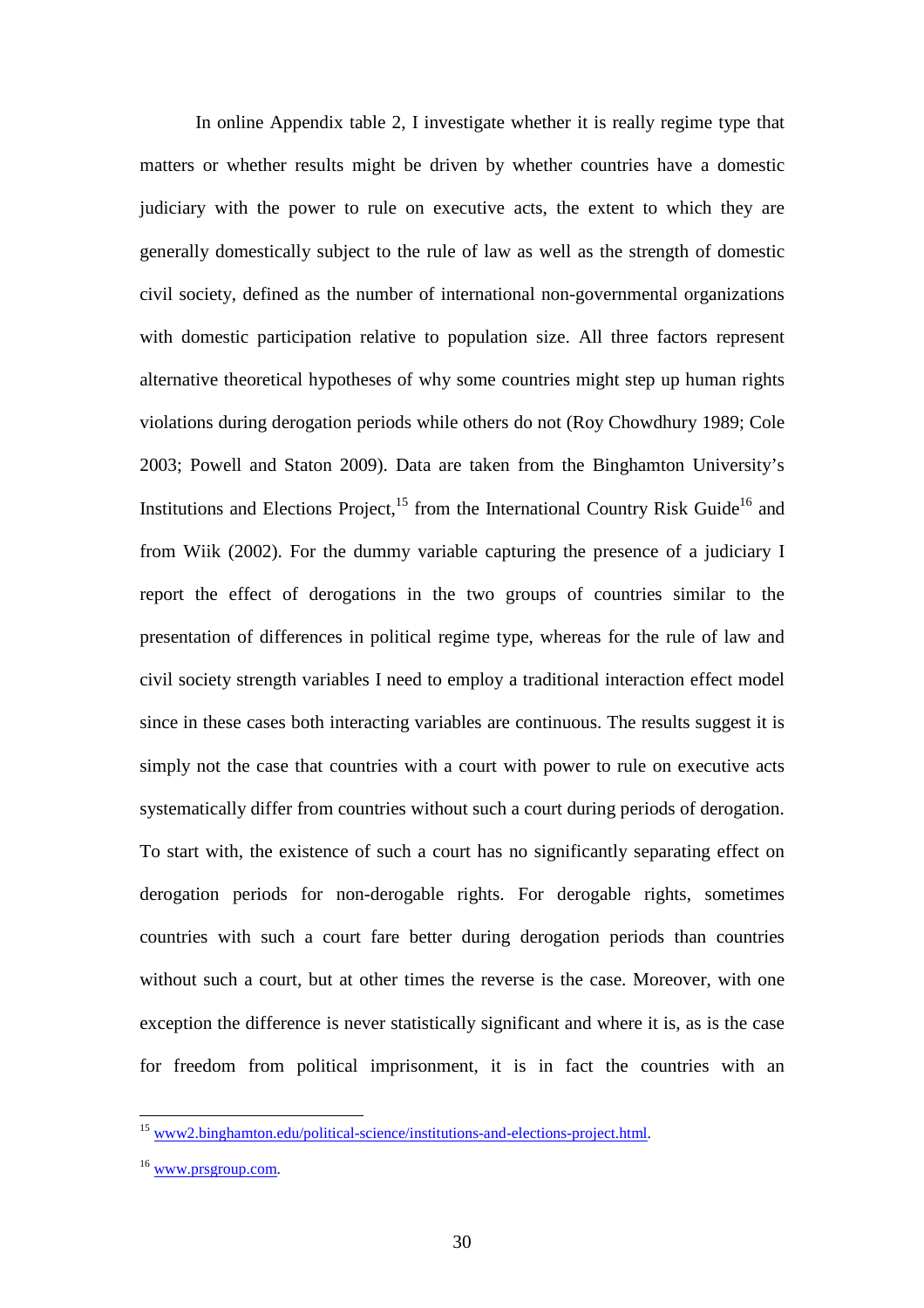In online Appendix table 2, I investigate whether it is really regime type that matters or whether results might be driven by whether countries have a domestic judiciary with the power to rule on executive acts, the extent to which they are generally domestically subject to the rule of law as well as the strength of domestic civil society, defined as the number of international non-governmental organizations with domestic participation relative to population size. All three factors represent alternative theoretical hypotheses of why some countries might step up human rights violations during derogation periods while others do not (Roy Chowdhury 1989; Cole 2003; Powell and Staton 2009). Data are taken from the Binghamton University's Institutions and Elections Project,[15] from the International Country Risk Guide[16] and from Wiik (2002). For the dummy variable capturing the presence of a judiciary I report the effect of derogations in the two groups of countries similar to the presentation of differences in political regime type, whereas for the rule of law and civil society strength variables I need to employ a traditional interaction effect model since in these cases both interacting variables are continuous. The results suggest it is simply not the case that countries with a court with power to rule on executive acts systematically differ from countries without such a court during periods of derogation. To start with, the existence of such a court has no significantly separating effect on derogation periods for non-derogable rights. For derogable rights, sometimes countries with such a court fare better during derogation periods than countries without such a court, but at other times the reverse is the case. Moreover, with one exception the difference is never statistically significant and where it is, as is the case for freedom from political imprisonment, it is in fact the countries with an

---

[15] www2.binghamton.edu/political-science/institutions-and-elections-project.html.

[16] www.prsgroup.com.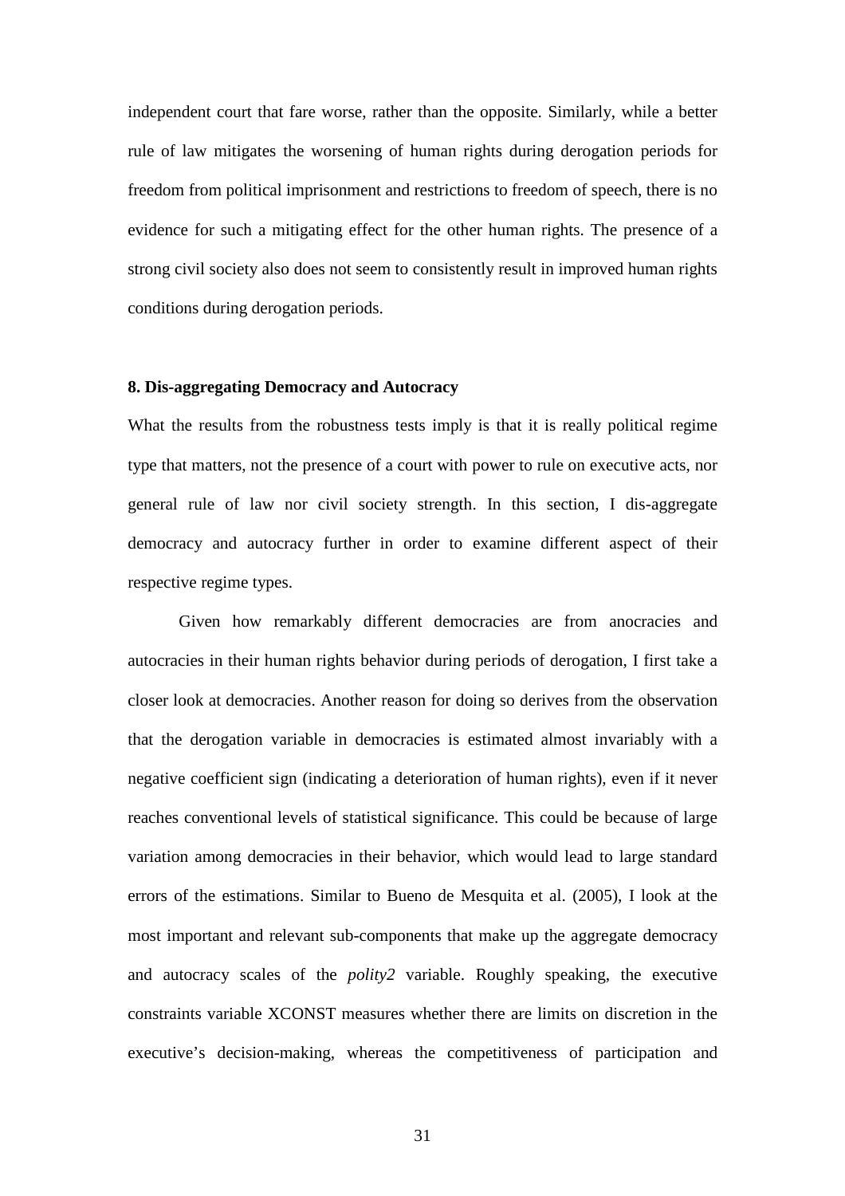independent court that fare worse, rather than the opposite. Similarly, while a better rule of law mitigates the worsening of human rights during derogation periods for freedom from political imprisonment and restrictions to freedom of speech, there is no evidence for such a mitigating effect for the other human rights. The presence of a strong civil society also does not seem to consistently result in improved human rights conditions during derogation periods.

## 8. Dis-aggregating Democracy and Autocracy

What the results from the robustness tests imply is that it is really political regime type that matters, not the presence of a court with power to rule on executive acts, nor general rule of law nor civil society strength. In this section, I dis-aggregate democracy and autocracy further in order to examine different aspect of their respective regime types.

Given how remarkably different democracies are from anocracies and autocracies in their human rights behavior during periods of derogation, I first take a closer look at democracies. Another reason for doing so derives from the observation that the derogation variable in democracies is estimated almost invariably with a negative coefficient sign (indicating a deterioration of human rights), even if it never reaches conventional levels of statistical significance. This could be because of large variation among democracies in their behavior, which would lead to large standard errors of the estimations. Similar to Bueno de Mesquita et al. (2005), I look at the most important and relevant sub-components that make up the aggregate democracy and autocracy scales of the *polity2* variable. Roughly speaking, the executive constraints variable XCONST measures whether there are limits on discretion in the executive's decision-making, whereas the competitiveness of participation and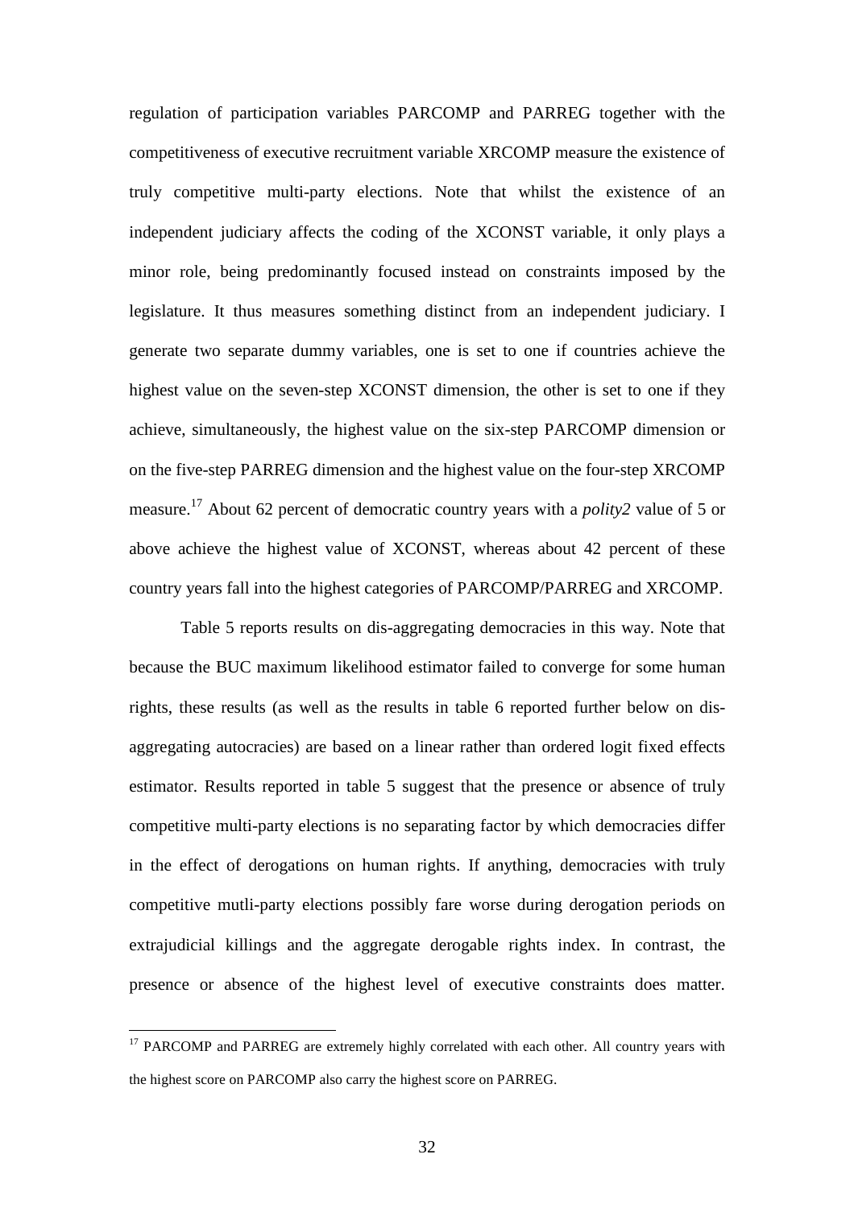regulation of participation variables PARCOMP and PARREG together with the competitiveness of executive recruitment variable XRCOMP measure the existence of truly competitive multi-party elections. Note that whilst the existence of an independent judiciary affects the coding of the XCONST variable, it only plays a minor role, being predominantly focused instead on constraints imposed by the legislature. It thus measures something distinct from an independent judiciary. I generate two separate dummy variables, one is set to one if countries achieve the highest value on the seven-step XCONST dimension, the other is set to one if they achieve, simultaneously, the highest value on the six-step PARCOMP dimension or on the five-step PARREG dimension and the highest value on the four-step XRCOMP measure.[17] About 62 percent of democratic country years with a *polity2* value of 5 or above achieve the highest value of XCONST, whereas about 42 percent of these country years fall into the highest categories of PARCOMP/PARREG and XRCOMP.

Table 5 reports results on dis-aggregating democracies in this way. Note that because the BUC maximum likelihood estimator failed to converge for some human rights, these results (as well as the results in table 6 reported further below on dis-aggregating autocracies) are based on a linear rather than ordered logit fixed effects estimator. Results reported in table 5 suggest that the presence or absence of truly competitive multi-party elections is no separating factor by which democracies differ in the effect of derogations on human rights. If anything, democracies with truly competitive mutli-party elections possibly fare worse during derogation periods on extrajudicial killings and the aggregate derogable rights index. In contrast, the presence or absence of the highest level of executive constraints does matter.

[17] PARCOMP and PARREG are extremely highly correlated with each other. All country years with the highest score on PARCOMP also carry the highest score on PARREG.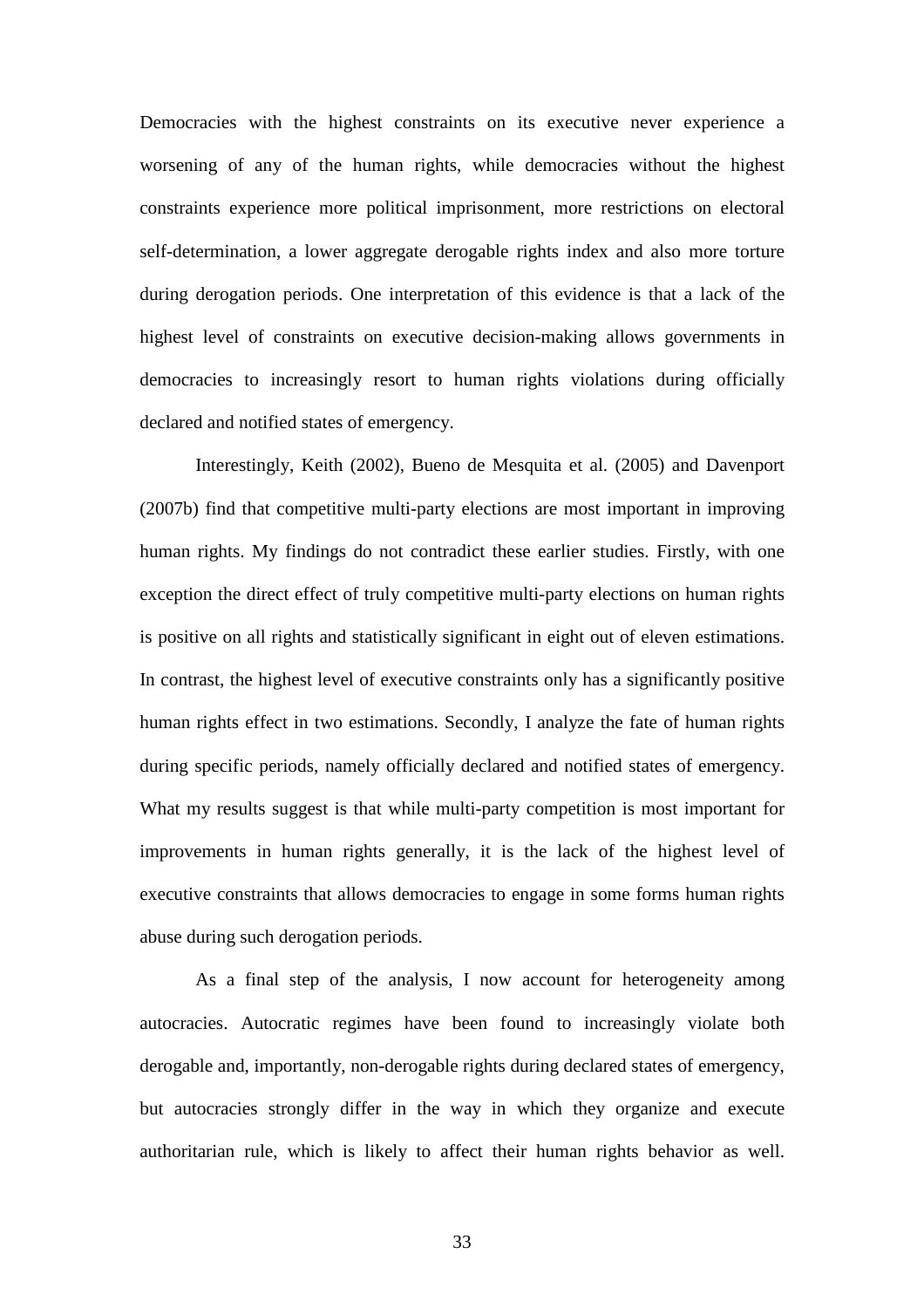Democracies with the highest constraints on its executive never experience a worsening of any of the human rights, while democracies without the highest constraints experience more political imprisonment, more restrictions on electoral self-determination, a lower aggregate derogable rights index and also more torture during derogation periods. One interpretation of this evidence is that a lack of the highest level of constraints on executive decision-making allows governments in democracies to increasingly resort to human rights violations during officially declared and notified states of emergency.

Interestingly, Keith (2002), Bueno de Mesquita et al. (2005) and Davenport (2007b) find that competitive multi-party elections are most important in improving human rights. My findings do not contradict these earlier studies. Firstly, with one exception the direct effect of truly competitive multi-party elections on human rights is positive on all rights and statistically significant in eight out of eleven estimations. In contrast, the highest level of executive constraints only has a significantly positive human rights effect in two estimations. Secondly, I analyze the fate of human rights during specific periods, namely officially declared and notified states of emergency. What my results suggest is that while multi-party competition is most important for improvements in human rights generally, it is the lack of the highest level of executive constraints that allows democracies to engage in some forms human rights abuse during such derogation periods.

As a final step of the analysis, I now account for heterogeneity among autocracies. Autocratic regimes have been found to increasingly violate both derogable and, importantly, non-derogable rights during declared states of emergency, but autocracies strongly differ in the way in which they organize and execute authoritarian rule, which is likely to affect their human rights behavior as well.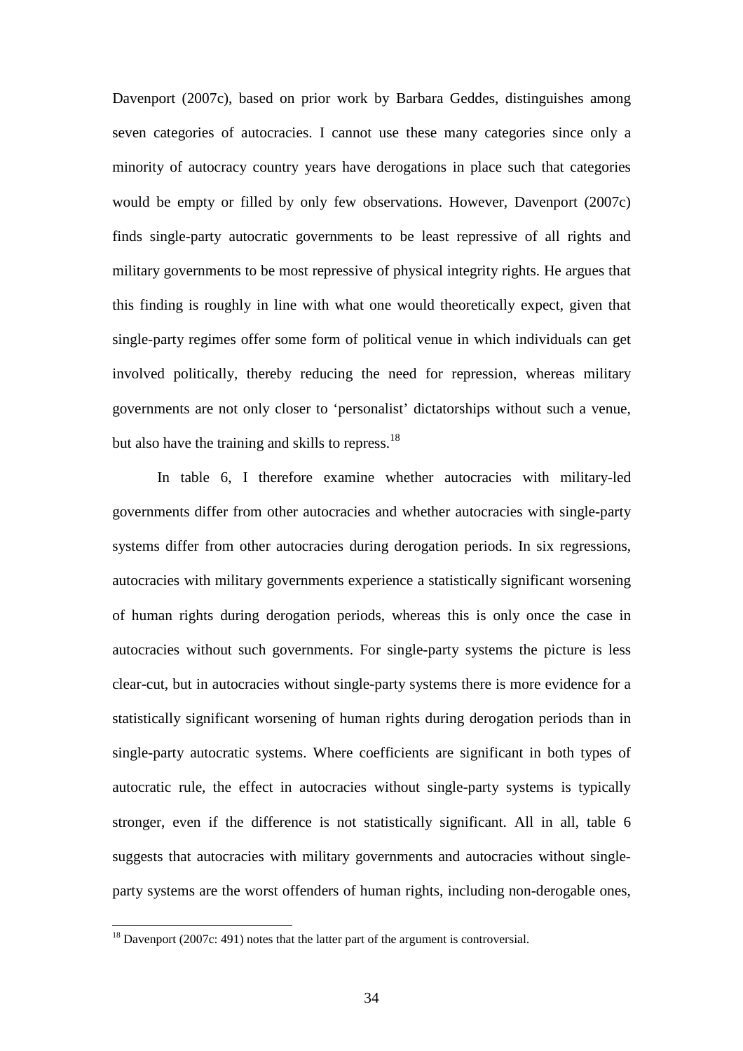Davenport (2007c), based on prior work by Barbara Geddes, distinguishes among seven categories of autocracies. I cannot use these many categories since only a minority of autocracy country years have derogations in place such that categories would be empty or filled by only few observations. However, Davenport (2007c) finds single-party autocratic governments to be least repressive of all rights and military governments to be most repressive of physical integrity rights. He argues that this finding is roughly in line with what one would theoretically expect, given that single-party regimes offer some form of political venue in which individuals can get involved politically, thereby reducing the need for repression, whereas military governments are not only closer to 'personalist' dictatorships without such a venue, but also have the training and skills to repress.[18]

In table 6, I therefore examine whether autocracies with military-led governments differ from other autocracies and whether autocracies with single-party systems differ from other autocracies during derogation periods. In six regressions, autocracies with military governments experience a statistically significant worsening of human rights during derogation periods, whereas this is only once the case in autocracies without such governments. For single-party systems the picture is less clear-cut, but in autocracies without single-party systems there is more evidence for a statistically significant worsening of human rights during derogation periods than in single-party autocratic systems. Where coefficients are significant in both types of autocratic rule, the effect in autocracies without single-party systems is typically stronger, even if the difference is not statistically significant. All in all, table 6 suggests that autocracies with military governments and autocracies without single-party systems are the worst offenders of human rights, including non-derogable ones,

[18] Davenport (2007c: 491) notes that the latter part of the argument is controversial.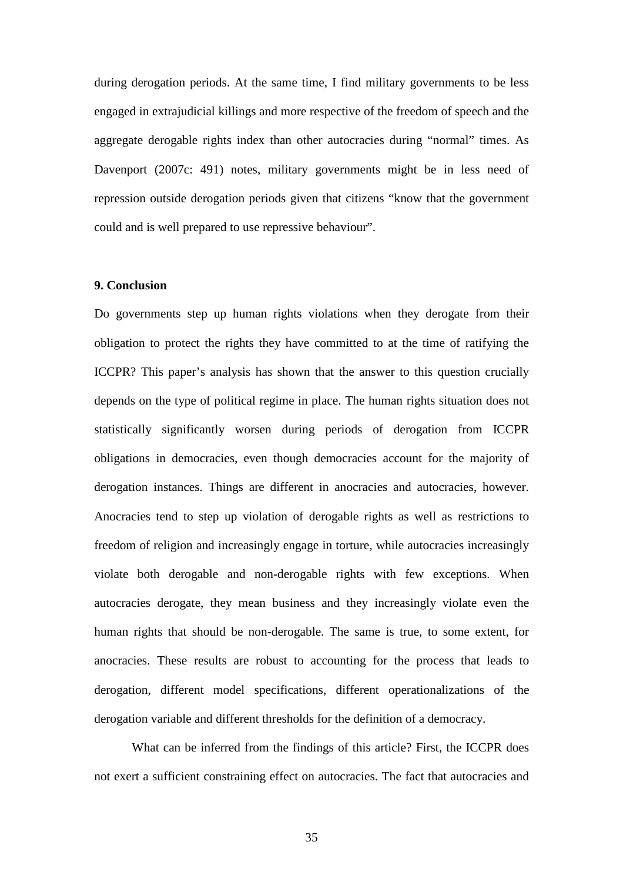during derogation periods. At the same time, I find military governments to be less engaged in extrajudicial killings and more respective of the freedom of speech and the aggregate derogable rights index than other autocracies during "normal" times. As Davenport (2007c: 491) notes, military governments might be in less need of repression outside derogation periods given that citizens "know that the government could and is well prepared to use repressive behaviour".

## 9. Conclusion

Do governments step up human rights violations when they derogate from their obligation to protect the rights they have committed to at the time of ratifying the ICCPR? This paper's analysis has shown that the answer to this question crucially depends on the type of political regime in place. The human rights situation does not statistically significantly worsen during periods of derogation from ICCPR obligations in democracies, even though democracies account for the majority of derogation instances. Things are different in anocracies and autocracies, however. Anocracies tend to step up violation of derogable rights as well as restrictions to freedom of religion and increasingly engage in torture, while autocracies increasingly violate both derogable and non-derogable rights with few exceptions. When autocracies derogate, they mean business and they increasingly violate even the human rights that should be non-derogable. The same is true, to some extent, for anocracies. These results are robust to accounting for the process that leads to derogation, different model specifications, different operationalizations of the derogation variable and different thresholds for the definition of a democracy.

What can be inferred from the findings of this article? First, the ICCPR does not exert a sufficient constraining effect on autocracies. The fact that autocracies and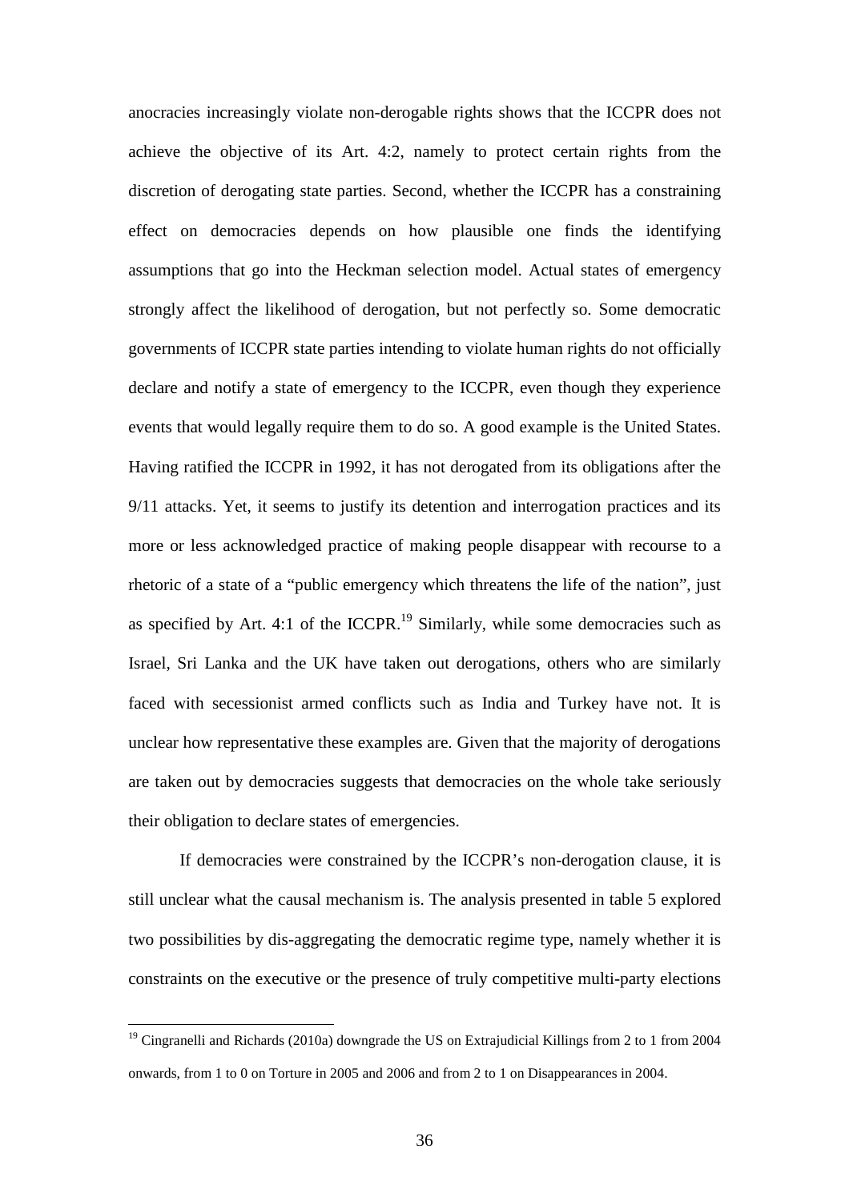anocracies increasingly violate non-derogable rights shows that the ICCPR does not achieve the objective of its Art. 4:2, namely to protect certain rights from the discretion of derogating state parties. Second, whether the ICCPR has a constraining effect on democracies depends on how plausible one finds the identifying assumptions that go into the Heckman selection model. Actual states of emergency strongly affect the likelihood of derogation, but not perfectly so. Some democratic governments of ICCPR state parties intending to violate human rights do not officially declare and notify a state of emergency to the ICCPR, even though they experience events that would legally require them to do so. A good example is the United States. Having ratified the ICCPR in 1992, it has not derogated from its obligations after the 9/11 attacks. Yet, it seems to justify its detention and interrogation practices and its more or less acknowledged practice of making people disappear with recourse to a rhetoric of a state of a "public emergency which threatens the life of the nation", just as specified by Art. 4:1 of the ICCPR.[19] Similarly, while some democracies such as Israel, Sri Lanka and the UK have taken out derogations, others who are similarly faced with secessionist armed conflicts such as India and Turkey have not. It is unclear how representative these examples are. Given that the majority of derogations are taken out by democracies suggests that democracies on the whole take seriously their obligation to declare states of emergencies.

If democracies were constrained by the ICCPR's non-derogation clause, it is still unclear what the causal mechanism is. The analysis presented in table 5 explored two possibilities by dis-aggregating the democratic regime type, namely whether it is constraints on the executive or the presence of truly competitive multi-party elections

[19] Cingranelli and Richards (2010a) downgrade the US on Extrajudicial Killings from 2 to 1 from 2004 onwards, from 1 to 0 on Torture in 2005 and 2006 and from 2 to 1 on Disappearances in 2004.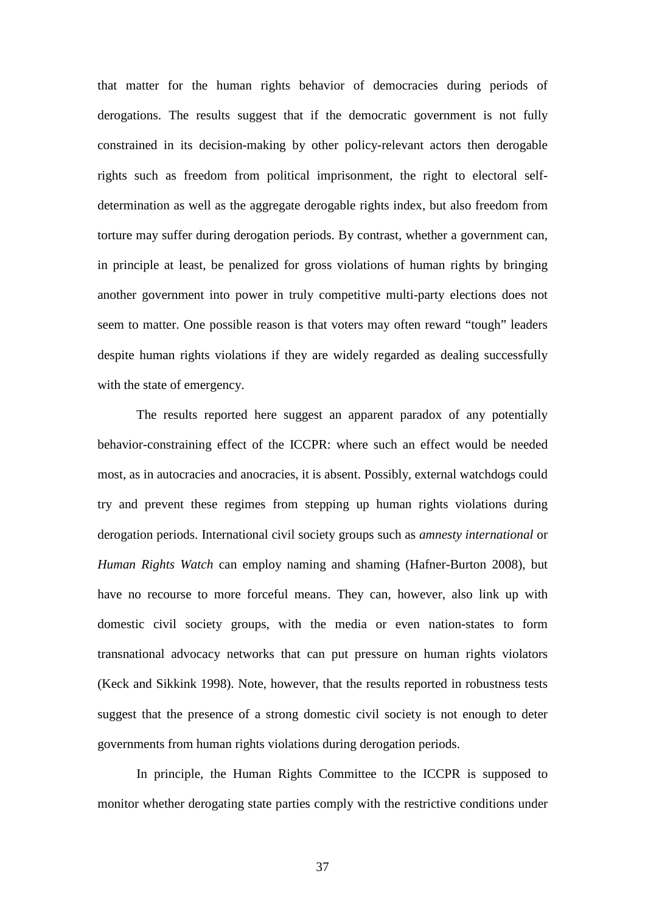that matter for the human rights behavior of democracies during periods of derogations. The results suggest that if the democratic government is not fully constrained in its decision-making by other policy-relevant actors then derogable rights such as freedom from political imprisonment, the right to electoral self-determination as well as the aggregate derogable rights index, but also freedom from torture may suffer during derogation periods. By contrast, whether a government can, in principle at least, be penalized for gross violations of human rights by bringing another government into power in truly competitive multi-party elections does not seem to matter. One possible reason is that voters may often reward "tough" leaders despite human rights violations if they are widely regarded as dealing successfully with the state of emergency.

The results reported here suggest an apparent paradox of any potentially behavior-constraining effect of the ICCPR: where such an effect would be needed most, as in autocracies and anocracies, it is absent. Possibly, external watchdogs could try and prevent these regimes from stepping up human rights violations during derogation periods. International civil society groups such as *amnesty international* or *Human Rights Watch* can employ naming and shaming (Hafner-Burton 2008), but have no recourse to more forceful means. They can, however, also link up with domestic civil society groups, with the media or even nation-states to form transnational advocacy networks that can put pressure on human rights violators (Keck and Sikkink 1998). Note, however, that the results reported in robustness tests suggest that the presence of a strong domestic civil society is not enough to deter governments from human rights violations during derogation periods.

In principle, the Human Rights Committee to the ICCPR is supposed to monitor whether derogating state parties comply with the restrictive conditions under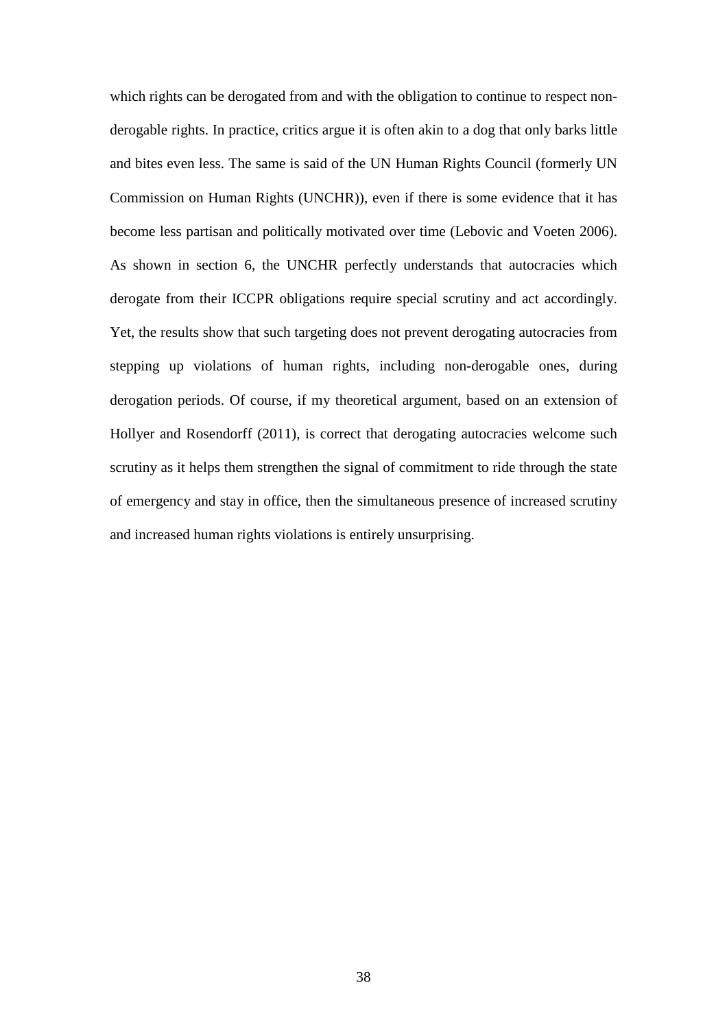which rights can be derogated from and with the obligation to continue to respect non-derogable rights. In practice, critics argue it is often akin to a dog that only barks little and bites even less. The same is said of the UN Human Rights Council (formerly UN Commission on Human Rights (UNCHR)), even if there is some evidence that it has become less partisan and politically motivated over time (Lebovic and Voeten 2006). As shown in section 6, the UNCHR perfectly understands that autocracies which derogate from their ICCPR obligations require special scrutiny and act accordingly. Yet, the results show that such targeting does not prevent derogating autocracies from stepping up violations of human rights, including non-derogable ones, during derogation periods. Of course, if my theoretical argument, based on an extension of Hollyer and Rosendorff (2011), is correct that derogating autocracies welcome such scrutiny as it helps them strengthen the signal of commitment to ride through the state of emergency and stay in office, then the simultaneous presence of increased scrutiny and increased human rights violations is entirely unsurprising.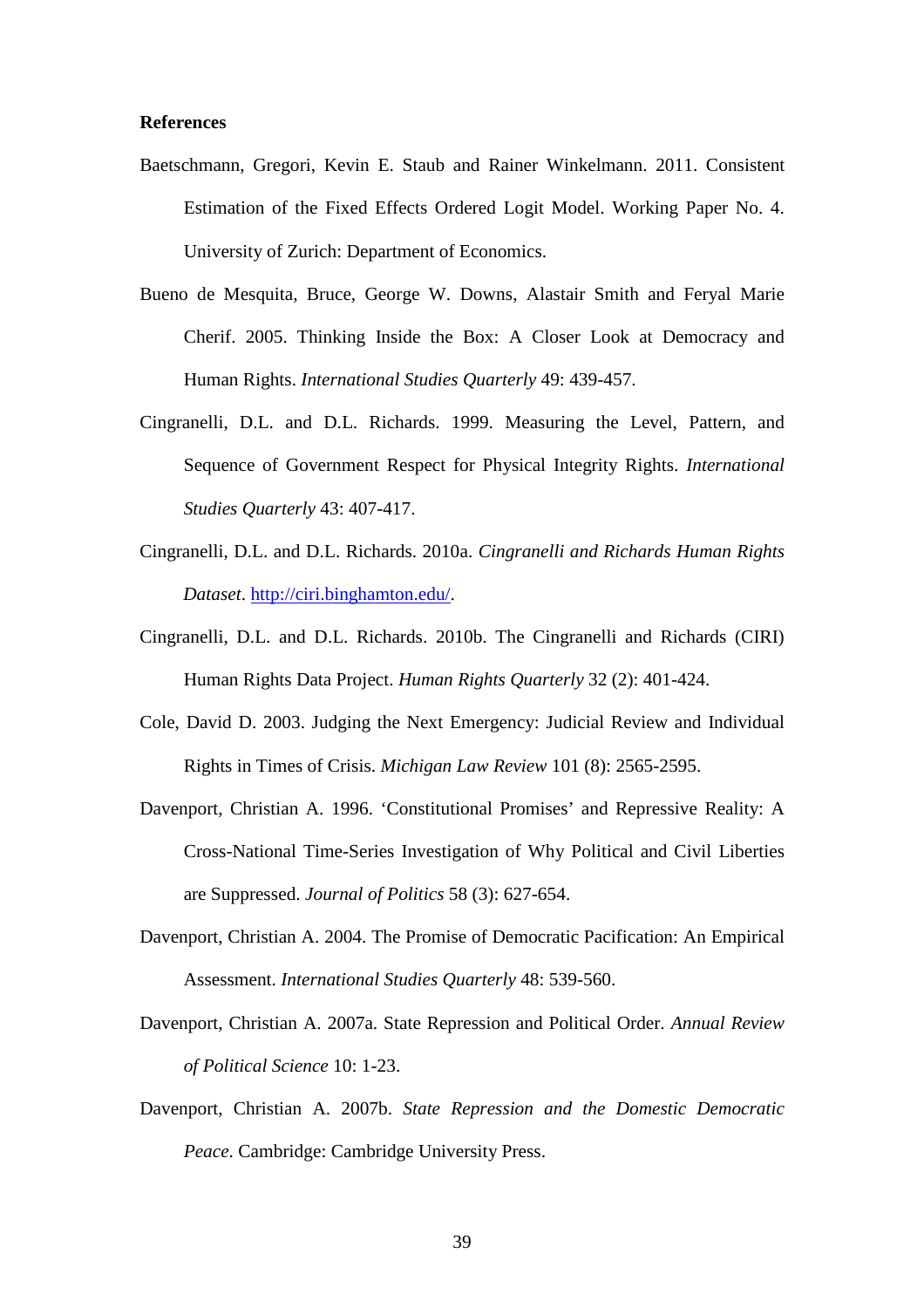**References**

Baetschmann, Gregori, Kevin E. Staub and Rainer Winkelmann. 2011. Consistent Estimation of the Fixed Effects Ordered Logit Model. Working Paper No. 4. University of Zurich: Department of Economics.

Bueno de Mesquita, Bruce, George W. Downs, Alastair Smith and Feryal Marie Cherif. 2005. Thinking Inside the Box: A Closer Look at Democracy and Human Rights. *International Studies Quarterly* 49: 439-457.

Cingranelli, D.L. and D.L. Richards. 1999. Measuring the Level, Pattern, and Sequence of Government Respect for Physical Integrity Rights. *International Studies Quarterly* 43: 407-417.

Cingranelli, D.L. and D.L. Richards. 2010a. *Cingranelli and Richards Human Rights Dataset*. http://ciri.binghamton.edu/.

Cingranelli, D.L. and D.L. Richards. 2010b. The Cingranelli and Richards (CIRI) Human Rights Data Project. *Human Rights Quarterly* 32 (2): 401-424.

Cole, David D. 2003. Judging the Next Emergency: Judicial Review and Individual Rights in Times of Crisis. *Michigan Law Review* 101 (8): 2565-2595.

Davenport, Christian A. 1996. 'Constitutional Promises' and Repressive Reality: A Cross-National Time-Series Investigation of Why Political and Civil Liberties are Suppressed. *Journal of Politics* 58 (3): 627-654.

Davenport, Christian A. 2004. The Promise of Democratic Pacification: An Empirical Assessment. *International Studies Quarterly* 48: 539-560.

Davenport, Christian A. 2007a. State Repression and Political Order. *Annual Review of Political Science* 10: 1-23.

Davenport, Christian A. 2007b. *State Repression and the Domestic Democratic Peace*. Cambridge: Cambridge University Press.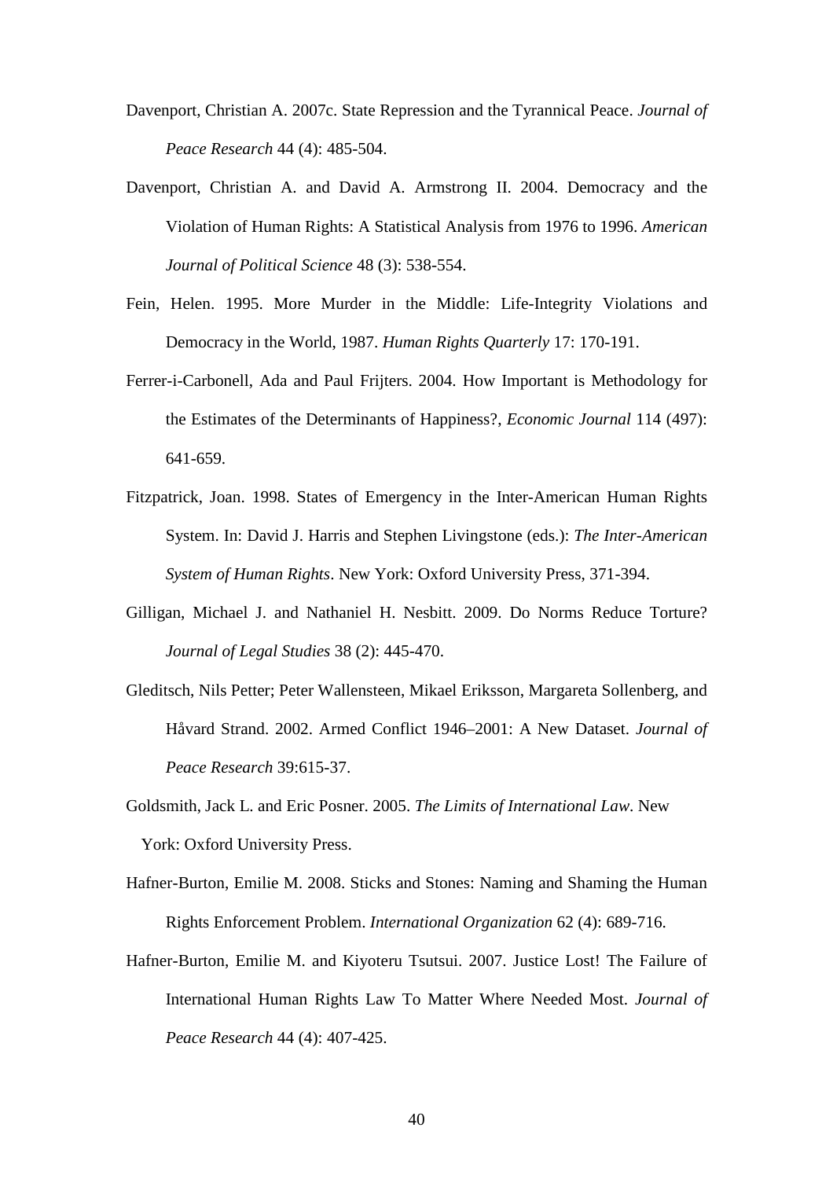Davenport, Christian A. 2007c. State Repression and the Tyrannical Peace. *Journal of Peace Research* 44 (4): 485-504.

Davenport, Christian A. and David A. Armstrong II. 2004. Democracy and the Violation of Human Rights: A Statistical Analysis from 1976 to 1996. *American Journal of Political Science* 48 (3): 538-554.

Fein, Helen. 1995. More Murder in the Middle: Life-Integrity Violations and Democracy in the World, 1987. *Human Rights Quarterly* 17: 170-191.

Ferrer-i-Carbonell, Ada and Paul Frijters. 2004. How Important is Methodology for the Estimates of the Determinants of Happiness?, *Economic Journal* 114 (497): 641-659.

Fitzpatrick, Joan. 1998. States of Emergency in the Inter-American Human Rights System. In: David J. Harris and Stephen Livingstone (eds.): *The Inter-American System of Human Rights*. New York: Oxford University Press, 371-394.

Gilligan, Michael J. and Nathaniel H. Nesbitt. 2009. Do Norms Reduce Torture? *Journal of Legal Studies* 38 (2): 445-470.

Gleditsch, Nils Petter; Peter Wallensteen, Mikael Eriksson, Margareta Sollenberg, and Håvard Strand. 2002. Armed Conflict 1946–2001: A New Dataset. *Journal of Peace Research* 39:615-37.

Goldsmith, Jack L. and Eric Posner. 2005. *The Limits of International Law*. New York: Oxford University Press.

Hafner-Burton, Emilie M. 2008. Sticks and Stones: Naming and Shaming the Human Rights Enforcement Problem. *International Organization* 62 (4): 689-716.

Hafner-Burton, Emilie M. and Kiyoteru Tsutsui. 2007. Justice Lost! The Failure of International Human Rights Law To Matter Where Needed Most. *Journal of Peace Research* 44 (4): 407-425.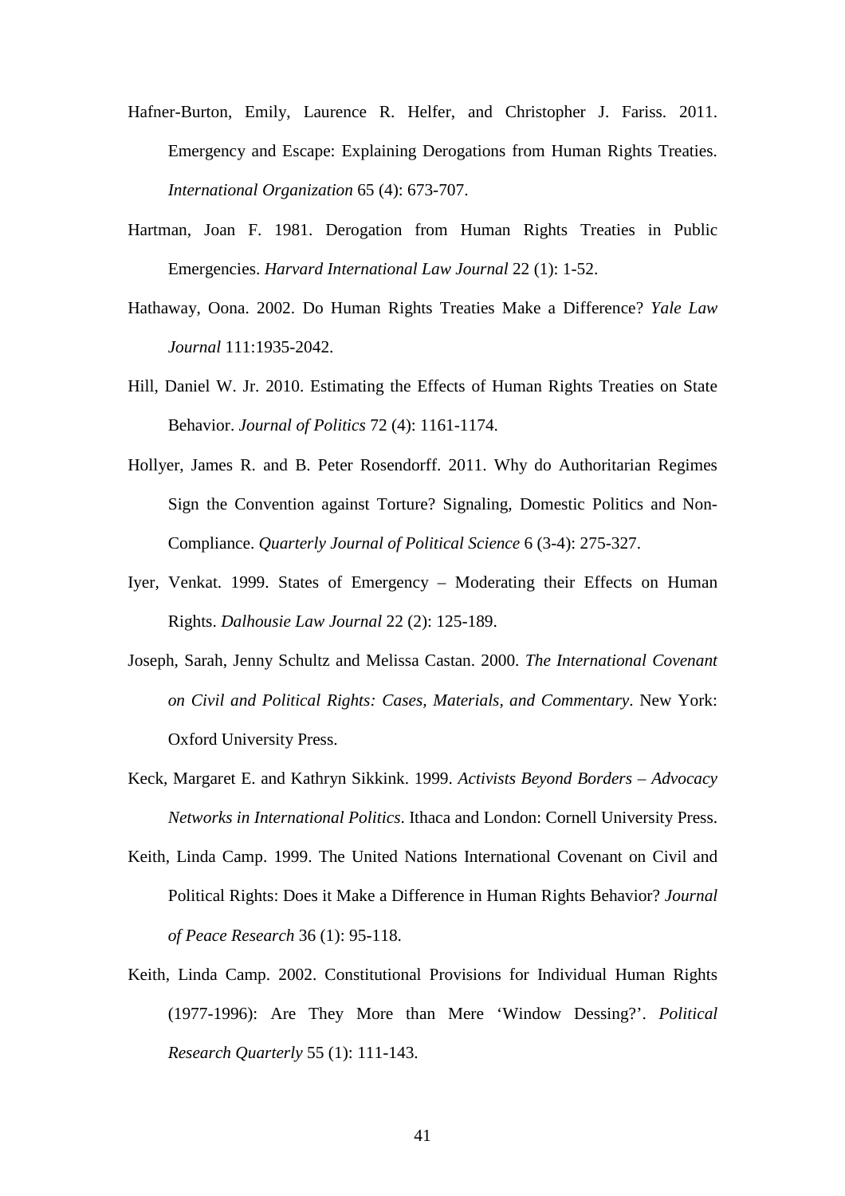Hafner-Burton, Emily, Laurence R. Helfer, and Christopher J. Fariss. 2011. Emergency and Escape: Explaining Derogations from Human Rights Treaties. *International Organization* 65 (4): 673-707.

Hartman, Joan F. 1981. Derogation from Human Rights Treaties in Public Emergencies. *Harvard International Law Journal* 22 (1): 1-52.

Hathaway, Oona. 2002. Do Human Rights Treaties Make a Difference? *Yale Law Journal* 111:1935-2042.

Hill, Daniel W. Jr. 2010. Estimating the Effects of Human Rights Treaties on State Behavior. *Journal of Politics* 72 (4): 1161-1174.

Hollyer, James R. and B. Peter Rosendorff. 2011. Why do Authoritarian Regimes Sign the Convention against Torture? Signaling, Domestic Politics and Non-Compliance. *Quarterly Journal of Political Science* 6 (3-4): 275-327.

Iyer, Venkat. 1999. States of Emergency – Moderating their Effects on Human Rights. *Dalhousie Law Journal* 22 (2): 125-189.

Joseph, Sarah, Jenny Schultz and Melissa Castan. 2000. *The International Covenant on Civil and Political Rights: Cases, Materials, and Commentary*. New York: Oxford University Press.

Keck, Margaret E. and Kathryn Sikkink. 1999. *Activists Beyond Borders – Advocacy Networks in International Politics*. Ithaca and London: Cornell University Press.

Keith, Linda Camp. 1999. The United Nations International Covenant on Civil and Political Rights: Does it Make a Difference in Human Rights Behavior? *Journal of Peace Research* 36 (1): 95-118.

Keith, Linda Camp. 2002. Constitutional Provisions for Individual Human Rights (1977-1996): Are They More than Mere 'Window Dessing?'. *Political Research Quarterly* 55 (1): 111-143.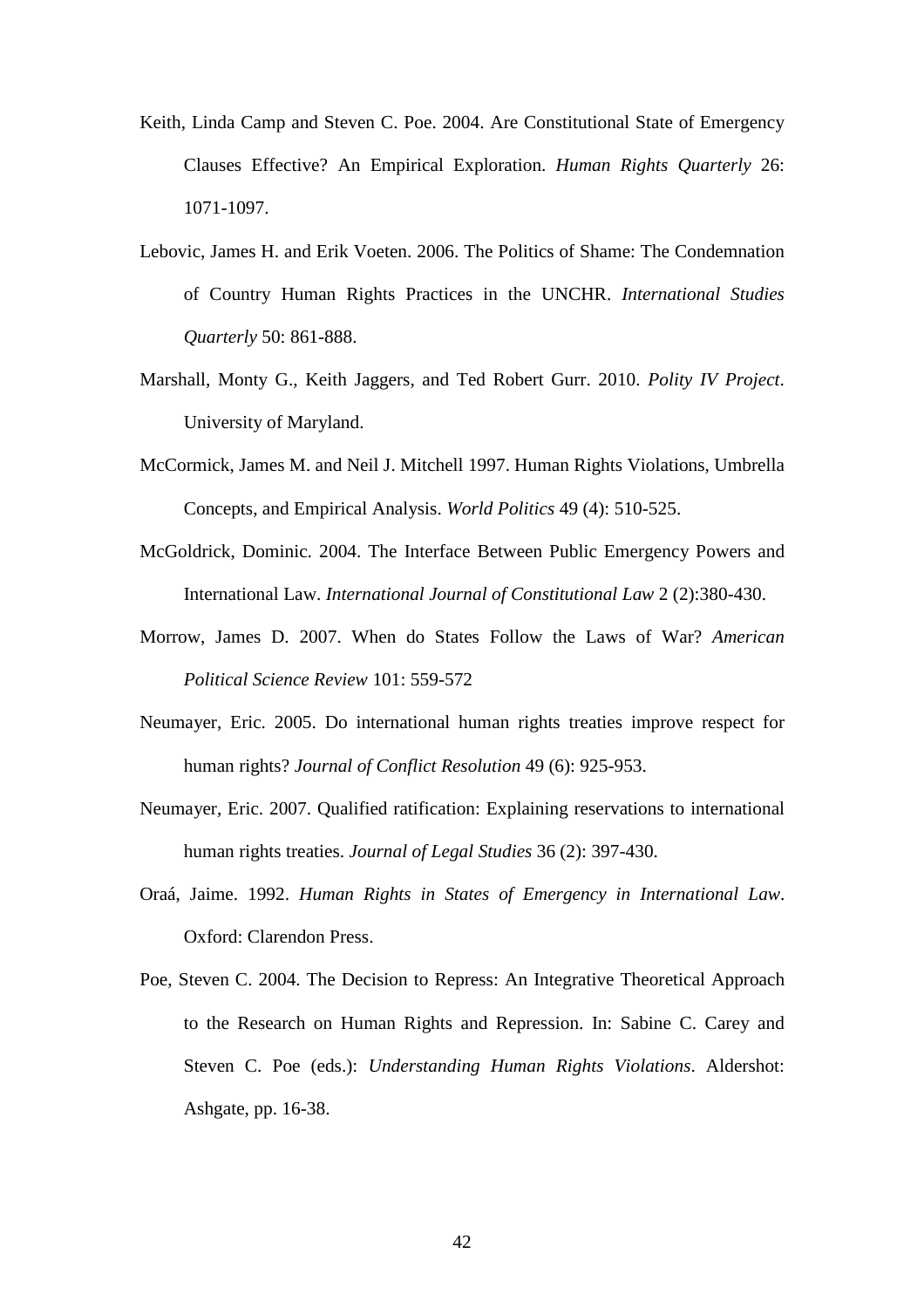Keith, Linda Camp and Steven C. Poe. 2004. Are Constitutional State of Emergency Clauses Effective? An Empirical Exploration. *Human Rights Quarterly* 26: 1071-1097.

Lebovic, James H. and Erik Voeten. 2006. The Politics of Shame: The Condemnation of Country Human Rights Practices in the UNCHR. *International Studies Quarterly* 50: 861-888.

Marshall, Monty G., Keith Jaggers, and Ted Robert Gurr. 2010. *Polity IV Project*. University of Maryland.

McCormick, James M. and Neil J. Mitchell 1997. Human Rights Violations, Umbrella Concepts, and Empirical Analysis. *World Politics* 49 (4): 510-525.

McGoldrick, Dominic. 2004. The Interface Between Public Emergency Powers and International Law. *International Journal of Constitutional Law* 2 (2):380-430.

Morrow, James D. 2007. When do States Follow the Laws of War? *American Political Science Review* 101: 559-572

Neumayer, Eric. 2005. Do international human rights treaties improve respect for human rights? *Journal of Conflict Resolution* 49 (6): 925-953.

Neumayer, Eric. 2007. Qualified ratification: Explaining reservations to international human rights treaties. *Journal of Legal Studies* 36 (2): 397-430.

Oraá, Jaime. 1992. *Human Rights in States of Emergency in International Law*. Oxford: Clarendon Press.

Poe, Steven C. 2004. The Decision to Repress: An Integrative Theoretical Approach to the Research on Human Rights and Repression. In: Sabine C. Carey and Steven C. Poe (eds.): *Understanding Human Rights Violations*. Aldershot: Ashgate, pp. 16-38.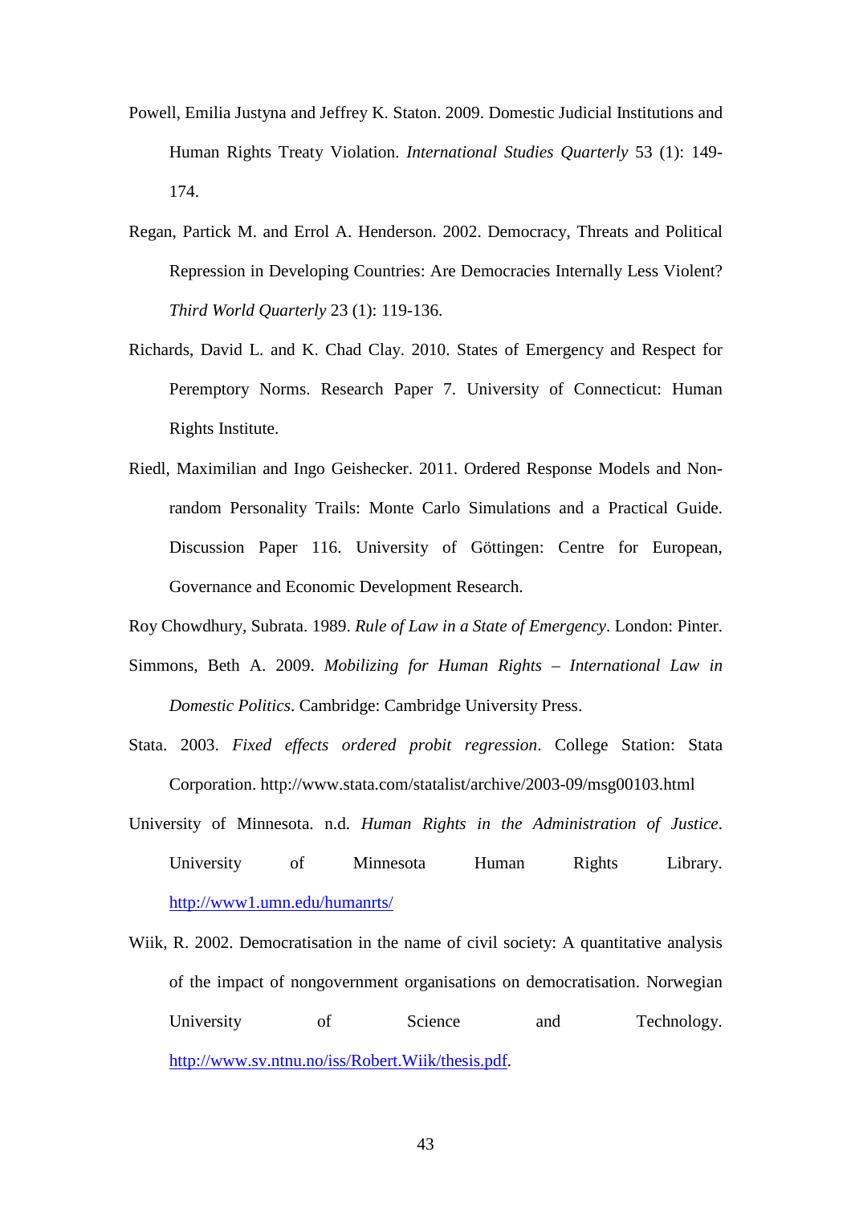Powell, Emilia Justyna and Jeffrey K. Staton. 2009. Domestic Judicial Institutions and Human Rights Treaty Violation. *International Studies Quarterly* 53 (1): 149-174.

Regan, Partick M. and Errol A. Henderson. 2002. Democracy, Threats and Political Repression in Developing Countries: Are Democracies Internally Less Violent? *Third World Quarterly* 23 (1): 119-136.

Richards, David L. and K. Chad Clay. 2010. States of Emergency and Respect for Peremptory Norms. Research Paper 7. University of Connecticut: Human Rights Institute.

Riedl, Maximilian and Ingo Geishecker. 2011. Ordered Response Models and Non-random Personality Trails: Monte Carlo Simulations and a Practical Guide. Discussion Paper 116. University of Göttingen: Centre for European, Governance and Economic Development Research.

Roy Chowdhury, Subrata. 1989. *Rule of Law in a State of Emergency*. London: Pinter.

Simmons, Beth A. 2009. *Mobilizing for Human Rights – International Law in Domestic Politics*. Cambridge: Cambridge University Press.

Stata. 2003. *Fixed effects ordered probit regression*. College Station: Stata Corporation. http://www.stata.com/statalist/archive/2003-09/msg00103.html

University of Minnesota. n.d. *Human Rights in the Administration of Justice*. University of Minnesota Human Rights Library. http://www1.umn.edu/humanrts/

Wiik, R. 2002. Democratisation in the name of civil society: A quantitative analysis of the impact of nongovernment organisations on democratisation. Norwegian University of Science and Technology. http://www.sv.ntnu.no/iss/Robert.Wiik/thesis.pdf.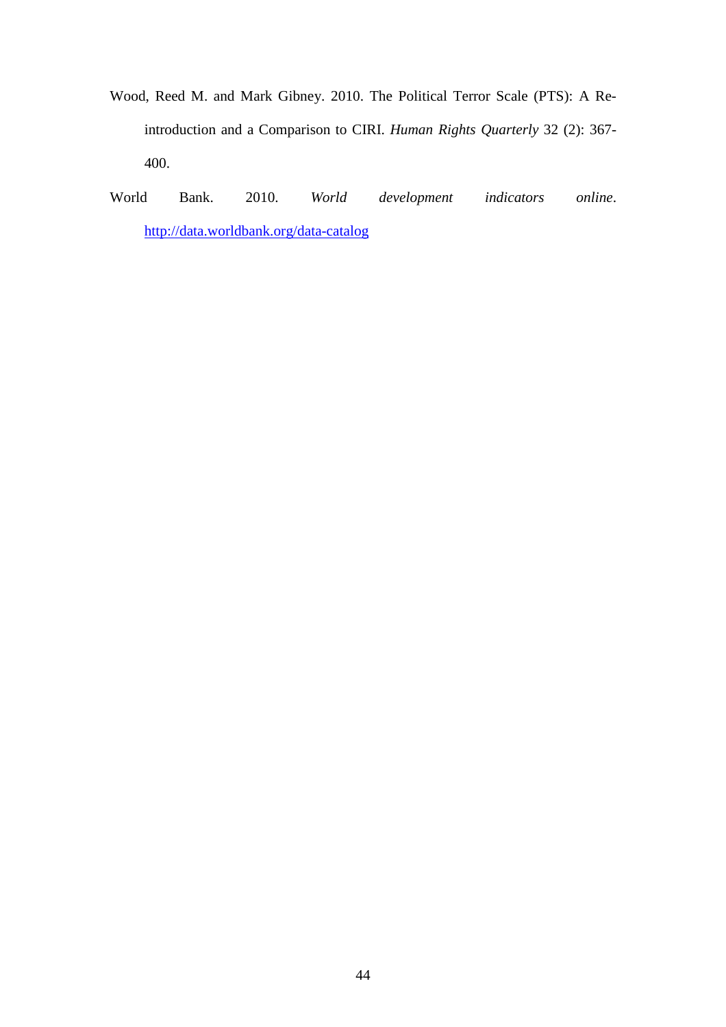Wood, Reed M. and Mark Gibney. 2010. The Political Terror Scale (PTS): A Re-introduction and a Comparison to CIRI. *Human Rights Quarterly* 32 (2): 367-400.

World Bank. 2010. *World development indicators online*. http://data.worldbank.org/data-catalog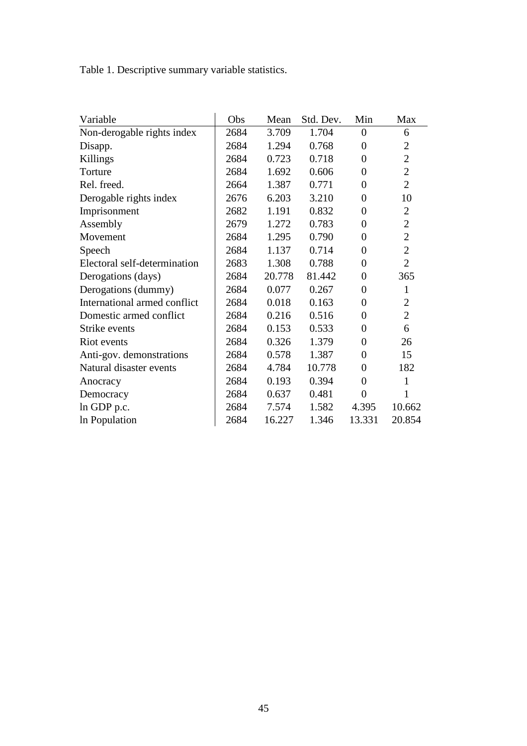Table 1. Descriptive summary variable statistics.

| Variable | Obs | Mean | Std. Dev. | Min | Max |
|---|---|---|---|---|---|
| Non-derogable rights index | 2684 | 3.709 | 1.704 | 0 | 6 |
| Disapp. | 2684 | 1.294 | 0.768 | 0 | 2 |
| Killings | 2684 | 0.723 | 0.718 | 0 | 2 |
| Torture | 2684 | 1.692 | 0.606 | 0 | 2 |
| Rel. freed. | 2664 | 1.387 | 0.771 | 0 | 2 |
| Derogable rights index | 2676 | 6.203 | 3.210 | 0 | 10 |
| Imprisonment | 2682 | 1.191 | 0.832 | 0 | 2 |
| Assembly | 2679 | 1.272 | 0.783 | 0 | 2 |
| Movement | 2684 | 1.295 | 0.790 | 0 | 2 |
| Speech | 2684 | 1.137 | 0.714 | 0 | 2 |
| Electoral self-determination | 2683 | 1.308 | 0.788 | 0 | 2 |
| Derogations (days) | 2684 | 20.778 | 81.442 | 0 | 365 |
| Derogations (dummy) | 2684 | 0.077 | 0.267 | 0 | 1 |
| International armed conflict | 2684 | 0.018 | 0.163 | 0 | 2 |
| Domestic armed conflict | 2684 | 0.216 | 0.516 | 0 | 2 |
| Strike events | 2684 | 0.153 | 0.533 | 0 | 6 |
| Riot events | 2684 | 0.326 | 1.379 | 0 | 26 |
| Anti-gov. demonstrations | 2684 | 0.578 | 1.387 | 0 | 15 |
| Natural disaster events | 2684 | 4.784 | 10.778 | 0 | 182 |
| Anocracy | 2684 | 0.193 | 0.394 | 0 | 1 |
| Democracy | 2684 | 0.637 | 0.481 | 0 | 1 |
| ln GDP p.c. | 2684 | 7.574 | 1.582 | 4.395 | 10.662 |
| ln Population | 2684 | 16.227 | 1.346 | 13.331 | 20.854 |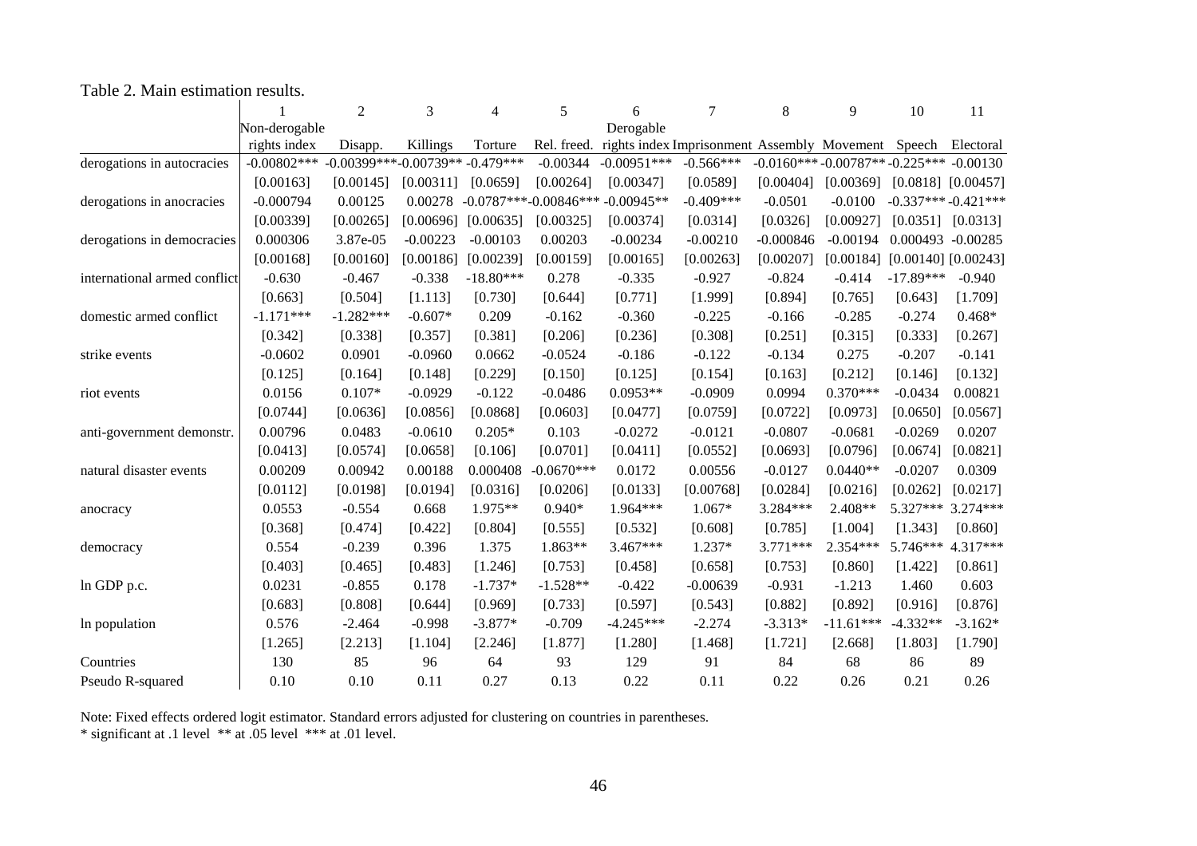Table 2. Main estimation results.

| | 1 | 2 | 3 | 4 | 5 | 6 | 7 | 8 | 9 | 10 | 11 |
|---|---|---|---|---|---|---|---|---|---|---|---|
| | Non-derogable rights index | Disapp. | Killings | Torture | Rel. freed. | Derogable rights index | Imprisonment | Assembly | Movement | Speech | Electoral |
| derogations in autocracies | -0.00802*** | -0.00399*** | -0.00739** | -0.479*** | -0.00344 | -0.00951*** | -0.566*** | -0.0160*** | -0.00787** | -0.225*** | -0.00130 |
| | [0.00163] | [0.00145] | [0.00311] | [0.0659] | [0.00264] | [0.00347] | [0.0589] | [0.00404] | [0.00369] | [0.0818] | [0.00457] |
| derogations in anocracies | -0.000794 | 0.00125 | 0.00278 | -0.0787*** | -0.00846*** | -0.00945** | -0.409*** | -0.0501 | -0.0100 | -0.337*** | -0.421*** |
| | [0.00339] | [0.00265] | [0.00696] | [0.00635] | [0.00325] | [0.00374] | [0.0314] | [0.0326] | [0.00927] | [0.0351] | [0.0313] |
| derogations in democracies | 0.000306 | 3.87e-05 | -0.00223 | -0.00103 | 0.00203 | -0.00234 | -0.00210 | -0.000846 | -0.00194 | 0.000493 | -0.00285 |
| | [0.00168] | [0.00160] | [0.00186] | [0.00239] | [0.00159] | [0.00165] | [0.00263] | [0.00207] | [0.00184] | [0.00140] | [0.00243] |
| international armed conflict | -0.630 | -0.467 | -0.338 | -18.80*** | 0.278 | -0.335 | -0.927 | -0.824 | -0.414 | -17.89*** | -0.940 |
| | [0.663] | [0.504] | [1.113] | [0.730] | [0.644] | [0.771] | [1.999] | [0.894] | [0.765] | [0.643] | [1.709] |
| domestic armed conflict | -1.171*** | -1.282*** | -0.607* | 0.209 | -0.162 | -0.360 | -0.225 | -0.166 | -0.285 | -0.274 | 0.468* |
| | [0.342] | [0.338] | [0.357] | [0.381] | [0.206] | [0.236] | [0.308] | [0.251] | [0.315] | [0.333] | [0.267] |
| strike events | -0.0602 | 0.0901 | -0.0960 | 0.0662 | -0.0524 | -0.186 | -0.122 | -0.134 | 0.275 | -0.207 | -0.141 |
| | [0.125] | [0.164] | [0.148] | [0.229] | [0.150] | [0.125] | [0.154] | [0.163] | [0.212] | [0.146] | [0.132] |
| riot events | 0.0156 | 0.107* | -0.0929 | -0.122 | -0.0486 | 0.0953** | -0.0909 | 0.0994 | 0.370*** | -0.0434 | 0.00821 |
| | [0.0744] | [0.0636] | [0.0856] | [0.0868] | [0.0603] | [0.0477] | [0.0759] | [0.0722] | [0.0973] | [0.0650] | [0.0567] |
| anti-government demonstr. | 0.00796 | 0.0483 | -0.0610 | 0.205* | 0.103 | -0.0272 | -0.0121 | -0.0807 | -0.0681 | -0.0269 | 0.0207 |
| | [0.0413] | [0.0574] | [0.0658] | [0.106] | [0.0701] | [0.0411] | [0.0552] | [0.0693] | [0.0796] | [0.0674] | [0.0821] |
| natural disaster events | 0.00209 | 0.00942 | 0.00188 | 0.000408 | -0.0670*** | 0.0172 | 0.00556 | -0.0127 | 0.0440** | -0.0207 | 0.0309 |
| | [0.0112] | [0.0198] | [0.0194] | [0.0316] | [0.0206] | [0.0133] | [0.00768] | [0.0284] | [0.0216] | [0.0262] | [0.0217] |
| anocracy | 0.0553 | -0.554 | 0.668 | 1.975** | 0.940* | 1.964*** | 1.067* | 3.284*** | 2.408** | 5.327*** | 3.274*** |
| | [0.368] | [0.474] | [0.422] | [0.804] | [0.555] | [0.532] | [0.608] | [0.785] | [1.004] | [1.343] | [0.860] |
| democracy | 0.554 | -0.239 | 0.396 | 1.375 | 1.863** | 3.467*** | 1.237* | 3.771*** | 2.354*** | 5.746*** | 4.317*** |
| | [0.403] | [0.465] | [0.483] | [1.246] | [0.753] | [0.458] | [0.658] | [0.753] | [0.860] | [1.422] | [0.861] |
| ln GDP p.c. | 0.0231 | -0.855 | 0.178 | -1.737* | -1.528** | -0.422 | -0.00639 | -0.931 | -1.213 | 1.460 | 0.603 |
| | [0.683] | [0.808] | [0.644] | [0.969] | [0.733] | [0.597] | [0.543] | [0.882] | [0.892] | [0.916] | [0.876] |
| ln population | 0.576 | -2.464 | -0.998 | -3.877* | -0.709 | -4.245*** | -2.274 | -3.313* | -11.61*** | -4.332** | -3.162* |
| | [1.265] | [2.213] | [1.104] | [2.246] | [1.877] | [1.280] | [1.468] | [1.721] | [2.668] | [1.803] | [1.790] |
| Countries | 130 | 85 | 96 | 64 | 93 | 129 | 91 | 84 | 68 | 86 | 89 |
| Pseudo R-squared | 0.10 | 0.10 | 0.11 | 0.27 | 0.13 | 0.22 | 0.11 | 0.22 | 0.26 | 0.21 | 0.26 |

Note: Fixed effects ordered logit estimator. Standard errors adjusted for clustering on countries in parentheses.
* significant at .1 level ** at .05 level *** at .01 level.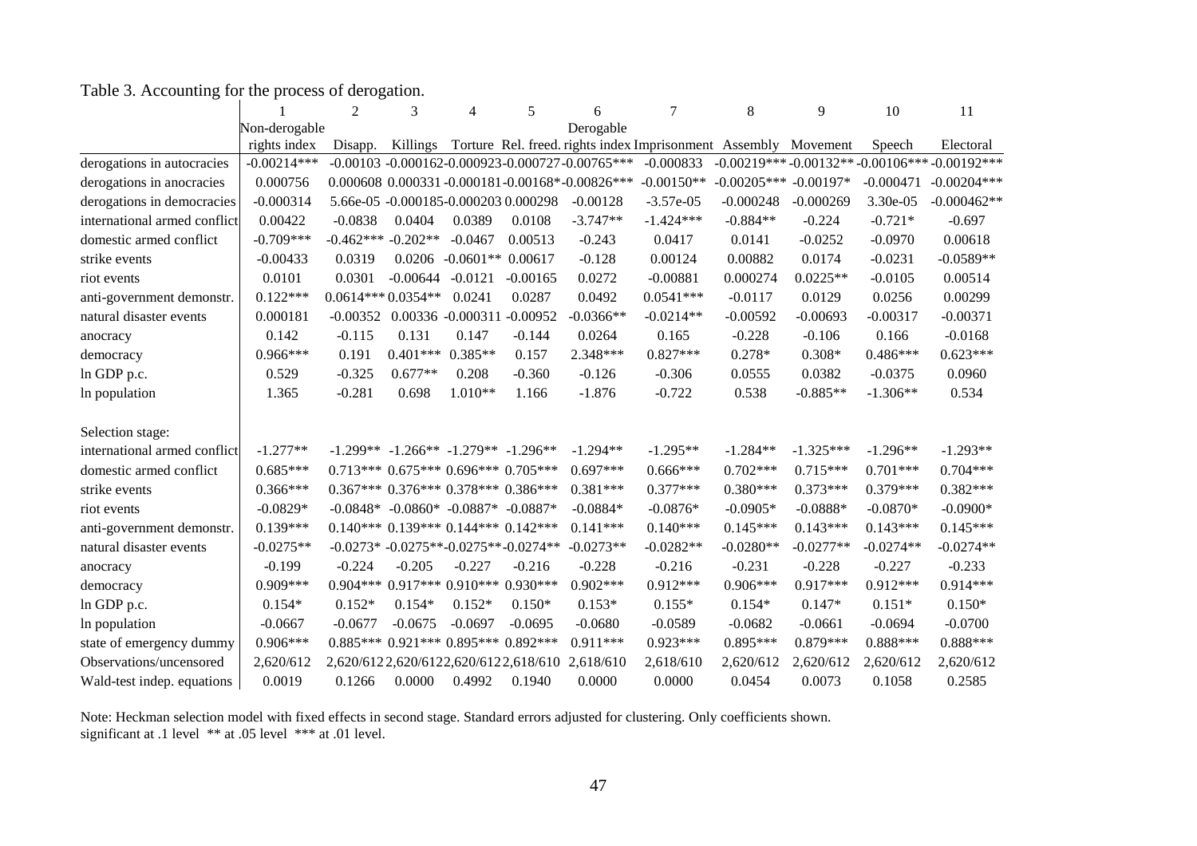Table 3. Accounting for the process of derogation.

| | 1 | 2 | 3 | 4 | 5 | 6 | 7 | 8 | 9 | 10 | 11 |
|---|---|---|---|---|---|---|---|---|---|---|---|
| | Non-derogable | | | | | Derogable | | | | | |
| | rights index | Disapp. | Killings | Torture | Rel. freed. | rights index | Imprisonment | Assembly | Movement | Speech | Electoral |
| derogations in autocracies | -0.00214*** | -0.00103 | -0.000162 | -0.000923 | -0.000727 | -0.00765*** | -0.000833 | -0.00219*** | -0.00132** | -0.00106*** | -0.00192*** |
| derogations in anocracies | 0.000756 | 0.000608 | 0.000331 | -0.000181 | -0.00168* | -0.00826*** | -0.00150** | -0.00205*** | -0.00197* | -0.000471 | -0.00204*** |
| derogations in democracies | -0.000314 | 5.66e-05 | -0.000185 | -0.000203 | 0.000298 | -0.00128 | -3.57e-05 | -0.000248 | -0.000269 | 3.30e-05 | -0.000462** |
| international armed conflict | 0.00422 | -0.0838 | 0.0404 | 0.0389 | 0.0108 | -3.747** | -1.424*** | -0.884** | -0.224 | -0.721* | -0.697 |
| domestic armed conflict | -0.709*** | -0.462*** | -0.202** | -0.0467 | 0.00513 | -0.243 | 0.0417 | 0.0141 | -0.0252 | -0.0970 | 0.00618 |
| strike events | -0.00433 | 0.0319 | 0.0206 | -0.0601** | 0.00617 | -0.128 | 0.00124 | 0.00882 | 0.0174 | -0.0231 | -0.0589** |
| riot events | 0.0101 | 0.0301 | -0.00644 | -0.0121 | -0.00165 | 0.0272 | -0.00881 | 0.000274 | 0.0225** | -0.0105 | 0.00514 |
| anti-government demonstr. | 0.122*** | 0.0614*** | 0.0354** | 0.0241 | 0.0287 | 0.0492 | 0.0541*** | -0.0117 | 0.0129 | 0.0256 | 0.00299 |
| natural disaster events | 0.000181 | -0.00352 | 0.00336 | -0.000311 | -0.00952 | -0.0366** | -0.0214** | -0.00592 | -0.00693 | -0.00317 | -0.00371 |
| anocracy | 0.142 | -0.115 | 0.131 | 0.147 | -0.144 | 0.0264 | 0.165 | -0.228 | -0.106 | 0.166 | -0.0168 |
| democracy | 0.966*** | 0.191 | 0.401*** | 0.385** | 0.157 | 2.348*** | 0.827*** | 0.278* | 0.308* | 0.486*** | 0.623*** |
| ln GDP p.c. | 0.529 | -0.325 | 0.677** | 0.208 | -0.360 | -0.126 | -0.306 | 0.0555 | 0.0382 | -0.0375 | 0.0960 |
| ln population | 1.365 | -0.281 | 0.698 | 1.010** | 1.166 | -1.876 | -0.722 | 0.538 | -0.885** | -1.306** | 0.534 |
| | | | | | | | | | | | |
| Selection stage: | | | | | | | | | | | |
| international armed conflict | -1.277** | -1.299** | -1.266** | -1.279** | -1.296** | -1.294** | -1.295** | -1.284** | -1.325*** | -1.296** | -1.293** |
| domestic armed conflict | 0.685*** | 0.713*** | 0.675*** | 0.696*** | 0.705*** | 0.697*** | 0.666*** | 0.702*** | 0.715*** | 0.701*** | 0.704*** |
| strike events | 0.366*** | 0.367*** | 0.376*** | 0.378*** | 0.386*** | 0.381*** | 0.377*** | 0.380*** | 0.373*** | 0.379*** | 0.382*** |
| riot events | -0.0829* | -0.0848* | -0.0860* | -0.0887* | -0.0887* | -0.0884* | -0.0876* | -0.0905* | -0.0888* | -0.0870* | -0.0900* |
| anti-government demonstr. | 0.139*** | 0.140*** | 0.139*** | 0.144*** | 0.142*** | 0.141*** | 0.140*** | 0.145*** | 0.143*** | 0.143*** | 0.145*** |
| natural disaster events | -0.0275** | -0.0273* | -0.0275** | -0.0275** | -0.0274** | -0.0273** | -0.0282** | -0.0280** | -0.0277** | -0.0274** | -0.0274** |
| anocracy | -0.199 | -0.224 | -0.205 | -0.227 | -0.216 | -0.228 | -0.216 | -0.231 | -0.228 | -0.227 | -0.233 |
| democracy | 0.909*** | 0.904*** | 0.917*** | 0.910*** | 0.930*** | 0.902*** | 0.912*** | 0.906*** | 0.917*** | 0.912*** | 0.914*** |
| ln GDP p.c. | 0.154* | 0.152* | 0.154* | 0.152* | 0.150* | 0.153* | 0.155* | 0.154* | 0.147* | 0.151* | 0.150* |
| ln population | -0.0667 | -0.0677 | -0.0675 | -0.0697 | -0.0695 | -0.0680 | -0.0589 | -0.0682 | -0.0661 | -0.0694 | -0.0700 |
| state of emergency dummy | 0.906*** | 0.885*** | 0.921*** | 0.895*** | 0.892*** | 0.911*** | 0.923*** | 0.895*** | 0.879*** | 0.888*** | 0.888*** |
| Observations/uncensored | 2,620/612 | 2,620/612 | 2,620/612 | 2,620/612 | 2,618/610 | 2,618/610 | 2,618/610 | 2,620/612 | 2,620/612 | 2,620/612 | 2,620/612 |
| Wald-test indep. equations | 0.0019 | 0.1266 | 0.0000 | 0.4992 | 0.1940 | 0.0000 | 0.0000 | 0.0454 | 0.0073 | 0.1058 | 0.2585 |

Note: Heckman selection model with fixed effects in second stage. Standard errors adjusted for clustering. Only coefficients shown.
significant at .1 level ** at .05 level *** at .01 level.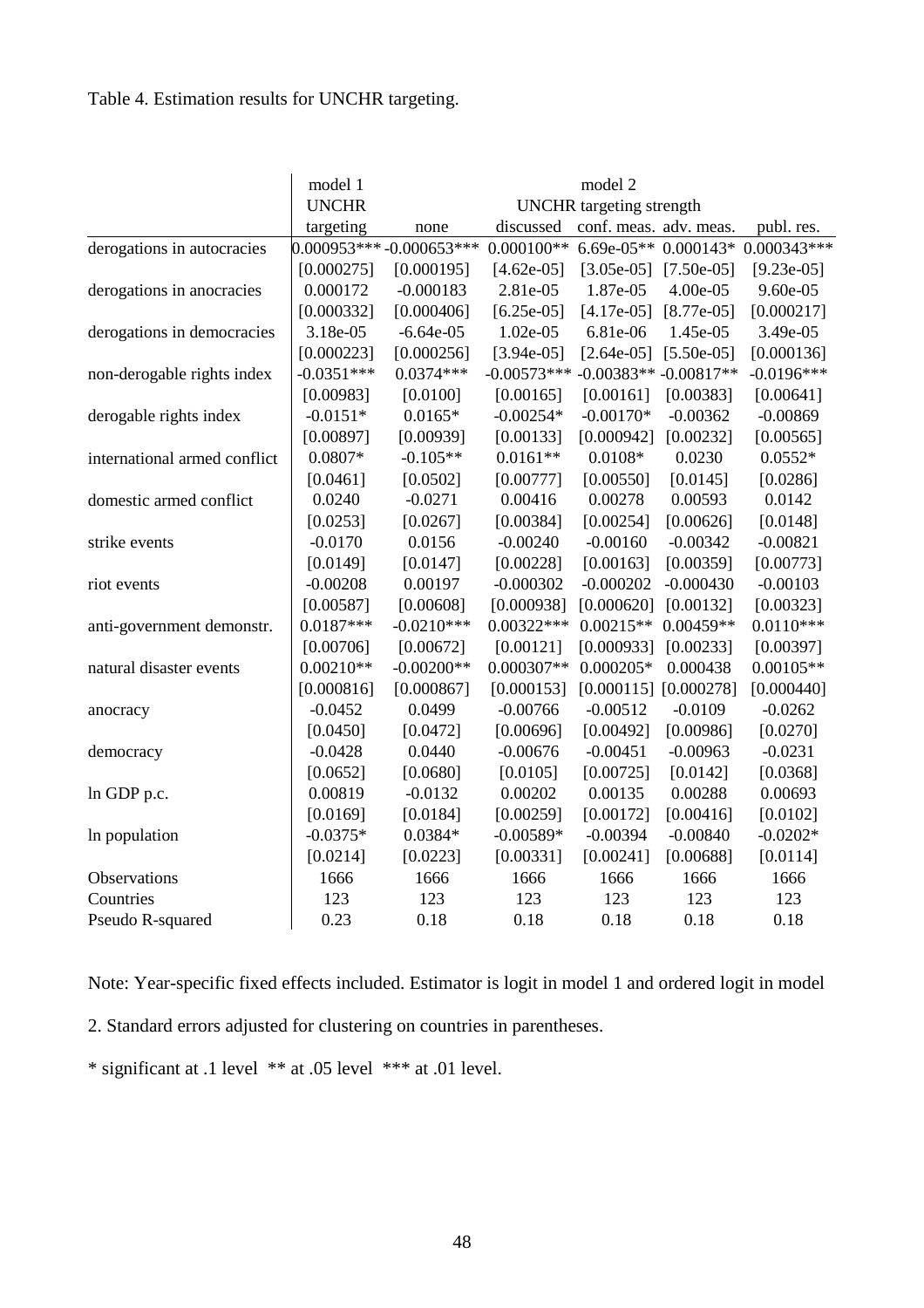Table 4. Estimation results for UNCHR targeting.

| | model 1 | model 2 | | | | |
|---|---|---|---|---|---|---|
| | UNCHR | UNCHR targeting strength | | | | |
| | targeting | none | discussed | conf. meas. | adv. meas. | publ. res. |
| derogations in autocracies | 0.000953*** | -0.000653*** | 0.000100** | 6.69e-05** | 0.000143* | 0.000343*** |
| | [0.000275] | [0.000195] | [4.62e-05] | [3.05e-05] | [7.50e-05] | [9.23e-05] |
| derogations in anocracies | 0.000172 | -0.000183 | 2.81e-05 | 1.87e-05 | 4.00e-05 | 9.60e-05 |
| | [0.000332] | [0.000406] | [6.25e-05] | [4.17e-05] | [8.77e-05] | [0.000217] |
| derogations in democracies | 3.18e-05 | -6.64e-05 | 1.02e-05 | 6.81e-06 | 1.45e-05 | 3.49e-05 |
| | [0.000223] | [0.000256] | [3.94e-05] | [2.64e-05] | [5.50e-05] | [0.000136] |
| non-derogable rights index | -0.0351*** | 0.0374*** | -0.00573*** | -0.00383** | -0.00817** | -0.0196*** |
| | [0.00983] | [0.0100] | [0.00165] | [0.00161] | [0.00383] | [0.00641] |
| derogable rights index | -0.0151* | 0.0165* | -0.00254* | -0.00170* | -0.00362 | -0.00869 |
| | [0.00897] | [0.00939] | [0.00133] | [0.000942] | [0.00232] | [0.00565] |
| international armed conflict | 0.0807* | -0.105** | 0.0161** | 0.0108* | 0.0230 | 0.0552* |
| | [0.0461] | [0.0502] | [0.00777] | [0.00550] | [0.0145] | [0.0286] |
| domestic armed conflict | 0.0240 | -0.0271 | 0.00416 | 0.00278 | 0.00593 | 0.0142 |
| | [0.0253] | [0.0267] | [0.00384] | [0.00254] | [0.00626] | [0.0148] |
| strike events | -0.0170 | 0.0156 | -0.00240 | -0.00160 | -0.00342 | -0.00821 |
| | [0.0149] | [0.0147] | [0.00228] | [0.00163] | [0.00359] | [0.00773] |
| riot events | -0.00208 | 0.00197 | -0.000302 | -0.000202 | -0.000430 | -0.00103 |
| | [0.00587] | [0.00608] | [0.000938] | [0.000620] | [0.00132] | [0.00323] |
| anti-government demonstr. | 0.0187*** | -0.0210*** | 0.00322*** | 0.00215** | 0.00459** | 0.0110*** |
| | [0.00706] | [0.00672] | [0.00121] | [0.000933] | [0.00233] | [0.00397] |
| natural disaster events | 0.00210** | -0.00200** | 0.000307** | 0.000205* | 0.000438 | 0.00105** |
| | [0.000816] | [0.000867] | [0.000153] | [0.000115] | [0.000278] | [0.000440] |
| anocracy | -0.0452 | 0.0499 | -0.00766 | -0.00512 | -0.0109 | -0.0262 |
| | [0.0450] | [0.0472] | [0.00696] | [0.00492] | [0.00986] | [0.0270] |
| democracy | -0.0428 | 0.0440 | -0.00676 | -0.00451 | -0.00963 | -0.0231 |
| | [0.0652] | [0.0680] | [0.0105] | [0.00725] | [0.0142] | [0.0368] |
| ln GDP p.c. | 0.00819 | -0.0132 | 0.00202 | 0.00135 | 0.00288 | 0.00693 |
| | [0.0169] | [0.0184] | [0.00259] | [0.00172] | [0.00416] | [0.0102] |
| ln population | -0.0375* | 0.0384* | -0.00589* | -0.00394 | -0.00840 | -0.0202* |
| | [0.0214] | [0.0223] | [0.00331] | [0.00241] | [0.00688] | [0.0114] |
| Observations | 1666 | 1666 | 1666 | 1666 | 1666 | 1666 |
| Countries | 123 | 123 | 123 | 123 | 123 | 123 |
| Pseudo R-squared | 0.23 | 0.18 | 0.18 | 0.18 | 0.18 | 0.18 |

Note: Year-specific fixed effects included. Estimator is logit in model 1 and ordered logit in model 2. Standard errors adjusted for clustering on countries in parentheses.

* significant at .1 level ** at .05 level *** at .01 level.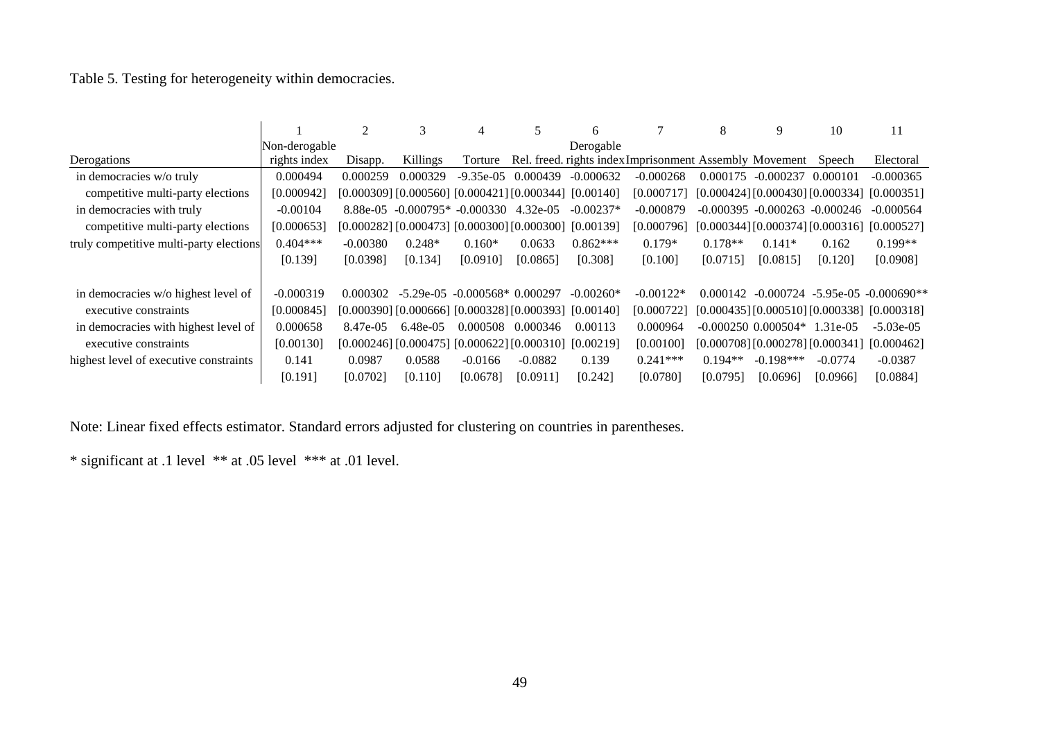Table 5. Testing for heterogeneity within democracies.

| | 1 | 2 | 3 | 4 | 5 | 6 | 7 | 8 | 9 | 10 | 11 |
|---|---|---|---|---|---|---|---|---|---|---|---|
| | Non-derogable | | | | | Derogable | | | | | |
| Derogations | rights index | Disapp. | Killings | Torture | Rel. freed. | rights index | Imprisonment | Assembly | Movement | Speech | Electoral |
| in democracies w/o truly | 0.000494 | 0.000259 | 0.000329 | -9.35e-05 | 0.000439 | -0.000632 | -0.000268 | 0.000175 | -0.000237 | 0.000101 | -0.000365 |
| competitive multi-party elections | [0.000942] | [0.000309] | [0.000560] | [0.000421] | [0.000344] | [0.00140] | [0.000717] | [0.000424] | [0.000430] | [0.000334] | [0.000351] |
| in democracies with truly | -0.00104 | 8.88e-05 | -0.000795* | -0.000330 | 4.32e-05 | -0.00237* | -0.000879 | -0.000395 | -0.000263 | -0.000246 | -0.000564 |
| competitive multi-party elections | [0.000653] | [0.000282] | [0.000473] | [0.000300] | [0.000300] | [0.00139] | [0.000796] | [0.000344] | [0.000374] | [0.000316] | [0.000527] |
| truly competitive multi-party elections | 0.404*** | -0.00380 | 0.248* | 0.160* | 0.0633 | 0.862*** | 0.179* | 0.178** | 0.141* | 0.162 | 0.199** |
| | [0.139] | [0.0398] | [0.134] | [0.0910] | [0.0865] | [0.308] | [0.100] | [0.0715] | [0.0815] | [0.120] | [0.0908] |
| | | | | | | | | | | | |
| in democracies w/o highest level of | -0.000319 | 0.000302 | -5.29e-05 | -0.000568* | 0.000297 | -0.00260* | -0.00122* | 0.000142 | -0.000724 | -5.95e-05 | -0.000690** |
| executive constraints | [0.000845] | [0.000390] | [0.000666] | [0.000328] | [0.000393] | [0.00140] | [0.000722] | [0.000435] | [0.000510] | [0.000338] | [0.000318] |
| in democracies with highest level of | 0.000658 | 8.47e-05 | 6.48e-05 | 0.000508 | 0.000346 | 0.00113 | 0.000964 | -0.000250 | 0.000504* | 1.31e-05 | -5.03e-05 |
| executive constraints | [0.00130] | [0.000246] | [0.000475] | [0.000622] | [0.000310] | [0.00219] | [0.00100] | [0.000708] | [0.000278] | [0.000341] | [0.000462] |
| highest level of executive constraints | 0.141 | 0.0987 | 0.0588 | -0.0166 | -0.0882 | 0.139 | 0.241*** | 0.194** | -0.198*** | -0.0774 | -0.0387 |
| | [0.191] | [0.0702] | [0.110] | [0.0678] | [0.0911] | [0.242] | [0.0780] | [0.0795] | [0.0696] | [0.0966] | [0.0884] |

Note: Linear fixed effects estimator. Standard errors adjusted for clustering on countries in parentheses.

* significant at .1 level ** at .05 level *** at .01 level.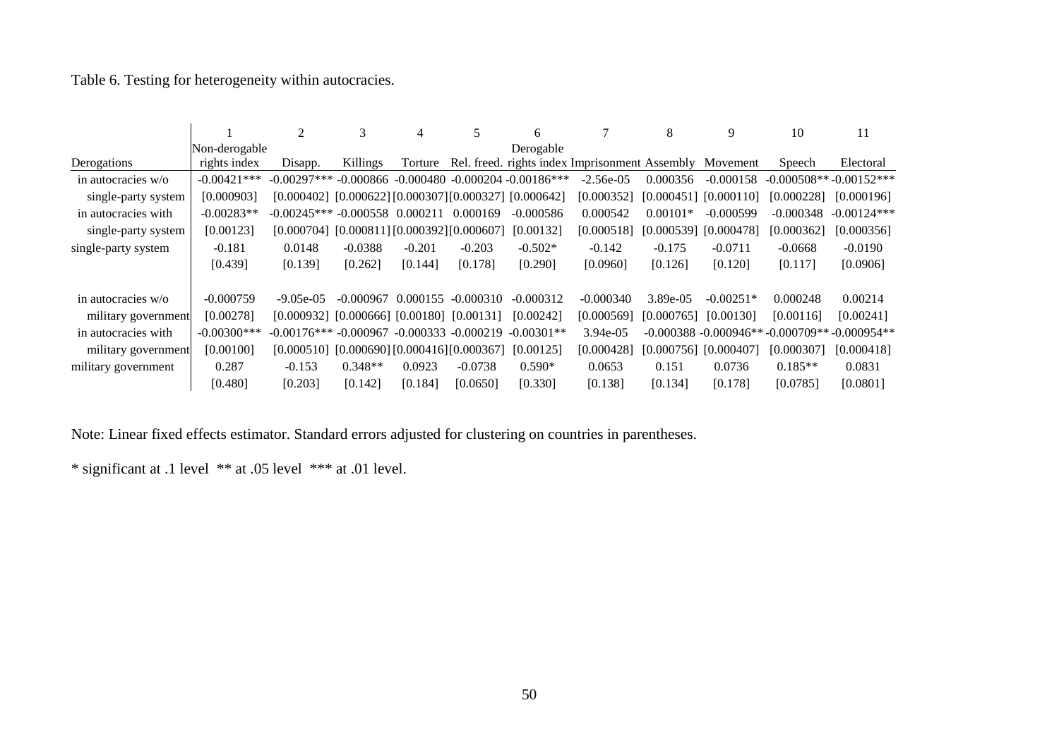Table 6. Testing for heterogeneity within autocracies.

| | 1 | 2 | 3 | 4 | 5 | 6 | 7 | 8 | 9 | 10 | 11 |
|---|---|---|---|---|---|---|---|---|---|---|---|
| | Non-derogable | | | | | Derogable | | | | | |
| Derogations | rights index | Disapp. | Killings | Torture | Rel. freed. | rights index | Imprisonment | Assembly | Movement | Speech | Electoral |
| in autocracies w/o | -0.00421*** | -0.00297*** | -0.000866 | -0.000480 | -0.000204 | -0.00186*** | -2.56e-05 | 0.000356 | -0.000158 | -0.000508** | -0.00152*** |
| single-party system | [0.000903] | [0.000402] | [0.000622] | [0.000307] | [0.000327] | [0.000642] | [0.000352] | [0.000451] | [0.000110] | [0.000228] | [0.000196] |
| in autocracies with | -0.00283** | -0.00245*** | -0.000558 | 0.000211 | 0.000169 | -0.000586 | 0.000542 | 0.00101* | -0.000599 | -0.000348 | -0.00124*** |
| single-party system | [0.00123] | [0.000704] | [0.000811] | [0.000392] | [0.000607] | [0.00132] | [0.000518] | [0.000539] | [0.000478] | [0.000362] | [0.000356] |
| single-party system | -0.181 | 0.0148 | -0.0388 | -0.201 | -0.203 | -0.502* | -0.142 | -0.175 | -0.0711 | -0.0668 | -0.0190 |
| | [0.439] | [0.139] | [0.262] | [0.144] | [0.178] | [0.290] | [0.0960] | [0.126] | [0.120] | [0.117] | [0.0906] |
| | | | | | | | | | | | |
| in autocracies w/o | -0.000759 | -9.05e-05 | -0.000967 | 0.000155 | -0.000310 | -0.000312 | -0.000340 | 3.89e-05 | -0.00251* | 0.000248 | 0.00214 |
| military government | [0.00278] | [0.000932] | [0.000666] | [0.00180] | [0.00131] | [0.00242] | [0.000569] | [0.000765] | [0.00130] | [0.00116] | [0.00241] |
| in autocracies with | -0.00300*** | -0.00176*** | -0.000967 | -0.000333 | -0.000219 | -0.00301** | 3.94e-05 | -0.000388 | -0.000946** | -0.000709** | -0.000954** |
| military government | [0.00100] | [0.000510] | [0.000690] | [0.000416] | [0.000367] | [0.00125] | [0.000428] | [0.000756] | [0.000407] | [0.000307] | [0.000418] |
| military government | 0.287 | -0.153 | 0.348** | 0.0923 | -0.0738 | 0.590* | 0.0653 | 0.151 | 0.0736 | 0.185** | 0.0831 |
| | [0.480] | [0.203] | [0.142] | [0.184] | [0.0650] | [0.330] | [0.138] | [0.134] | [0.178] | [0.0785] | [0.0801] |

Note: Linear fixed effects estimator. Standard errors adjusted for clustering on countries in parentheses.

* significant at .1 level ** at .05 level *** at .01 level.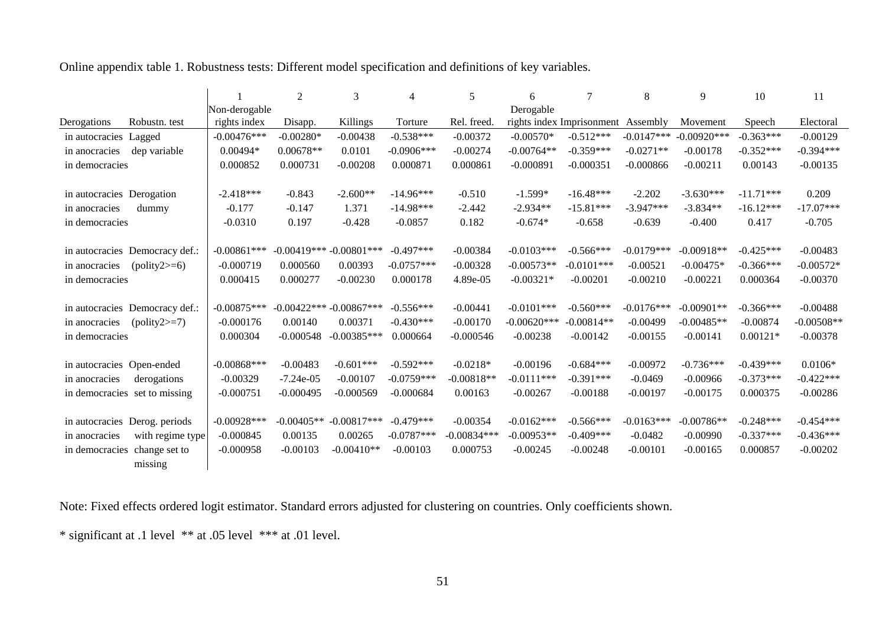Online appendix table 1. Robustness tests: Different model specification and definitions of key variables.

| Derogations | Robustn. test | 1<br>Non-derogable rights index | 2<br>Disapp. | 3<br>Killings | 4<br>Torture | 5<br>Rel. freed. | 6<br>Derogable rights index | 7<br>Imprisonment | 8<br>Assembly | 9<br>Movement | 10<br>Speech | 11<br>Electoral |
|---|---|---|---|---|---|---|---|---|---|---|---|---|
| in autocracies | Lagged | -0.00476*** | -0.00280* | -0.00438 | -0.538*** | -0.00372 | -0.00570* | -0.512*** | -0.0147*** | -0.00920*** | -0.363*** | -0.00129 |
| in anocracies | dep variable | 0.00494* | 0.00678** | 0.0101 | -0.0906*** | -0.00274 | -0.00764** | -0.359*** | -0.0271** | -0.00178 | -0.352*** | -0.394*** |
| in democracies | | 0.000852 | 0.000731 | -0.00208 | 0.000871 | 0.000861 | -0.000891 | -0.000351 | -0.000866 | -0.00211 | 0.00143 | -0.00135 |
| | | | | | | | | | | | | |
| in autocracies | Derogation | -2.418*** | -0.843 | -2.600** | -14.96*** | -0.510 | -1.599* | -16.48*** | -2.202 | -3.630*** | -11.71*** | 0.209 |
| in anocracies | dummy | -0.177 | -0.147 | 1.371 | -14.98*** | -2.442 | -2.934** | -15.81*** | -3.947*** | -3.834** | -16.12*** | -17.07*** |
| in democracies | | -0.0310 | 0.197 | -0.428 | -0.0857 | 0.182 | -0.674* | -0.658 | -0.639 | -0.400 | 0.417 | -0.705 |
| | | | | | | | | | | | | |
| in autocracies | Democracy def.: | -0.00861*** | -0.00419*** | -0.00801*** | -0.497*** | -0.00384 | -0.0103*** | -0.566*** | -0.0179*** | -0.00918** | -0.425*** | -0.00483 |
| in anocracies | (polity2>=6) | -0.000719 | 0.000560 | 0.00393 | -0.0757*** | -0.00328 | -0.00573** | -0.0101*** | -0.00521 | -0.00475* | -0.366*** | -0.00572* |
| in democracies | | 0.000415 | 0.000277 | -0.00230 | 0.000178 | 4.89e-05 | -0.00321* | -0.00201 | -0.00210 | -0.00221 | 0.000364 | -0.00370 |
| | | | | | | | | | | | | |
| in autocracies | Democracy def.: | -0.00875*** | -0.00422*** | -0.00867*** | -0.556*** | -0.00441 | -0.0101*** | -0.560*** | -0.0176*** | -0.00901** | -0.366*** | -0.00488 |
| in anocracies | (polity2>=7) | -0.000176 | 0.00140 | 0.00371 | -0.430*** | -0.00170 | -0.00620*** | -0.00814** | -0.00499 | -0.00485** | -0.00874 | -0.00508** |
| in democracies | | 0.000304 | -0.000548 | -0.00385*** | 0.000664 | -0.000546 | -0.00238 | -0.00142 | -0.00155 | -0.00141 | 0.00121* | -0.00378 |
| | | | | | | | | | | | | |
| in autocracies | Open-ended | -0.00868*** | -0.00483 | -0.601*** | -0.592*** | -0.0218* | -0.00196 | -0.684*** | -0.00972 | -0.736*** | -0.439*** | 0.0106* |
| in anocracies | derogations | -0.00329 | -7.24e-05 | -0.00107 | -0.0759*** | -0.00818** | -0.0111*** | -0.391*** | -0.0469 | -0.00966 | -0.373*** | -0.422*** |
| in democracies | set to missing | -0.000751 | -0.000495 | -0.000569 | -0.000684 | 0.00163 | -0.00267 | -0.00188 | -0.00197 | -0.00175 | 0.000375 | -0.00286 |
| | | | | | | | | | | | | |
| in autocracies | Derog. periods | -0.00928*** | -0.00405** | -0.00817*** | -0.479*** | -0.00354 | -0.0162*** | -0.566*** | -0.0163*** | -0.00786** | -0.248*** | -0.454*** |
| in anocracies | with regime type | -0.000845 | 0.00135 | 0.00265 | -0.0787*** | -0.00834*** | -0.00953** | -0.409*** | -0.0482 | -0.00990 | -0.337*** | -0.436*** |
| in democracies | change set to missing | -0.000958 | -0.00103 | -0.00410** | -0.00103 | 0.000753 | -0.00245 | -0.00248 | -0.00101 | -0.00165 | 0.000857 | -0.00202 |

Note: Fixed effects ordered logit estimator. Standard errors adjusted for clustering on countries. Only coefficients shown.

* significant at .1 level ** at .05 level *** at .01 level.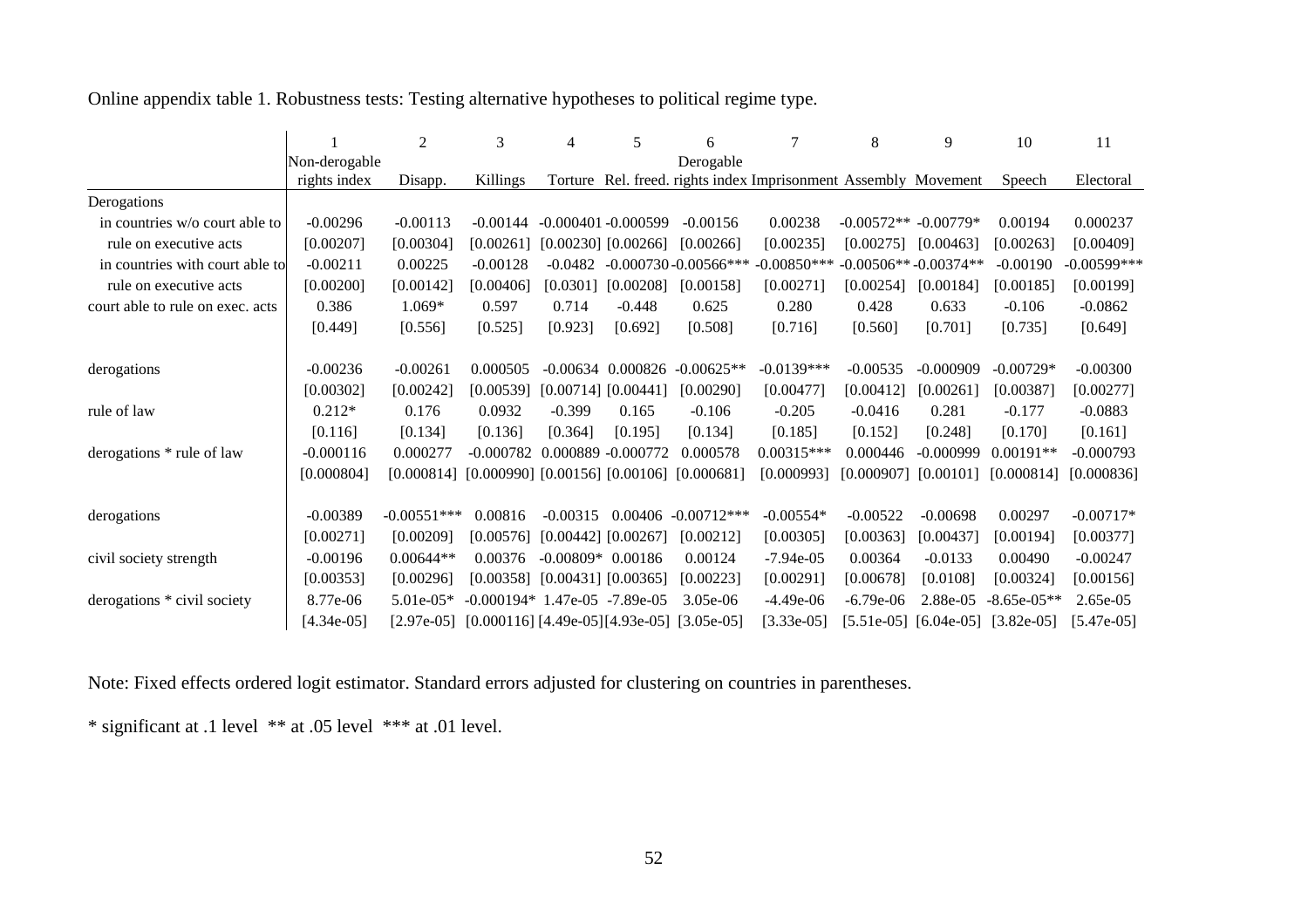Online appendix table 1. Robustness tests: Testing alternative hypotheses to political regime type.

| | 1 | 2 | 3 | 4 | 5 | 6 | 7 | 8 | 9 | 10 | 11 |
|---|---|---|---|---|---|---|---|---|---|---|---|
| | Non-derogable rights index | Disapp. | Killings | Torture | Rel. freed. | Derogable rights index | Imprisonment | Assembly | Movement | Speech | Electoral |
| Derogations | | | | | | | | | | | |
| in countries w/o court able to | -0.00296 | -0.00113 | -0.00144 | -0.000401 | -0.000599 | -0.00156 | 0.00238 | -0.00572** | -0.00779* | 0.00194 | 0.000237 |
| rule on executive acts | [0.00207] | [0.00304] | [0.00261] | [0.00230] | [0.00266] | [0.00266] | [0.00235] | [0.00275] | [0.00463] | [0.00263] | [0.00409] |
| in countries with court able to | -0.00211 | 0.00225 | -0.00128 | -0.0482 | -0.000730 | -0.00566*** | -0.00850*** | -0.00506** | -0.00374** | -0.00190 | -0.00599*** |
| rule on executive acts | [0.00200] | [0.00142] | [0.00406] | [0.0301] | [0.00208] | [0.00158] | [0.00271] | [0.00254] | [0.00184] | [0.00185] | [0.00199] |
| court able to rule on exec. acts | 0.386 | 1.069* | 0.597 | 0.714 | -0.448 | 0.625 | 0.280 | 0.428 | 0.633 | -0.106 | -0.0862 |
| | [0.449] | [0.556] | [0.525] | [0.923] | [0.692] | [0.508] | [0.716] | [0.560] | [0.701] | [0.735] | [0.649] |
| derogations | -0.00236 | -0.00261 | 0.000505 | -0.00634 | 0.000826 | -0.00625** | -0.0139*** | -0.00535 | -0.000909 | -0.00729* | -0.00300 |
| | [0.00302] | [0.00242] | [0.00539] | [0.00714] | [0.00441] | [0.00290] | [0.00477] | [0.00412] | [0.00261] | [0.00387] | [0.00277] |
| rule of law | 0.212* | 0.176 | 0.0932 | -0.399 | 0.165 | -0.106 | -0.205 | -0.0416 | 0.281 | -0.177 | -0.0883 |
| | [0.116] | [0.134] | [0.136] | [0.364] | [0.195] | [0.134] | [0.185] | [0.152] | [0.248] | [0.170] | [0.161] |
| derogations * rule of law | -0.000116 | 0.000277 | -0.000782 | 0.000889 | -0.000772 | 0.000578 | 0.00315*** | 0.000446 | -0.000999 | 0.00191** | -0.000793 |
| | [0.000804] | [0.000814] | [0.000990] | [0.00156] | [0.00106] | [0.000681] | [0.000993] | [0.000907] | [0.00101] | [0.000814] | [0.000836] |
| derogations | -0.00389 | -0.00551*** | 0.00816 | -0.00315 | 0.00406 | -0.00712*** | -0.00554* | -0.00522 | -0.00698 | 0.00297 | -0.00717* |
| | [0.00271] | [0.00209] | [0.00576] | [0.00442] | [0.00267] | [0.00212] | [0.00305] | [0.00363] | [0.00437] | [0.00194] | [0.00377] |
| civil society strength | -0.00196 | 0.00644** | 0.00376 | -0.00809* | 0.00186 | 0.00124 | -7.94e-05 | 0.00364 | -0.0133 | 0.00490 | -0.00247 |
| | [0.00353] | [0.00296] | [0.00358] | [0.00431] | [0.00365] | [0.00223] | [0.00291] | [0.00678] | [0.0108] | [0.00324] | [0.00156] |
| derogations * civil society | 8.77e-06 | 5.01e-05* | -0.000194* | 1.47e-05 | -7.89e-05 | 3.05e-06 | -4.49e-06 | -6.79e-06 | 2.88e-05 | -8.65e-05** | 2.65e-05 |
| | [4.34e-05] | [2.97e-05] | [0.000116] | [4.49e-05] | [4.93e-05] | [3.05e-05] | [3.33e-05] | [5.51e-05] | [6.04e-05] | [3.82e-05] | [5.47e-05] |

Note: Fixed effects ordered logit estimator. Standard errors adjusted for clustering on countries in parentheses.

* significant at .1 level ** at .05 level *** at .01 level.